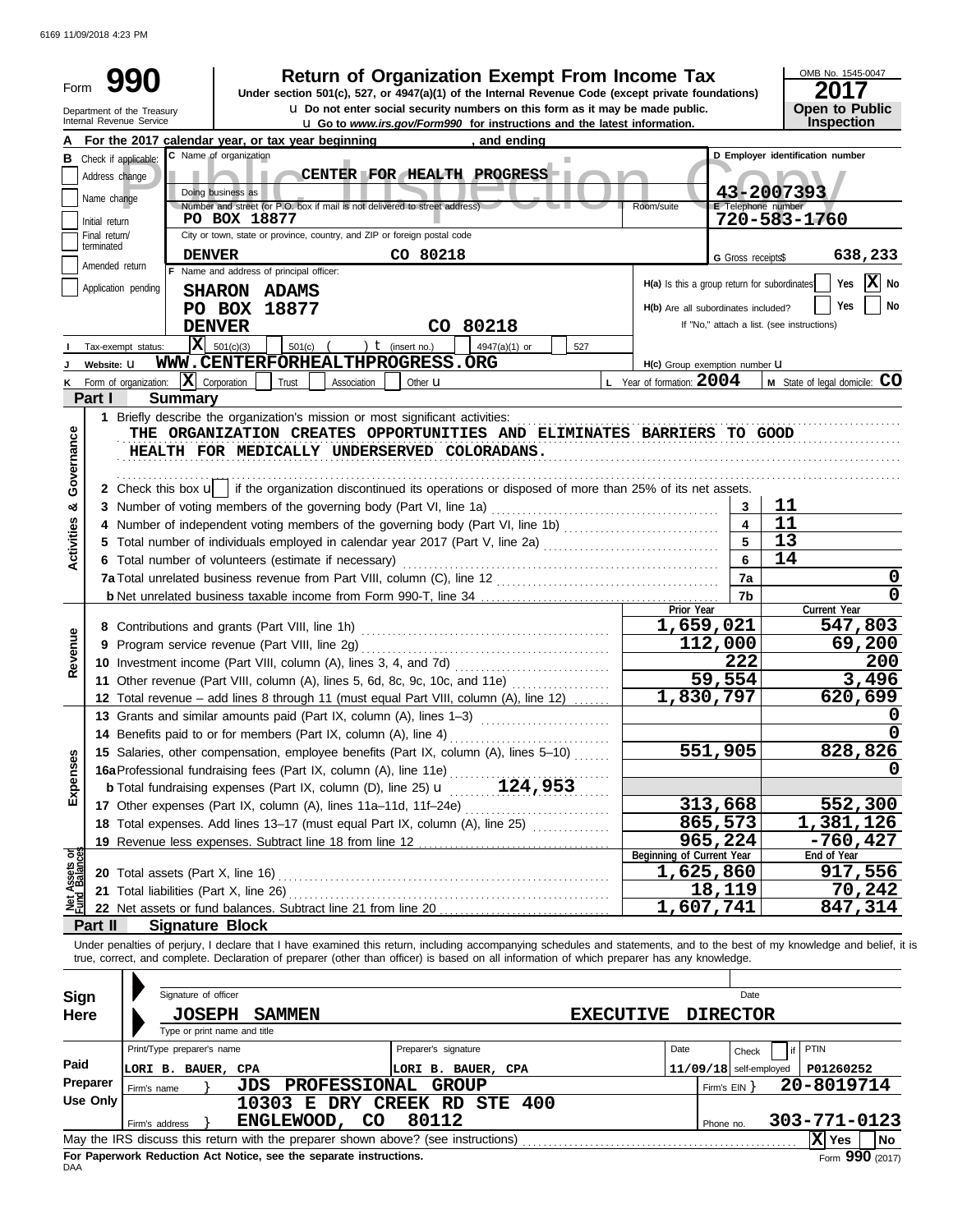6169 11/09/2018 4:23 PM

# Form 990 — Return of Organization Exempt From Income Tax

Under section 501(c), 527, or 4947(a)(1) of the Internal Revenue Code (except private foundations)

u Do not enter social security numbers on this form as it may be made public.

u Go to *www.irs.gov/Form990* for instructions and the latest information.

Department of the Treasury
Internal Revenue Service

OMB No. 1545-0047
**2017**
**Open to Public Inspection**

Public Inspection Copy

**A** For the 2017 calendar year, or tax year beginning , and ending

**B** Check if applicable: Address change / Name change / Initial return / Final return/terminated / Amended return / Application pending

**C** Name of organization: CENTER FOR HEALTH PROGRESS

Doing business as

Number and street (or P.O. box if mail is not delivered to street address): PO BOX 18877 | Room/suite

City or town, state or province, country, and ZIP or foreign postal code: DENVER CO 80218

**D** Employer identification number: 43-2007393

**E** Telephone number: 720-583-1760

**G** Gross receipts$ 638,233

**F** Name and address of principal officer: SHARON ADAMS, PO BOX 18877, DENVER CO 80218

H(a) Is this a group return for subordinates? Yes [ ] No [X]

H(b) Are all subordinates included? Yes [ ] No [ ]

If "No," attach a list. (see instructions)

**I** Tax-exempt status: [X] 501(c)(3) [ ] 501(c) ( ) t (insert no.) [ ] 4947(a)(1) or [ ] 527

**J** Website: u WWW.CENTERFORHEALTHPROGRESS.ORG

H(c) Group exemption number u

**K** Form of organization: [X] Corporation [ ] Trust [ ] Association [ ] Other u

**L** Year of formation: 2004

**M** State of legal domicile: CO

## Part I Summary

**Activities & Governance**

1 Briefly describe the organization's mission or most significant activities:
THE ORGANIZATION CREATES OPPORTUNITIES AND ELIMINATES BARRIERS TO GOOD HEALTH FOR MEDICALLY UNDERSERVED COLORADANS.

2 Check this box u [ ] if the organization discontinued its operations or disposed of more than 25% of its net assets.

| | | | |
|---|---|---|---|
| 3 | Number of voting members of the governing body (Part VI, line 1a) | 3 | 11 |
| 4 | Number of independent voting members of the governing body (Part VI, line 1b) | 4 | 11 |
| 5 | Total number of individuals employed in calendar year 2017 (Part V, line 2a) | 5 | 13 |
| 6 | Total number of volunteers (estimate if necessary) | 6 | 14 |
| 7a | Total unrelated business revenue from Part VIII, column (C), line 12 | 7a | 0 |
| b | Net unrelated business taxable income from Form 990-T, line 34 | 7b | 0 |

| | | Prior Year | Current Year |
|---|---|---|---|
| **Revenue** | | | |
| 8 | Contributions and grants (Part VIII, line 1h) | 1,659,021 | 547,803 |
| 9 | Program service revenue (Part VIII, line 2g) | 112,000 | 69,200 |
| 10 | Investment income (Part VIII, column (A), lines 3, 4, and 7d) | 222 | 200 |
| 11 | Other revenue (Part VIII, column (A), lines 5, 6d, 8c, 9c, 10c, and 11e) | 59,554 | 3,496 |
| 12 | Total revenue – add lines 8 through 11 (must equal Part VIII, column (A), line 12) | 1,830,797 | 620,699 |
| **Expenses** | | | |
| 13 | Grants and similar amounts paid (Part IX, column (A), lines 1–3) | | 0 |
| 14 | Benefits paid to or for members (Part IX, column (A), line 4) | | 0 |
| 15 | Salaries, other compensation, employee benefits (Part IX, column (A), lines 5–10) | 551,905 | 828,826 |
| 16a | Professional fundraising fees (Part IX, column (A), line 11e) | | 0 |
| b | Total fundraising expenses (Part IX, column (D), line 25) u 124,953 | | |
| 17 | Other expenses (Part IX, column (A), lines 11a–11d, 11f–24e) | 313,668 | 552,300 |
| 18 | Total expenses. Add lines 13–17 (must equal Part IX, column (A), line 25) | 865,573 | 1,381,126 |
| 19 | Revenue less expenses. Subtract line 18 from line 12 | 965,224 | -760,427 |
| **Net Assets or Fund Balances** | | **Beginning of Current Year** | **End of Year** |
| 20 | Total assets (Part X, line 16) | 1,625,860 | 917,556 |
| 21 | Total liabilities (Part X, line 26) | 18,119 | 70,242 |
| 22 | Net assets or fund balances. Subtract line 21 from line 20 | 1,607,741 | 847,314 |

## Part II Signature Block

Under penalties of perjury, I declare that I have examined this return, including accompanying schedules and statements, and to the best of my knowledge and belief, it is true, correct, and complete. Declaration of preparer (other than officer) is based on all information of which preparer has any knowledge.

**Sign Here**

Signature of officer | Date

JOSEPH SAMMEN EXECUTIVE DIRECTOR

Type or print name and title

**Paid Preparer Use Only**

| Print/Type preparer's name | Preparer's signature | Date | Check if self-employed | PTIN |
|---|---|---|---|---|
| LORI B. BAUER, CPA | LORI B. BAUER, CPA | 11/09/18 | | P01260252 |

Firm's name } JDS PROFESSIONAL GROUP — Firm's EIN } 20-8019714

Firm's address } 10303 E DRY CREEK RD STE 400, ENGLEWOOD, CO 80112 — Phone no. 303-771-0123

May the IRS discuss this return with the preparer shown above? (see instructions) [X] Yes [ ] No

**For Paperwork Reduction Act Notice, see the separate instructions.**

DAA

Form **990** (2017)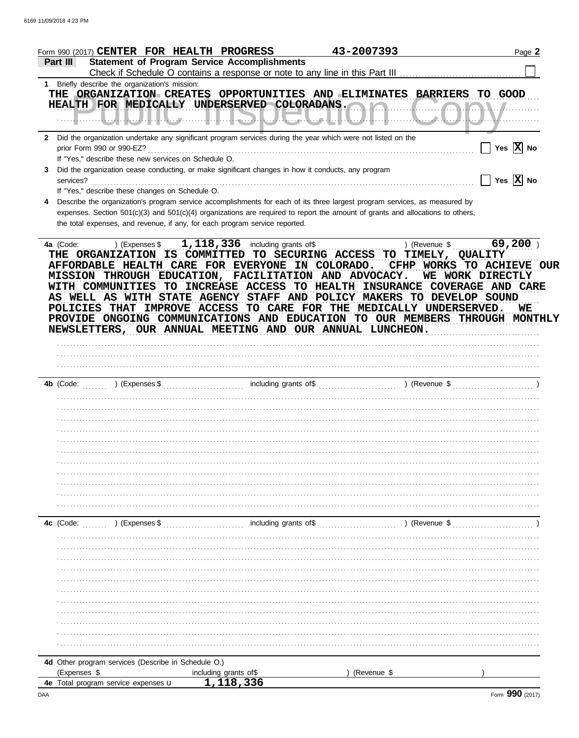Form 990 (2017) CENTER FOR HEALTH PROGRESS 43-2007393

## Part III Statement of Program Service Accomplishments

Check if Schedule O contains a response or note to any line in this Part III ☐

**1** Briefly describe the organization's mission:

THE ORGANIZATION CREATES OPPORTUNITIES AND ELIMINATES BARRIERS TO GOOD HEALTH FOR MEDICALLY UNDERSERVED COLORADANS.

**2** Did the organization undertake any significant program services during the year which were not listed on the prior Form 990 or 990-EZ? ☐ Yes ☒ No

If "Yes," describe these new services on Schedule O.

**3** Did the organization cease conducting, or make significant changes in how it conducts, any program services? ☐ Yes ☒ No

If "Yes," describe these changes on Schedule O.

**4** Describe the organization's program service accomplishments for each of its three largest program services, as measured by expenses. Section 501(c)(3) and 501(c)(4) organizations are required to report the amount of grants and allocations to others, the total expenses, and revenue, if any, for each program service reported.

**4a** (Code: ) (Expenses $ 1,118,336 including grants of$ ) (Revenue $ 69,200 )

THE ORGANIZATION IS COMMITTED TO SECURING ACCESS TO TIMELY, QUALITY AFFORDABLE HEALTH CARE FOR EVERYONE IN COLORADO. CFHP WORKS TO ACHIEVE OUR MISSION THROUGH EDUCATION, FACILITATION AND ADVOCACY. WE WORK DIRECTLY WITH COMMUNITIES TO INCREASE ACCESS TO HEALTH INSURANCE COVERAGE AND CARE AS WELL AS WITH STATE AGENCY STAFF AND POLICY MAKERS TO DEVELOP SOUND POLICIES THAT IMPROVE ACCESS TO CARE FOR THE MEDICALLY UNDERSERVED. WE PROVIDE ONGOING COMMUNICATIONS AND EDUCATION TO OUR MEMBERS THROUGH MONTHLY NEWSLETTERS, OUR ANNUAL MEETING AND OUR ANNUAL LUNCHEON.

**4b** (Code: ) (Expenses $ including grants of$ ) (Revenue $ )

**4c** (Code: ) (Expenses $ including grants of$ ) (Revenue $ )

**4d** Other program services (Describe in Schedule O.)

(Expenses $ including grants of$ ) (Revenue $ )

**4e** Total program service expenses ▶ 1,118,336

Form **990** (2017)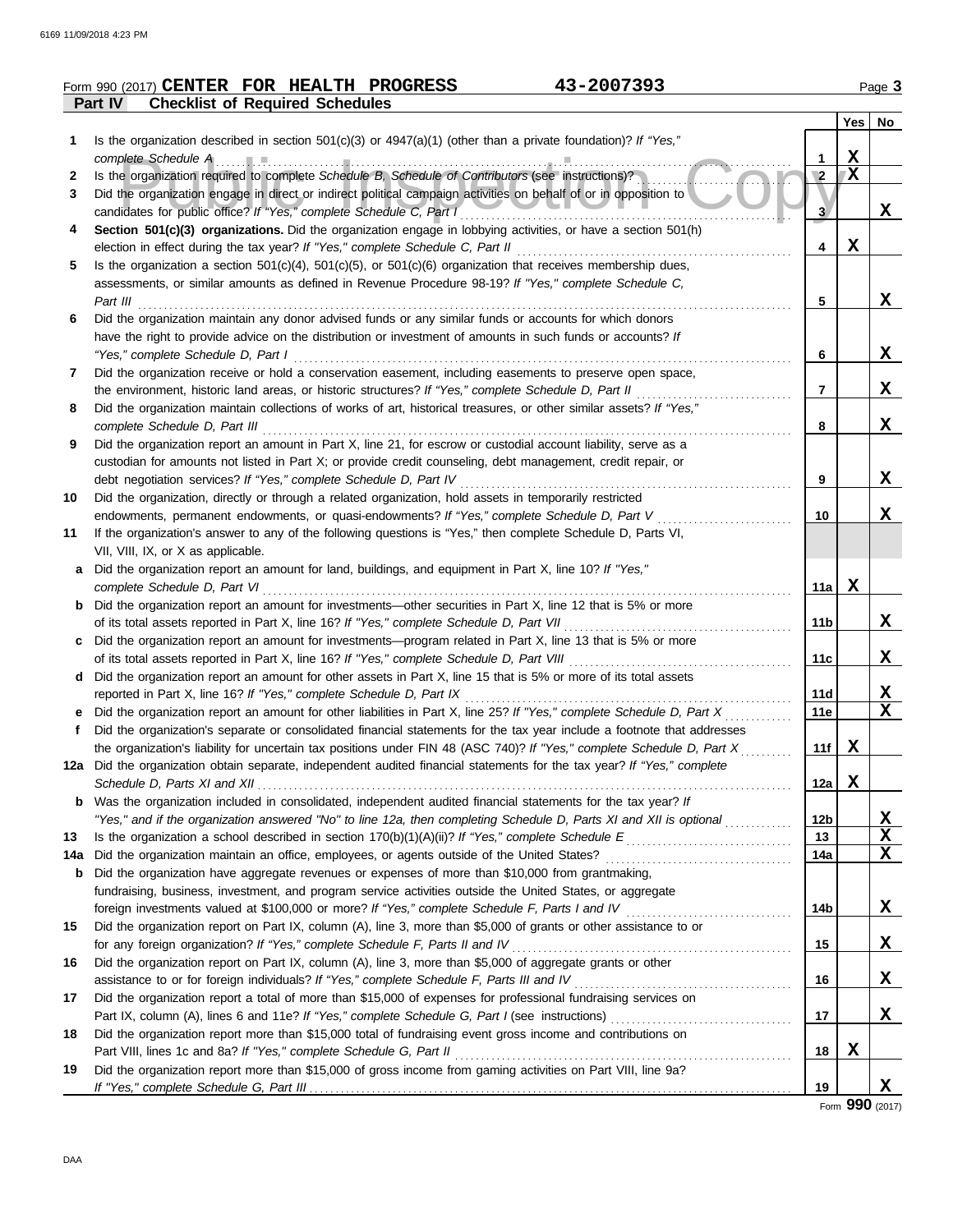Form 990 (2017) **CENTER FOR HEALTH PROGRESS** **43-2007393**

**Part IV Checklist of Required Schedules**

| | | | Yes | No |
|---|---|---|---|---|
| 1 | Is the organization described in section 501(c)(3) or 4947(a)(1) (other than a private foundation)? *If "Yes," complete Schedule A* | 1 | X | |
| 2 | Is the organization required to complete *Schedule B, Schedule of Contributors* (see instructions)? | 2 | X | |
| 3 | Did the organization engage in direct or indirect political campaign activities on behalf of or in opposition to candidates for public office? *If "Yes," complete Schedule C, Part I* | 3 | | X |
| 4 | **Section 501(c)(3) organizations.** Did the organization engage in lobbying activities, or have a section 501(h) election in effect during the tax year? *If "Yes," complete Schedule C, Part II* | 4 | X | |
| 5 | Is the organization a section 501(c)(4), 501(c)(5), or 501(c)(6) organization that receives membership dues, assessments, or similar amounts as defined in Revenue Procedure 98-19? *If "Yes," complete Schedule C, Part III* | 5 | | X |
| 6 | Did the organization maintain any donor advised funds or any similar funds or accounts for which donors have the right to provide advice on the distribution or investment of amounts in such funds or accounts? *If "Yes," complete Schedule D, Part I* | 6 | | X |
| 7 | Did the organization receive or hold a conservation easement, including easements to preserve open space, the environment, historic land areas, or historic structures? *If "Yes," complete Schedule D, Part II* | 7 | | X |
| 8 | Did the organization maintain collections of works of art, historical treasures, or other similar assets? *If "Yes," complete Schedule D, Part III* | 8 | | X |
| 9 | Did the organization report an amount in Part X, line 21, for escrow or custodial account liability, serve as a custodian for amounts not listed in Part X; or provide credit counseling, debt management, credit repair, or debt negotiation services? *If "Yes," complete Schedule D, Part IV* | 9 | | X |
| 10 | Did the organization, directly or through a related organization, hold assets in temporarily restricted endowments, permanent endowments, or quasi-endowments? *If "Yes," complete Schedule D, Part V* | 10 | | X |
| 11 | If the organization's answer to any of the following questions is "Yes," then complete Schedule D, Parts VI, VII, VIII, IX, or X as applicable. | | | |
| a | Did the organization report an amount for land, buildings, and equipment in Part X, line 10? *If "Yes," complete Schedule D, Part VI* | 11a | X | |
| b | Did the organization report an amount for investments—other securities in Part X, line 12 that is 5% or more of its total assets reported in Part X, line 16? *If "Yes," complete Schedule D, Part VII* | 11b | | X |
| c | Did the organization report an amount for investments—program related in Part X, line 13 that is 5% or more of its total assets reported in Part X, line 16? *If "Yes," complete Schedule D, Part VIII* | 11c | | X |
| d | Did the organization report an amount for other assets in Part X, line 15 that is 5% or more of its total assets reported in Part X, line 16? *If "Yes," complete Schedule D, Part IX* | 11d | | X |
| e | Did the organization report an amount for other liabilities in Part X, line 25? *If "Yes," complete Schedule D, Part X* | 11e | | X |
| f | Did the organization's separate or consolidated financial statements for the tax year include a footnote that addresses the organization's liability for uncertain tax positions under FIN 48 (ASC 740)? *If "Yes," complete Schedule D, Part X* | 11f | X | |
| 12a | Did the organization obtain separate, independent audited financial statements for the tax year? *If "Yes," complete Schedule D, Parts XI and XII* | 12a | X | |
| b | Was the organization included in consolidated, independent audited financial statements for the tax year? *If "Yes," and if the organization answered "No" to line 12a, then completing Schedule D, Parts XI and XII is optional* | 12b | | X |
| 13 | Is the organization a school described in section 170(b)(1)(A)(ii)? *If "Yes," complete Schedule E* | 13 | | X |
| 14a | Did the organization maintain an office, employees, or agents outside of the United States? | 14a | | X |
| b | Did the organization have aggregate revenues or expenses of more than $10,000 from grantmaking, fundraising, business, investment, and program service activities outside the United States, or aggregate foreign investments valued at $100,000 or more? *If "Yes," complete Schedule F, Parts I and IV* | 14b | | X |
| 15 | Did the organization report on Part IX, column (A), line 3, more than $5,000 of grants or other assistance to or for any foreign organization? *If "Yes," complete Schedule F, Parts II and IV* | 15 | | X |
| 16 | Did the organization report on Part IX, column (A), line 3, more than $5,000 of aggregate grants or other assistance to or for foreign individuals? *If "Yes," complete Schedule F, Parts III and IV* | 16 | | X |
| 17 | Did the organization report a total of more than $15,000 of expenses for professional fundraising services on Part IX, column (A), lines 6 and 11e? *If "Yes," complete Schedule G, Part I* (see instructions) | 17 | | X |
| 18 | Did the organization report more than $15,000 total of fundraising event gross income and contributions on Part VIII, lines 1c and 8a? *If "Yes," complete Schedule G, Part II* | 18 | X | |
| 19 | Did the organization report more than $15,000 of gross income from gaming activities on Part VIII, line 9a? *If "Yes," complete Schedule G, Part III* | 19 | | X |

Form **990** (2017)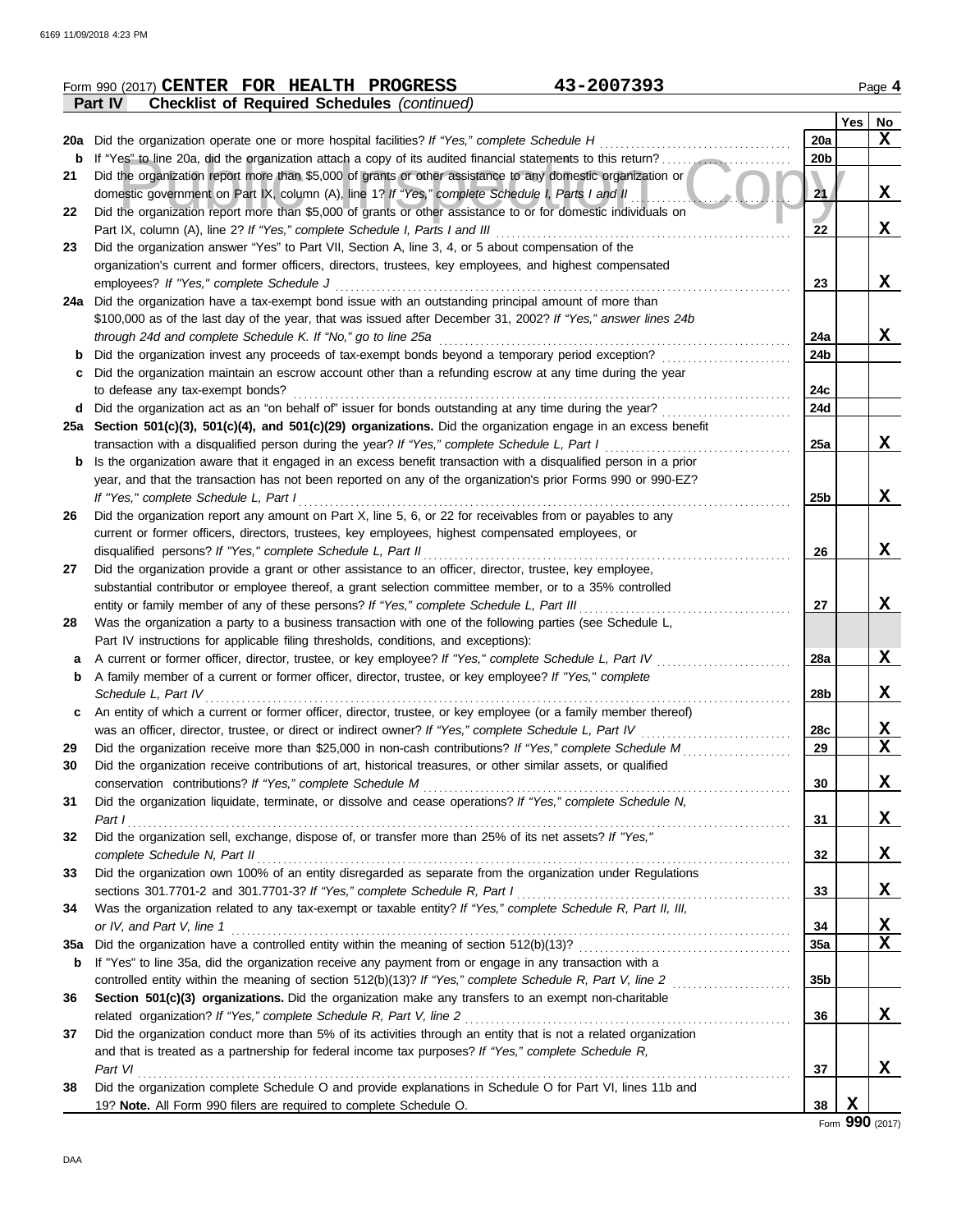Form 990 (2017) **CENTER FOR HEALTH PROGRESS** **43-2007393** Page **4**

**Part IV** **Checklist of Required Schedules** *(continued)*

| | | | Yes | No |
|---|---|---|---|---|
| 20a | Did the organization operate one or more hospital facilities? *If "Yes," complete Schedule H* | 20a | | X |
| b | If "Yes" to line 20a, did the organization attach a copy of its audited financial statements to this return? | 20b | | |
| 21 | Did the organization report more than $5,000 of grants or other assistance to any domestic organization or domestic government on Part IX, column (A), line 1? *If "Yes," complete Schedule I, Parts I and II* | 21 | | X |
| 22 | Did the organization report more than $5,000 of grants or other assistance to or for domestic individuals on Part IX, column (A), line 2? *If "Yes," complete Schedule I, Parts I and III* | 22 | | X |
| 23 | Did the organization answer "Yes" to Part VII, Section A, line 3, 4, or 5 about compensation of the organization's current and former officers, directors, trustees, key employees, and highest compensated employees? *If "Yes," complete Schedule J* | 23 | | X |
| 24a | Did the organization have a tax-exempt bond issue with an outstanding principal amount of more than $100,000 as of the last day of the year, that was issued after December 31, 2002? *If "Yes," answer lines 24b through 24d and complete Schedule K. If "No," go to line 25a* | 24a | | X |
| b | Did the organization invest any proceeds of tax-exempt bonds beyond a temporary period exception? | 24b | | |
| c | Did the organization maintain an escrow account other than a refunding escrow at any time during the year to defease any tax-exempt bonds? | 24c | | |
| d | Did the organization act as an "on behalf of" issuer for bonds outstanding at any time during the year? | 24d | | |
| 25a | **Section 501(c)(3), 501(c)(4), and 501(c)(29) organizations.** Did the organization engage in an excess benefit transaction with a disqualified person during the year? *If "Yes," complete Schedule L, Part I* | 25a | | X |
| b | Is the organization aware that it engaged in an excess benefit transaction with a disqualified person in a prior year, and that the transaction has not been reported on any of the organization's prior Forms 990 or 990-EZ? *If "Yes," complete Schedule L, Part I* | 25b | | X |
| 26 | Did the organization report any amount on Part X, line 5, 6, or 22 for receivables from or payables to any current or former officers, directors, trustees, key employees, highest compensated employees, or disqualified persons? *If "Yes," complete Schedule L, Part II* | 26 | | X |
| 27 | Did the organization provide a grant or other assistance to an officer, director, trustee, key employee, substantial contributor or employee thereof, a grant selection committee member, or to a 35% controlled entity or family member of any of these persons? *If "Yes," complete Schedule L, Part III* | 27 | | X |
| 28 | Was the organization a party to a business transaction with one of the following parties (see Schedule L, Part IV instructions for applicable filing thresholds, conditions, and exceptions): | | | |
| a | A current or former officer, director, trustee, or key employee? *If "Yes," complete Schedule L, Part IV* | 28a | | X |
| b | A family member of a current or former officer, director, trustee, or key employee? *If "Yes," complete Schedule L, Part IV* | 28b | | X |
| c | An entity of which a current or former officer, director, trustee, or key employee (or a family member thereof) was an officer, director, trustee, or direct or indirect owner? *If "Yes," complete Schedule L, Part IV* | 28c | | X |
| 29 | Did the organization receive more than $25,000 in non-cash contributions? *If "Yes," complete Schedule M* | 29 | | X |
| 30 | Did the organization receive contributions of art, historical treasures, or other similar assets, or qualified conservation contributions? *If "Yes," complete Schedule M* | 30 | | X |
| 31 | Did the organization liquidate, terminate, or dissolve and cease operations? *If "Yes," complete Schedule N, Part I* | 31 | | X |
| 32 | Did the organization sell, exchange, dispose of, or transfer more than 25% of its net assets? *If "Yes," complete Schedule N, Part II* | 32 | | X |
| 33 | Did the organization own 100% of an entity disregarded as separate from the organization under Regulations sections 301.7701-2 and 301.7701-3? *If "Yes," complete Schedule R, Part I* | 33 | | X |
| 34 | Was the organization related to any tax-exempt or taxable entity? *If "Yes," complete Schedule R, Part II, III, or IV, and Part V, line 1* | 34 | | X |
| 35a | Did the organization have a controlled entity within the meaning of section 512(b)(13)? | 35a | | X |
| b | If "Yes" to line 35a, did the organization receive any payment from or engage in any transaction with a controlled entity within the meaning of section 512(b)(13)? *If "Yes," complete Schedule R, Part V, line 2* | 35b | | |
| 36 | **Section 501(c)(3) organizations.** Did the organization make any transfers to an exempt non-charitable related organization? *If "Yes," complete Schedule R, Part V, line 2* | 36 | | X |
| 37 | Did the organization conduct more than 5% of its activities through an entity that is not a related organization and that is treated as a partnership for federal income tax purposes? *If "Yes," complete Schedule R, Part VI* | 37 | | X |
| 38 | Did the organization complete Schedule O and provide explanations in Schedule O for Part VI, lines 11b and 19? **Note.** All Form 990 filers are required to complete Schedule O. | 38 | X | |

Form **990** (2017)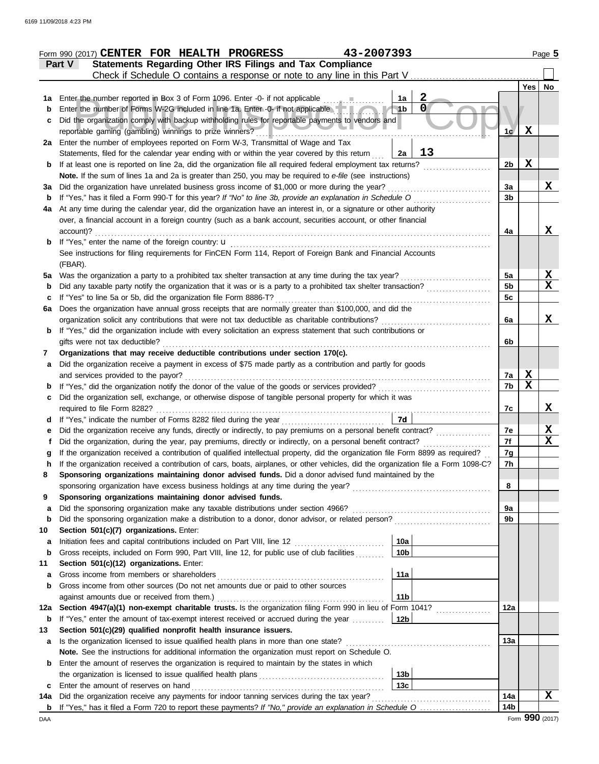Form 990 (2017) **CENTER FOR HEALTH PROGRESS** 43-2007393 Page 5

## Part V Statements Regarding Other IRS Filings and Tax Compliance

Check if Schedule O contains a response or note to any line in this Part V

| | | | | | Yes | No |
|---|---|---|---|---|---|---|
| 1a | Enter the number reported in Box 3 of Form 1096. Enter -0- if not applicable | 1a | 2 | | | |
| b | Enter the number of Forms W-2G included in line 1a. Enter -0- if not applicable | 1b | 0 | | | |
| c | Did the organization comply with backup withholding rules for reportable payments to vendors and reportable gaming (gambling) winnings to prize winners? | | | 1c | X | |
| 2a | Enter the number of employees reported on Form W-3, Transmittal of Wage and Tax Statements, filed for the calendar year ending with or within the year covered by this return | 2a | 13 | | | |
| b | If at least one is reported on line 2a, did the organization file all required federal employment tax returns? | | | 2b | X | |
| | **Note.** If the sum of lines 1a and 2a is greater than 250, you may be required to *e-file* (see instructions) | | | | | |
| 3a | Did the organization have unrelated business gross income of $1,000 or more during the year? | | | 3a | | X |
| b | If "Yes," has it filed a Form 990-T for this year? *If "No" to line 3b, provide an explanation in Schedule O* | | | 3b | | |
| 4a | At any time during the calendar year, did the organization have an interest in, or a signature or other authority over, a financial account in a foreign country (such as a bank account, securities account, or other financial account)? | | | 4a | | X |
| b | If "Yes," enter the name of the foreign country: u<br>See instructions for filing requirements for FinCEN Form 114, Report of Foreign Bank and Financial Accounts (FBAR). | | | | | |
| 5a | Was the organization a party to a prohibited tax shelter transaction at any time during the tax year? | | | 5a | | X |
| b | Did any taxable party notify the organization that it was or is a party to a prohibited tax shelter transaction? | | | 5b | | X |
| c | If "Yes" to line 5a or 5b, did the organization file Form 8886-T? | | | 5c | | |
| 6a | Does the organization have annual gross receipts that are normally greater than $100,000, and did the organization solicit any contributions that were not tax deductible as charitable contributions? | | | 6a | | X |
| b | If "Yes," did the organization include with every solicitation an express statement that such contributions or gifts were not tax deductible? | | | 6b | | |
| 7 | **Organizations that may receive deductible contributions under section 170(c).** | | | | | |
| a | Did the organization receive a payment in excess of $75 made partly as a contribution and partly for goods and services provided to the payor? | | | 7a | X | |
| b | If "Yes," did the organization notify the donor of the value of the goods or services provided? | | | 7b | X | |
| c | Did the organization sell, exchange, or otherwise dispose of tangible personal property for which it was required to file Form 8282? | | | 7c | | X |
| d | If "Yes," indicate the number of Forms 8282 filed during the year | 7d | | | | |
| e | Did the organization receive any funds, directly or indirectly, to pay premiums on a personal benefit contract? | | | 7e | | X |
| f | Did the organization, during the year, pay premiums, directly or indirectly, on a personal benefit contract? | | | 7f | | X |
| g | If the organization received a contribution of qualified intellectual property, did the organization file Form 8899 as required? | | | 7g | | |
| h | If the organization received a contribution of cars, boats, airplanes, or other vehicles, did the organization file a Form 1098-C? | | | 7h | | |
| 8 | **Sponsoring organizations maintaining donor advised funds.** Did a donor advised fund maintained by the sponsoring organization have excess business holdings at any time during the year? | | | 8 | | |
| 9 | **Sponsoring organizations maintaining donor advised funds.** | | | | | |
| a | Did the sponsoring organization make any taxable distributions under section 4966? | | | 9a | | |
| b | Did the sponsoring organization make a distribution to a donor, donor advisor, or related person? | | | 9b | | |
| 10 | **Section 501(c)(7) organizations.** Enter: | | | | | |
| a | Initiation fees and capital contributions included on Part VIII, line 12 | 10a | | | | |
| b | Gross receipts, included on Form 990, Part VIII, line 12, for public use of club facilities | 10b | | | | |
| 11 | **Section 501(c)(12) organizations.** Enter: | | | | | |
| a | Gross income from members or shareholders | 11a | | | | |
| b | Gross income from other sources (Do not net amounts due or paid to other sources against amounts due or received from them.) | 11b | | | | |
| 12a | **Section 4947(a)(1) non-exempt charitable trusts.** Is the organization filing Form 990 in lieu of Form 1041? | | | 12a | | |
| b | If "Yes," enter the amount of tax-exempt interest received or accrued during the year | 12b | | | | |
| 13 | **Section 501(c)(29) qualified nonprofit health insurance issuers.** | | | | | |
| a | Is the organization licensed to issue qualified health plans in more than one state?<br>**Note.** See the instructions for additional information the organization must report on Schedule O. | | | 13a | | |
| b | Enter the amount of reserves the organization is required to maintain by the states in which the organization is licensed to issue qualified health plans | 13b | | | | |
| c | Enter the amount of reserves on hand | 13c | | | | |
| 14a | Did the organization receive any payments for indoor tanning services during the tax year? | | | 14a | | X |
| b | If "Yes," has it filed a Form 720 to report these payments? *If "No," provide an explanation in Schedule O* | | | 14b | | |

Form **990** (2017)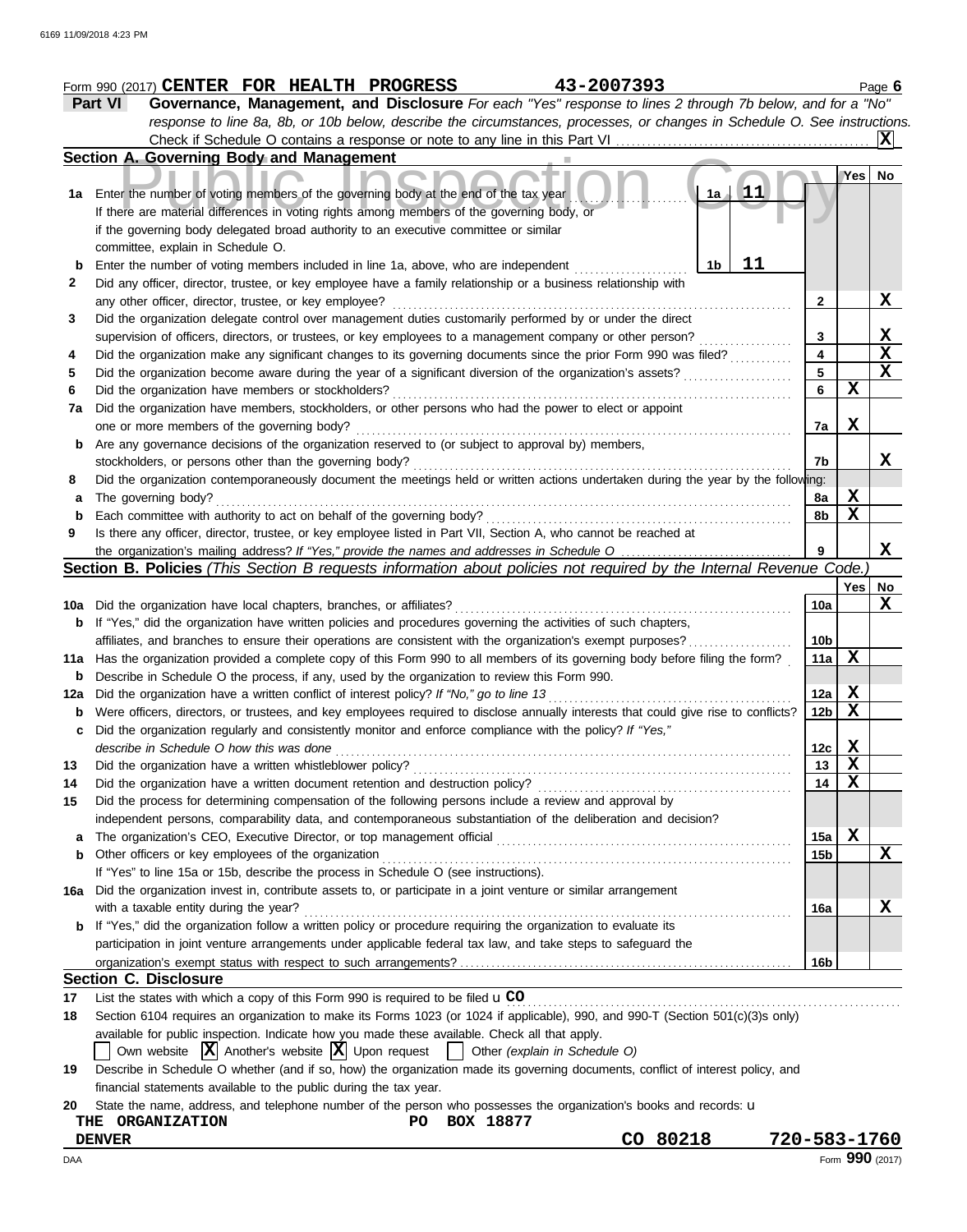Form 990 (2017) **CENTER FOR HEALTH PROGRESS** 43-2007393 Page **6**

## Part VI — Governance, Management, and Disclosure

*For each "Yes" response to lines 2 through 7b below, and for a "No" response to line 8a, 8b, or 10b below, describe the circumstances, processes, or changes in Schedule O. See instructions.*

Check if Schedule O contains a response or note to any line in this Part VI . . . . . . **X**

### Section A. Governing Body and Management

| | | | Yes | No |
|---|---|---|---|---|
| 1a | Enter the number of voting members of the governing body at the end of the tax year — **1a: 11**. If there are material differences in voting rights among members of the governing body, or if the governing body delegated broad authority to an executive committee or similar committee, explain in Schedule O. | | | |
| b | Enter the number of voting members included in line 1a, above, who are independent — **1b: 11** | | | |
| 2 | Did any officer, director, trustee, or key employee have a family relationship or a business relationship with any other officer, director, trustee, or key employee? | 2 | | X |
| 3 | Did the organization delegate control over management duties customarily performed by or under the direct supervision of officers, directors, or trustees, or key employees to a management company or other person? | 3 | | X |
| 4 | Did the organization make any significant changes to its governing documents since the prior Form 990 was filed? | 4 | | X |
| 5 | Did the organization become aware during the year of a significant diversion of the organization's assets? | 5 | | X |
| 6 | Did the organization have members or stockholders? | 6 | X | |
| 7a | Did the organization have members, stockholders, or other persons who had the power to elect or appoint one or more members of the governing body? | 7a | X | |
| b | Are any governance decisions of the organization reserved to (or subject to approval by) members, stockholders, or persons other than the governing body? | 7b | | X |
| 8 | Did the organization contemporaneously document the meetings held or written actions undertaken during the year by the following: | | | |
| a | The governing body? | 8a | X | |
| b | Each committee with authority to act on behalf of the governing body? | 8b | X | |
| 9 | Is there any officer, director, trustee, or key employee listed in Part VII, Section A, who cannot be reached at the organization's mailing address? *If "Yes," provide the names and addresses in Schedule O* | 9 | | X |

### Section B. Policies *(This Section B requests information about policies not required by the Internal Revenue Code.)*

| | | | Yes | No |
|---|---|---|---|---|
| 10a | Did the organization have local chapters, branches, or affiliates? | 10a | | X |
| b | If "Yes," did the organization have written policies and procedures governing the activities of such chapters, affiliates, and branches to ensure their operations are consistent with the organization's exempt purposes? | 10b | | |
| 11a | Has the organization provided a complete copy of this Form 990 to all members of its governing body before filing the form? | 11a | X | |
| b | Describe in Schedule O the process, if any, used by the organization to review this Form 990. | | | |
| 12a | Did the organization have a written conflict of interest policy? *If "No," go to line 13* | 12a | X | |
| b | Were officers, directors, or trustees, and key employees required to disclose annually interests that could give rise to conflicts? | 12b | X | |
| c | Did the organization regularly and consistently monitor and enforce compliance with the policy? *If "Yes," describe in Schedule O how this was done* | 12c | X | |
| 13 | Did the organization have a written whistleblower policy? | 13 | X | |
| 14 | Did the organization have a written document retention and destruction policy? | 14 | X | |
| 15 | Did the process for determining compensation of the following persons include a review and approval by independent persons, comparability data, and contemporaneous substantiation of the deliberation and decision? | | | |
| a | The organization's CEO, Executive Director, or top management official | 15a | X | |
| b | Other officers or key employees of the organization | 15b | | X |
| | If "Yes" to line 15a or 15b, describe the process in Schedule O (see instructions). | | | |
| 16a | Did the organization invest in, contribute assets to, or participate in a joint venture or similar arrangement with a taxable entity during the year? | 16a | | X |
| b | If "Yes," did the organization follow a written policy or procedure requiring the organization to evaluate its participation in joint venture arrangements under applicable federal tax law, and take steps to safeguard the organization's exempt status with respect to such arrangements? | 16b | | |

### Section C. Disclosure

17 List the states with which a copy of this Form 990 is required to be filed u **CO**

18 Section 6104 requires an organization to make its Forms 1023 (or 1024 if applicable), 990, and 990-T (Section 501(c)(3)s only) available for public inspection. Indicate how you made these available. Check all that apply.

☐ Own website ☒ Another's website ☒ Upon request ☐ Other *(explain in Schedule O)*

19 Describe in Schedule O whether (and if so, how) the organization made its governing documents, conflict of interest policy, and financial statements available to the public during the tax year.

20 State the name, address, and telephone number of the person who possesses the organization's books and records: u

**THE ORGANIZATION** PO BOX 18877
**DENVER** CO 80218 720-583-1760

Form **990** (2017)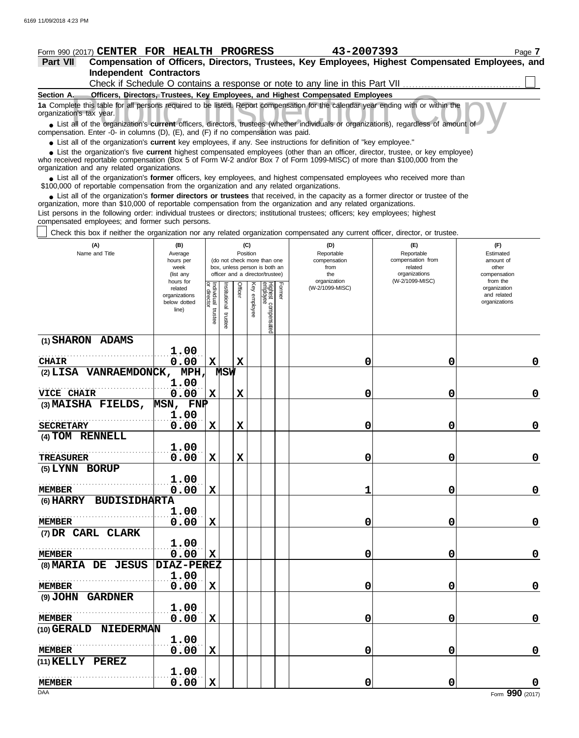Form 990 (2017) **CENTER FOR HEALTH PROGRESS** **43-2007393**

**Part VII** **Compensation of Officers, Directors, Trustees, Key Employees, Highest Compensated Employees, and Independent Contractors**

Check if Schedule O contains a response or note to any line in this Part VII ☐

**Section A. Officers, Directors, Trustees, Key Employees, and Highest Compensated Employees**

**1a** Complete this table for all persons required to be listed. Report compensation for the calendar year ending with or within the organization's tax year.

- List all of the organization's **current** officers, directors, trustees (whether individuals or organizations), regardless of amount of compensation. Enter -0- in columns (D), (E), and (F) if no compensation was paid.
- List all of the organization's **current** key employees, if any. See instructions for definition of "key employee."
- List the organization's five **current** highest compensated employees (other than an officer, director, trustee, or key employee) who received reportable compensation (Box 5 of Form W-2 and/or Box 7 of Form 1099-MISC) of more than $100,000 from the organization and any related organizations.
- List all of the organization's **former** officers, key employees, and highest compensated employees who received more than $100,000 of reportable compensation from the organization and any related organizations.
- List all of the organization's **former directors or trustees** that received, in the capacity as a former director or trustee of the organization, more than $10,000 of reportable compensation from the organization and any related organizations.

List persons in the following order: individual trustees or directors; institutional trustees; officers; key employees; highest compensated employees; and former such persons.

☐ Check this box if neither the organization nor any related organization compensated any current officer, director, or trustee.

| (A) Name and Title | (B) Average hours per week (list any hours for related organizations below dotted line) | (C) Position (do not check more than one box, unless person is both an officer and a director/trustee) | | | | | | (D) Reportable compensation from the organization (W-2/1099-MISC) | (E) Reportable compensation from related organizations (W-2/1099-MISC) | (F) Estimated amount of other compensation from the organization and related organizations |
|---|---|---|---|---|---|---|---|---|---|---|
| | | Individual trustee or director | Institutional trustee | Officer | Key employee | Highest compensated employee | Former | | | |
| (1) SHARON ADAMS<br>CHAIR | 1.00<br>0.00 | X | | X | | | | 0 | 0 | 0 |
| (2) LISA VANRAEMDONCK, MPH, MSW<br>VICE CHAIR | 1.00<br>0.00 | X | | X | | | | 0 | 0 | 0 |
| (3) MAISHA FIELDS, MSN, FNP<br>SECRETARY | 1.00<br>0.00 | X | | X | | | | 0 | 0 | 0 |
| (4) TOM RENNELL<br>TREASURER | 1.00<br>0.00 | X | | X | | | | 0 | 0 | 0 |
| (5) LYNN BORUP<br>MEMBER | 1.00<br>0.00 | X | | | | | | 1 | 0 | 0 |
| (6) HARRY BUDISIDHARTA<br>MEMBER | 1.00<br>0.00 | X | | | | | | 0 | 0 | 0 |
| (7) DR CARL CLARK<br>MEMBER | 1.00<br>0.00 | X | | | | | | 0 | 0 | 0 |
| (8) MARIA DE JESUS DIAZ-PEREZ<br>MEMBER | 1.00<br>0.00 | X | | | | | | 0 | 0 | 0 |
| (9) JOHN GARDNER<br>MEMBER | 1.00<br>0.00 | X | | | | | | 0 | 0 | 0 |
| (10) GERALD NIEDERMAN<br>MEMBER | 1.00<br>0.00 | X | | | | | | 0 | 0 | 0 |
| (11) KELLY PEREZ<br>MEMBER | 1.00<br>0.00 | X | | | | | | 0 | 0 | 0 |

Form **990** (2017)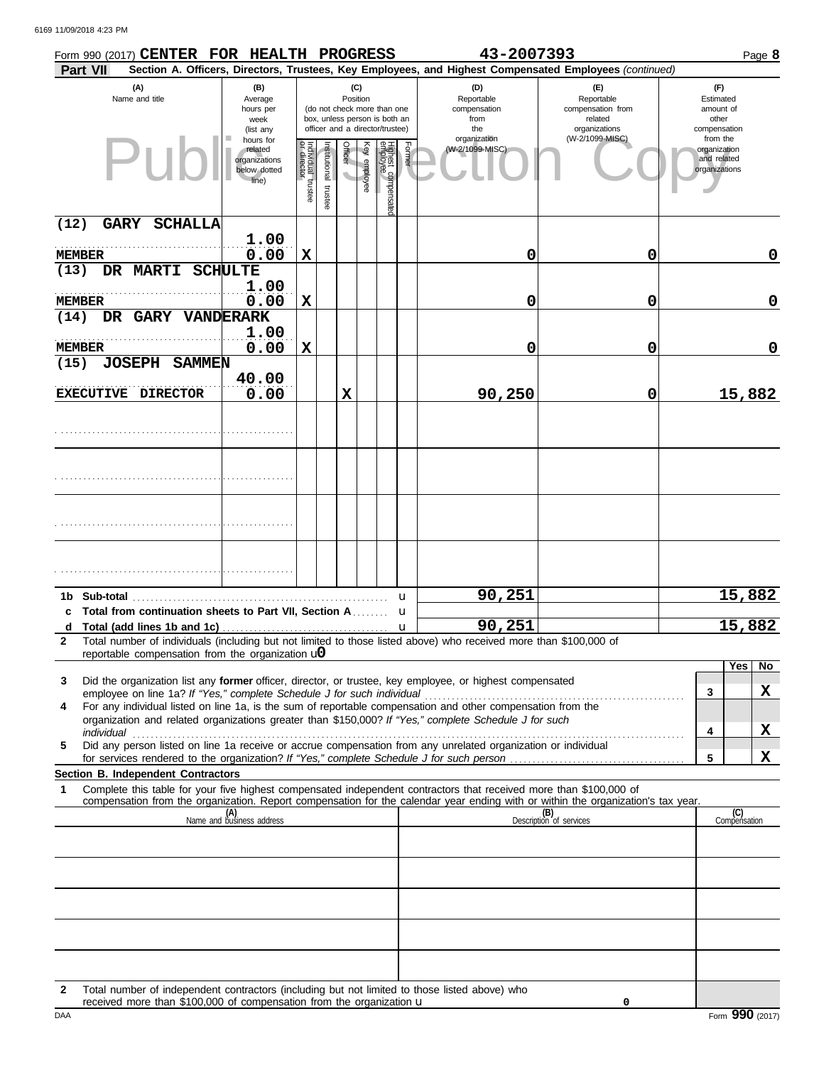Form 990 (2017) **CENTER FOR HEALTH PROGRESS** 43-2007393 Page **8**

**Part VII** **Section A. Officers, Directors, Trustees, Key Employees, and Highest Compensated Employees** *(continued)*

| (A) Name and title | (B) Average hours per week (list any hours for related organizations below dotted line) | (C) Position: Individual trustee or director | Institutional trustee | Officer | Key employee | Highest compensated employee | Former | (D) Reportable compensation from the organization (W-2/1099-MISC) | (E) Reportable compensation from related organizations (W-2/1099-MISC) | (F) Estimated amount of other compensation from the organization and related organizations |
|---|---|---|---|---|---|---|---|---|---|---|
| (12) GARY SCHALLA<br>MEMBER | 1.00<br>0.00 | X | | | | | | 0 | 0 | 0 |
| (13) DR MARTI SCHULTE<br>MEMBER | 1.00<br>0.00 | X | | | | | | 0 | 0 | 0 |
| (14) DR GARY VANDERARK<br>MEMBER | 1.00<br>0.00 | X | | | | | | 0 | 0 | 0 |
| (15) JOSEPH SAMMEN<br>EXECUTIVE DIRECTOR | 40.00<br>0.00 | | | X | | | | 90,250 | 0 | 15,882 |
| | | | | | | | | | | |
| | | | | | | | | | | |
| | | | | | | | | | | |
| | | | | | | | | | | |
| **1b Sub-total** | | | | | | | | 90,251 | | 15,882 |
| **c Total from continuation sheets to Part VII, Section A** | | | | | | | | | | |
| **d Total (add lines 1b and 1c)** | | | | | | | | 90,251 | | 15,882 |

**2** Total number of individuals (including but not limited to those listed above) who received more than $100,000 of reportable compensation from the organization 0

| | | | Yes | No |
|---|---|---|---|---|
| **3** | Did the organization list any **former** officer, director, or trustee, key employee, or highest compensated employee on line 1a? *If "Yes," complete Schedule J for such individual* | 3 | | X |
| **4** | For any individual listed on line 1a, is the sum of reportable compensation and other compensation from the organization and related organizations greater than $150,000? *If "Yes," complete Schedule J for such individual* | 4 | | X |
| **5** | Did any person listed on line 1a receive or accrue compensation from any unrelated organization or individual for services rendered to the organization? *If "Yes," complete Schedule J for such person* | 5 | | X |

**Section B. Independent Contractors**

**1** Complete this table for your five highest compensated independent contractors that received more than $100,000 of compensation from the organization. Report compensation for the calendar year ending with or within the organization's tax year.

| (A) Name and business address | (B) Description of services | (C) Compensation |
|---|---|---|
| | | |
| | | |
| | | |
| | | |
| | | |

**2** Total number of independent contractors (including but not limited to those listed above) who received more than $100,000 of compensation from the organization 0

DAA Form **990** (2017)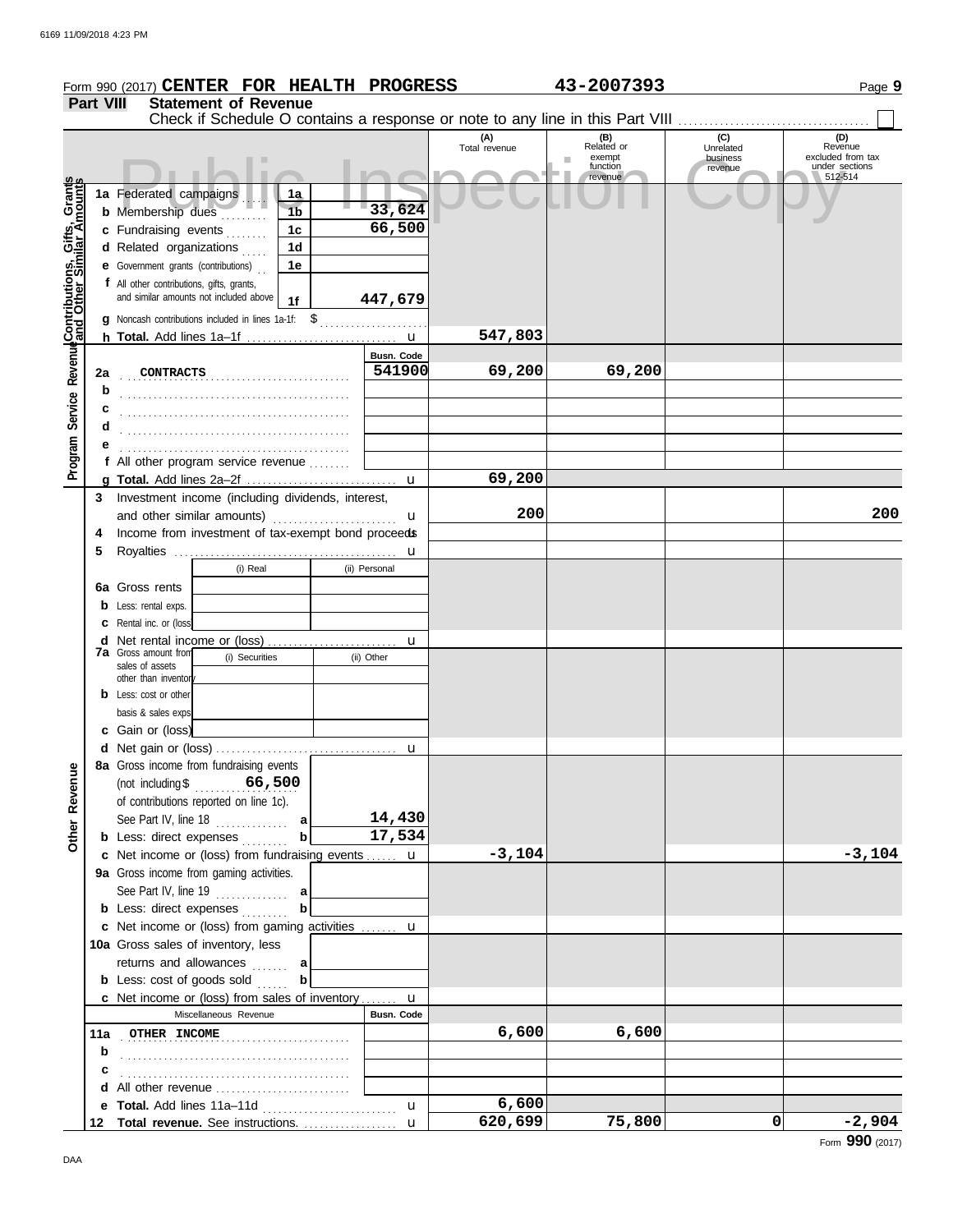Form 990 (2017) **CENTER FOR HEALTH PROGRESS** 43-2007393

## Part VIII Statement of Revenue

Check if Schedule O contains a response or note to any line in this Part VIII ☐

| | | | (A) Total revenue | (B) Related or exempt function revenue | (C) Unrelated business revenue | (D) Revenue excluded from tax under sections 512-514 |
|---|---|---|---|---|---|---|
| **Contributions, Gifts, Grants and Other Similar Amounts** | 1a Federated campaigns | 1a | | | | |
| | b Membership dues | 1b 33,624 | | | | |
| | c Fundraising events | 1c 66,500 | | | | |
| | d Related organizations | 1d | | | | |
| | e Government grants (contributions) | 1e | | | | |
| | f All other contributions, gifts, grants, and similar amounts not included above | 1f 447,679 | | | | |
| | g Noncash contributions included in lines 1a-1f: $ | | | | | |
| | h **Total.** Add lines 1a–1f | | 547,803 | | | |
| **Program Service Revenue** | | Busn. Code | | | | |
| | 2a CONTRACTS | 541900 | 69,200 | 69,200 | | |
| | b | | | | | |
| | c | | | | | |
| | d | | | | | |
| | e | | | | | |
| | f All other program service revenue | | | | | |
| | g **Total.** Add lines 2a–2f | | 69,200 | | | |
| | 3 Investment income (including dividends, interest, and other similar amounts) | | 200 | | | 200 |
| | 4 Income from investment of tax-exempt bond proceeds | | | | | |
| | 5 Royalties | | | | | |
| | | (i) Real / (ii) Personal | | | | |
| | 6a Gross rents | | | | | |
| | b Less: rental exps. | | | | | |
| | c Rental inc. or (loss) | | | | | |
| | d Net rental income or (loss) | | | | | |
| | 7a Gross amount from sales of assets other than inventory | (i) Securities / (ii) Other | | | | |
| | b Less: cost or other basis & sales exps. | | | | | |
| | c Gain or (loss) | | | | | |
| | d Net gain or (loss) | | | | | |
| **Other Revenue** | 8a Gross income from fundraising events (not including $ 66,500 of contributions reported on line 1c). See Part IV, line 18 | a 14,430 | | | | |
| | b Less: direct expenses | b 17,534 | | | | |
| | c Net income or (loss) from fundraising events | | -3,104 | | | -3,104 |
| | 9a Gross income from gaming activities. See Part IV, line 19 | a | | | | |
| | b Less: direct expenses | b | | | | |
| | c Net income or (loss) from gaming activities | | | | | |
| | 10a Gross sales of inventory, less returns and allowances | a | | | | |
| | b Less: cost of goods sold | b | | | | |
| | c Net income or (loss) from sales of inventory | | | | | |
| | Miscellaneous Revenue | Busn. Code | | | | |
| | 11a OTHER INCOME | | 6,600 | 6,600 | | |
| | b | | | | | |
| | c | | | | | |
| | d All other revenue | | | | | |
| | e **Total.** Add lines 11a–11d | | 6,600 | | | |
| | 12 **Total revenue.** See instructions. | | 620,699 | 75,800 | 0 | -2,904 |

Form **990** (2017)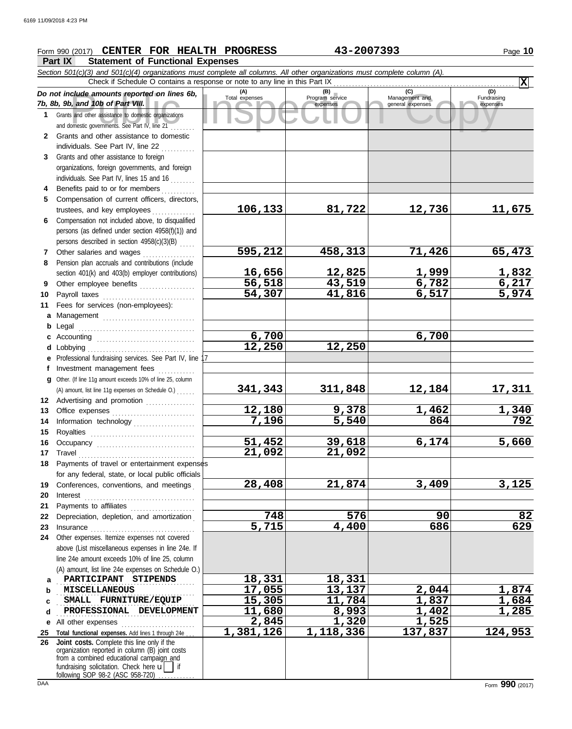Form 990 (2017) **CENTER FOR HEALTH PROGRESS** **43-2007393**

## Part IX Statement of Functional Expenses

*Section 501(c)(3) and 501(c)(4) organizations must complete all columns. All other organizations must complete column (A).*

Check if Schedule O contains a response or note to any line in this Part IX . . . . . . . . . . . . . . . . . . . . . . . . . . . . . . [X]

| *Do not include amounts reported on lines 6b, 7b, 8b, 9b, and 10b of Part VIII.* | (A) Total expenses | (B) Program service expenses | (C) Management and general expenses | (D) Fundraising expenses |
|---|---|---|---|---|
| **1** Grants and other assistance to domestic organizations and domestic governments. See Part IV, line 21 | | | | |
| **2** Grants and other assistance to domestic individuals. See Part IV, line 22 | | | | |
| **3** Grants and other assistance to foreign organizations, foreign governments, and foreign individuals. See Part IV, lines 15 and 16 | | | | |
| **4** Benefits paid to or for members | | | | |
| **5** Compensation of current officers, directors, trustees, and key employees | 106,133 | 81,722 | 12,736 | 11,675 |
| **6** Compensation not included above, to disqualified persons (as defined under section 4958(f)(1)) and persons described in section 4958(c)(3)(B) | | | | |
| **7** Other salaries and wages | 595,212 | 458,313 | 71,426 | 65,473 |
| **8** Pension plan accruals and contributions (include section 401(k) and 403(b) employer contributions) | 16,656 | 12,825 | 1,999 | 1,832 |
| **9** Other employee benefits | 56,518 | 43,519 | 6,782 | 6,217 |
| **10** Payroll taxes | 54,307 | 41,816 | 6,517 | 5,974 |
| **11** Fees for services (non-employees): | | | | |
| **a** Management | | | | |
| **b** Legal | | | | |
| **c** Accounting | 6,700 | | 6,700 | |
| **d** Lobbying | 12,250 | 12,250 | | |
| **e** Professional fundraising services. See Part IV, line 17 | | | | |
| **f** Investment management fees | | | | |
| **g** Other. (If line 11g amount exceeds 10% of line 25, column (A) amount, list line 11g expenses on Schedule O.) | 341,343 | 311,848 | 12,184 | 17,311 |
| **12** Advertising and promotion | | | | |
| **13** Office expenses | 12,180 | 9,378 | 1,462 | 1,340 |
| **14** Information technology | 7,196 | 5,540 | 864 | 792 |
| **15** Royalties | | | | |
| **16** Occupancy | 51,452 | 39,618 | 6,174 | 5,660 |
| **17** Travel | 21,092 | 21,092 | | |
| **18** Payments of travel or entertainment expenses for any federal, state, or local public officials | | | | |
| **19** Conferences, conventions, and meetings | 28,408 | 21,874 | 3,409 | 3,125 |
| **20** Interest | | | | |
| **21** Payments to affiliates | | | | |
| **22** Depreciation, depletion, and amortization | 748 | 576 | 90 | 82 |
| **23** Insurance | 5,715 | 4,400 | 686 | 629 |
| **24** Other expenses. Itemize expenses not covered above (List miscellaneous expenses in line 24e. If line 24e amount exceeds 10% of line 25, column (A) amount, list line 24e expenses on Schedule O.) | | | | |
| **a** PARTICIPANT STIPENDS | 18,331 | 18,331 | | |
| **b** MISCELLANEOUS | 17,055 | 13,137 | 2,044 | 1,874 |
| **c** SMALL FURNITURE/EQUIP | 15,305 | 11,784 | 1,837 | 1,684 |
| **d** PROFESSIONAL DEVELOPMENT | 11,680 | 8,993 | 1,402 | 1,285 |
| **e** All other expenses | 2,845 | 1,320 | 1,525 | |
| **25** **Total functional expenses.** Add lines 1 through 24e | 1,381,126 | 1,118,336 | 137,837 | 124,953 |
| **26** **Joint costs.** Complete this line only if the organization reported in column (B) joint costs from a combined educational campaign and fundraising solicitation. Check here [ ] if following SOP 98-2 (ASC 958-720) | | | | |

Form **990** (2017)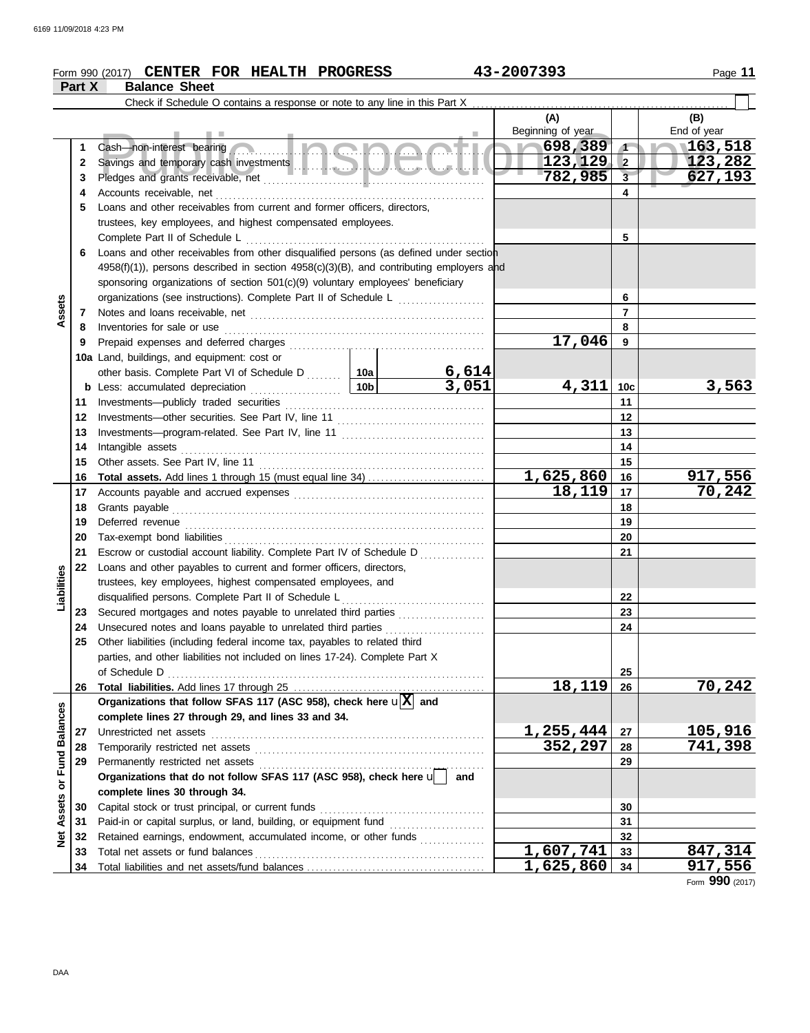Form 990 (2017) **CENTER FOR HEALTH PROGRESS** 43-2007393

**Part X Balance Sheet**

Check if Schedule O contains a response or note to any line in this Part X

| | | | | (A) Beginning of year | | (B) End of year |
|---|---|---|---|---|---|---|
| **Assets** | 1 | Cash—non-interest bearing | | 698,389 | 1 | 163,518 |
| | 2 | Savings and temporary cash investments | | 123,129 | 2 | 123,282 |
| | 3 | Pledges and grants receivable, net | | 782,985 | 3 | 627,193 |
| | 4 | Accounts receivable, net | | | 4 | |
| | 5 | Loans and other receivables from current and former officers, directors, trustees, key employees, and highest compensated employees. Complete Part II of Schedule L | | | 5 | |
| | 6 | Loans and other receivables from other disqualified persons (as defined under section 4958(f)(1)), persons described in section 4958(c)(3)(B), and contributing employers and sponsoring organizations of section 501(c)(9) voluntary employees' beneficiary organizations (see instructions). Complete Part II of Schedule L | | | 6 | |
| | 7 | Notes and loans receivable, net | | | 7 | |
| | 8 | Inventories for sale or use | | | 8 | |
| | 9 | Prepaid expenses and deferred charges | | 17,046 | 9 | |
| | 10a | Land, buildings, and equipment: cost or other basis. Complete Part VI of Schedule D | 10a 6,614 | | | |
| | b | Less: accumulated depreciation | 10b 3,051 | 4,311 | 10c | 3,563 |
| | 11 | Investments—publicly traded securities | | | 11 | |
| | 12 | Investments—other securities. See Part IV, line 11 | | | 12 | |
| | 13 | Investments—program-related. See Part IV, line 11 | | | 13 | |
| | 14 | Intangible assets | | | 14 | |
| | 15 | Other assets. See Part IV, line 11 | | | 15 | |
| | 16 | **Total assets.** Add lines 1 through 15 (must equal line 34) | | 1,625,860 | 16 | 917,556 |
| **Liabilities** | 17 | Accounts payable and accrued expenses | | 18,119 | 17 | 70,242 |
| | 18 | Grants payable | | | 18 | |
| | 19 | Deferred revenue | | | 19 | |
| | 20 | Tax-exempt bond liabilities | | | 20 | |
| | 21 | Escrow or custodial account liability. Complete Part IV of Schedule D | | | 21 | |
| | 22 | Loans and other payables to current and former officers, directors, trustees, key employees, highest compensated employees, and disqualified persons. Complete Part II of Schedule L | | | 22 | |
| | 23 | Secured mortgages and notes payable to unrelated third parties | | | 23 | |
| | 24 | Unsecured notes and loans payable to unrelated third parties | | | 24 | |
| | 25 | Other liabilities (including federal income tax, payables to related third parties, and other liabilities not included on lines 17-24). Complete Part X of Schedule D | | | 25 | |
| | 26 | **Total liabilities.** Add lines 17 through 25 | | 18,119 | 26 | 70,242 |
| **Net Assets or Fund Balances** | | **Organizations that follow SFAS 117 (ASC 958), check here** X **and complete lines 27 through 29, and lines 33 and 34.** | | | | |
| | 27 | Unrestricted net assets | | 1,255,444 | 27 | 105,916 |
| | 28 | Temporarily restricted net assets | | 352,297 | 28 | 741,398 |
| | 29 | Permanently restricted net assets | | | 29 | |
| | | **Organizations that do not follow SFAS 117 (ASC 958), check here** ☐ **and complete lines 30 through 34.** | | | | |
| | 30 | Capital stock or trust principal, or current funds | | | 30 | |
| | 31 | Paid-in or capital surplus, or land, building, or equipment fund | | | 31 | |
| | 32 | Retained earnings, endowment, accumulated income, or other funds | | | 32 | |
| | 33 | Total net assets or fund balances | | 1,607,741 | 33 | 847,314 |
| | 34 | Total liabilities and net assets/fund balances | | 1,625,860 | 34 | 917,556 |

Form **990** (2017)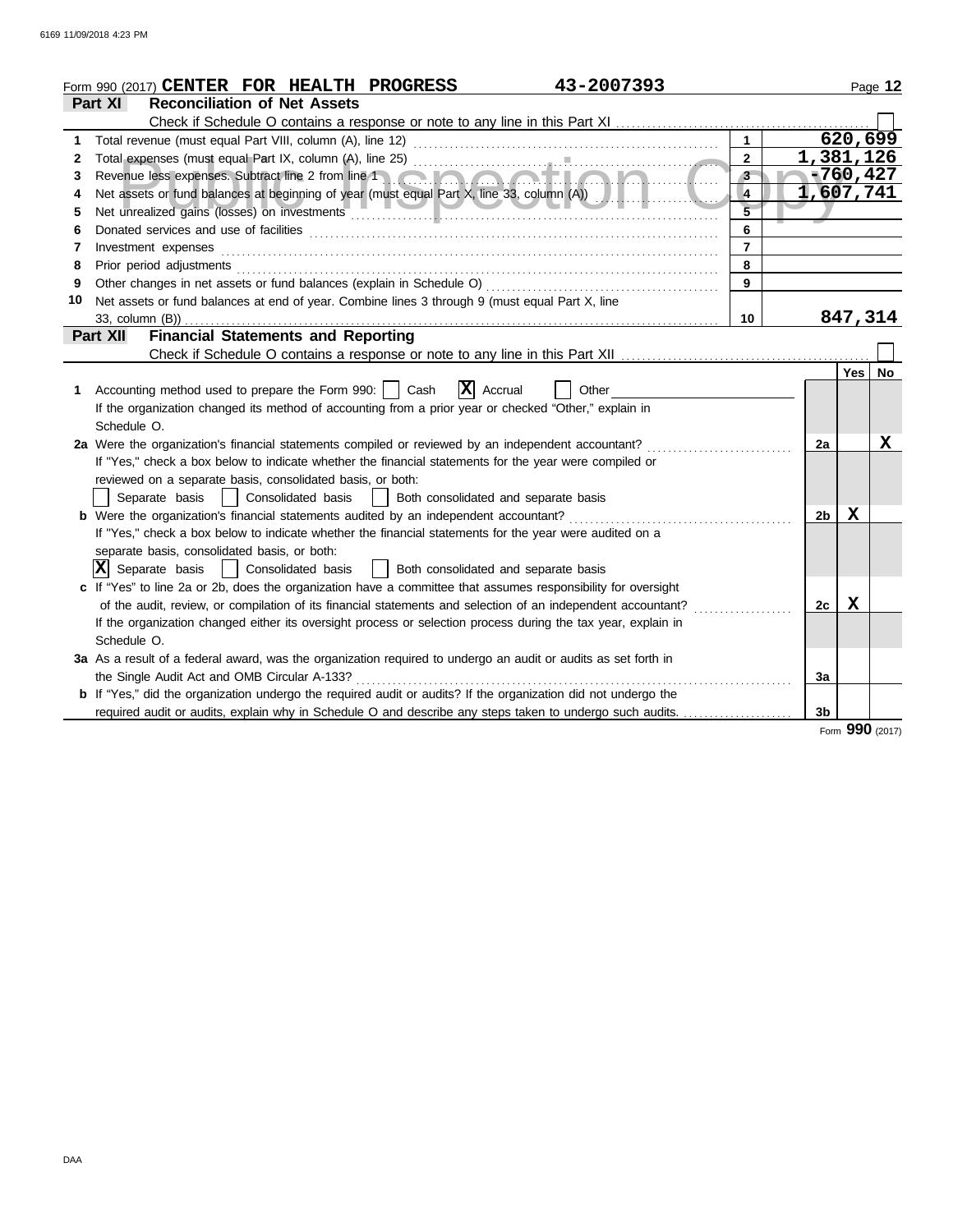Form 990 (2017) **CENTER FOR HEALTH PROGRESS** 43-2007393

## Part XI Reconciliation of Net Assets

Check if Schedule O contains a response or note to any line in this Part XI ☐

| | | | |
|---|---|---|---|
| 1 | Total revenue (must equal Part VIII, column (A), line 12) | 1 | 620,699 |
| 2 | Total expenses (must equal Part IX, column (A), line 25) | 2 | 1,381,126 |
| 3 | Revenue less expenses. Subtract line 2 from line 1 | 3 | -760,427 |
| 4 | Net assets or fund balances at beginning of year (must equal Part X, line 33, column (A)) | 4 | 1,607,741 |
| 5 | Net unrealized gains (losses) on investments | 5 | |
| 6 | Donated services and use of facilities | 6 | |
| 7 | Investment expenses | 7 | |
| 8 | Prior period adjustments | 8 | |
| 9 | Other changes in net assets or fund balances (explain in Schedule O) | 9 | |
| 10 | Net assets or fund balances at end of year. Combine lines 3 through 9 (must equal Part X, line 33, column (B)) | 10 | 847,314 |

## Part XII Financial Statements and Reporting

Check if Schedule O contains a response or note to any line in this Part XII ☐

| | | | Yes | No |
|---|---|---|---|---|
| **1** | Accounting method used to prepare the Form 990: ☐ Cash ☒ Accrual ☐ Other<br>If the organization changed its method of accounting from a prior year or checked "Other," explain in Schedule O. | | | |
| **2a** | Were the organization's financial statements compiled or reviewed by an independent accountant?<br>If "Yes," check a box below to indicate whether the financial statements for the year were compiled or reviewed on a separate basis, consolidated basis, or both:<br>☐ Separate basis ☐ Consolidated basis ☐ Both consolidated and separate basis | 2a | | X |
| **b** | Were the organization's financial statements audited by an independent accountant?<br>If "Yes," check a box below to indicate whether the financial statements for the year were audited on a separate basis, consolidated basis, or both:<br>☒ Separate basis ☐ Consolidated basis ☐ Both consolidated and separate basis | 2b | X | |
| **c** | If "Yes" to line 2a or 2b, does the organization have a committee that assumes responsibility for oversight of the audit, review, or compilation of its financial statements and selection of an independent accountant?<br>If the organization changed either its oversight process or selection process during the tax year, explain in Schedule O. | 2c | X | |
| **3a** | As a result of a federal award, was the organization required to undergo an audit or audits as set forth in the Single Audit Act and OMB Circular A-133? | 3a | | |
| **b** | If "Yes," did the organization undergo the required audit or audits? If the organization did not undergo the required audit or audits, explain why in Schedule O and describe any steps taken to undergo such audits. | 3b | | |

Form **990** (2017)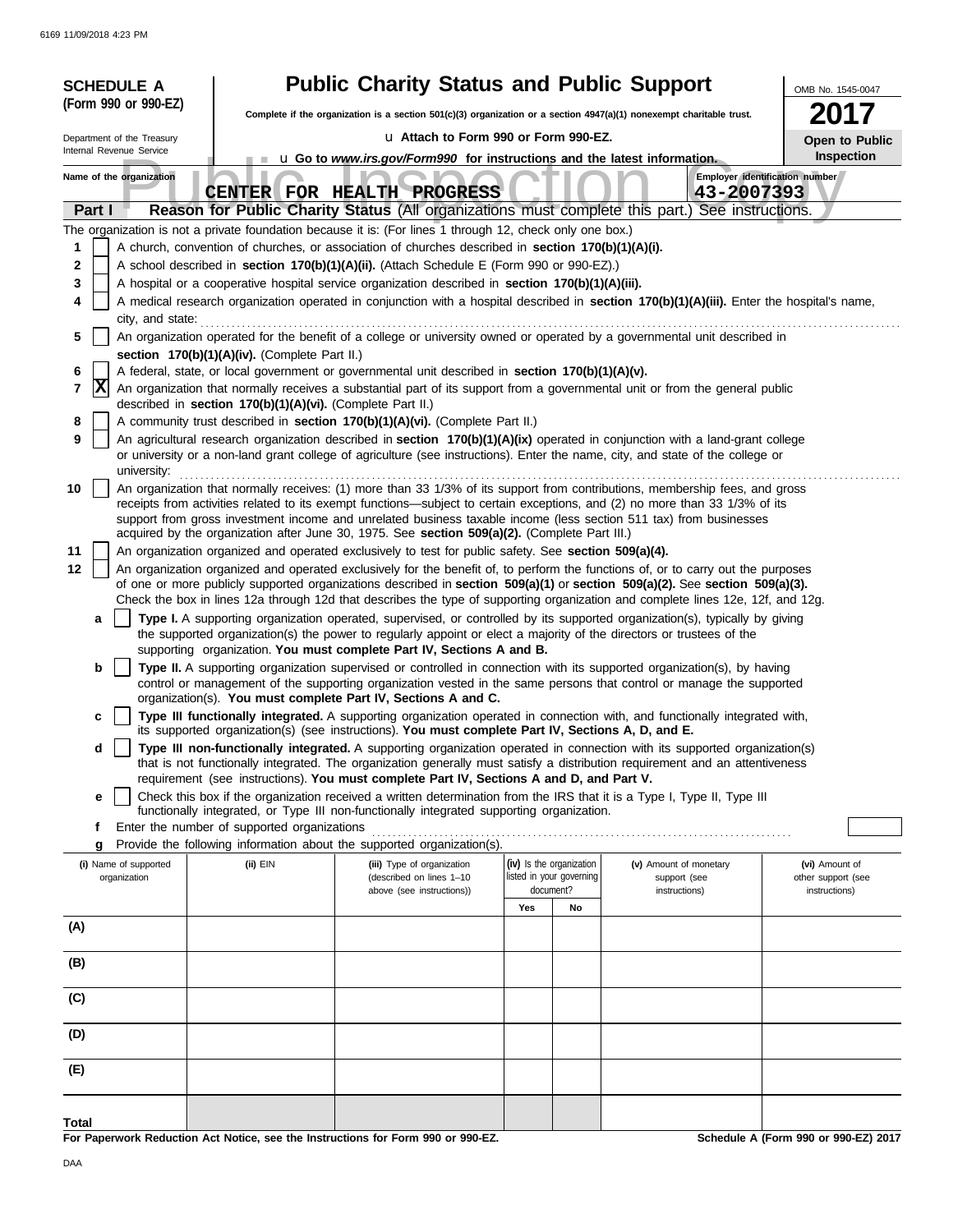**SCHEDULE A (Form 990 or 990-EZ)**

Department of the Treasury
Internal Revenue Service

# Public Charity Status and Public Support

**Complete if the organization is a section 501(c)(3) organization or a section 4947(a)(1) nonexempt charitable trust.**

u **Attach to Form 990 or Form 990-EZ.**

u **Go to *www.irs.gov/Form990* for instructions and the latest information.**

OMB No. 1545-0047

**2017**

**Open to Public Inspection**

Public Inspection Copy

**Name of the organization:** CENTER FOR HEALTH PROGRESS

**Employer identification number:** 43-2007393

## Part I — Reason for Public Charity Status (All organizations must complete this part.) See instructions.

The organization is not a private foundation because it is: (For lines 1 through 12, check only one box.)

1. [ ] A church, convention of churches, or association of churches described in **section 170(b)(1)(A)(i).**
2. [ ] A school described in **section 170(b)(1)(A)(ii).** (Attach Schedule E (Form 990 or 990-EZ).)
3. [ ] A hospital or a cooperative hospital service organization described in **section 170(b)(1)(A)(iii).**
4. [ ] A medical research organization operated in conjunction with a hospital described in **section 170(b)(1)(A)(iii).** Enter the hospital's name, city, and state:
5. [ ] An organization operated for the benefit of a college or university owned or operated by a governmental unit described in **section 170(b)(1)(A)(iv).** (Complete Part II.)
6. [ ] A federal, state, or local government or governmental unit described in **section 170(b)(1)(A)(v).**
7. [X] An organization that normally receives a substantial part of its support from a governmental unit or from the general public described in **section 170(b)(1)(A)(vi).** (Complete Part II.)
8. [ ] A community trust described in **section 170(b)(1)(A)(vi).** (Complete Part II.)
9. [ ] An agricultural research organization described in **section 170(b)(1)(A)(ix)** operated in conjunction with a land-grant college or university or a non-land grant college of agriculture (see instructions). Enter the name, city, and state of the college or university:
10. [ ] An organization that normally receives: (1) more than 33 1/3% of its support from contributions, membership fees, and gross receipts from activities related to its exempt functions—subject to certain exceptions, and (2) no more than 33 1/3% of its support from gross investment income and unrelated business taxable income (less section 511 tax) from businesses acquired by the organization after June 30, 1975. See **section 509(a)(2).** (Complete Part III.)
11. [ ] An organization organized and operated exclusively to test for public safety. See **section 509(a)(4).**
12. [ ] An organization organized and operated exclusively for the benefit of, to perform the functions of, or to carry out the purposes of one or more publicly supported organizations described in **section 509(a)(1)** or **section 509(a)(2).** See **section 509(a)(3).** Check the box in lines 12a through 12d that describes the type of supporting organization and complete lines 12e, 12f, and 12g.
   - **a** [ ] **Type I.** A supporting organization operated, supervised, or controlled by its supported organization(s), typically by giving the supported organization(s) the power to regularly appoint or elect a majority of the directors or trustees of the supporting organization. **You must complete Part IV, Sections A and B.**
   - **b** [ ] **Type II.** A supporting organization supervised or controlled in connection with its supported organization(s), by having control or management of the supporting organization vested in the same persons that control or manage the supported organization(s). **You must complete Part IV, Sections A and C.**
   - **c** [ ] **Type III functionally integrated.** A supporting organization operated in connection with, and functionally integrated with, its supported organization(s) (see instructions). **You must complete Part IV, Sections A, D, and E.**
   - **d** [ ] **Type III non-functionally integrated.** A supporting organization operated in connection with its supported organization(s) that is not functionally integrated. The organization generally must satisfy a distribution requirement and an attentiveness requirement (see instructions). **You must complete Part IV, Sections A and D, and Part V.**
   - **e** [ ] Check this box if the organization received a written determination from the IRS that it is a Type I, Type II, Type III functionally integrated, or Type III non-functionally integrated supporting organization.
   - **f** Enter the number of supported organizations
   - **g** Provide the following information about the supported organization(s).

| (i) Name of supported organization | (ii) EIN | (iii) Type of organization (described on lines 1–10 above (see instructions)) | (iv) Is the organization listed in your governing document? Yes | No | (v) Amount of monetary support (see instructions) | (vi) Amount of other support (see instructions) |
|---|---|---|---|---|---|---|
| (A) | | | | | | |
| (B) | | | | | | |
| (C) | | | | | | |
| (D) | | | | | | |
| (E) | | | | | | |
| **Total** | | | | | | |

**For Paperwork Reduction Act Notice, see the Instructions for Form 990 or 990-EZ.** **Schedule A (Form 990 or 990-EZ) 2017**

DAA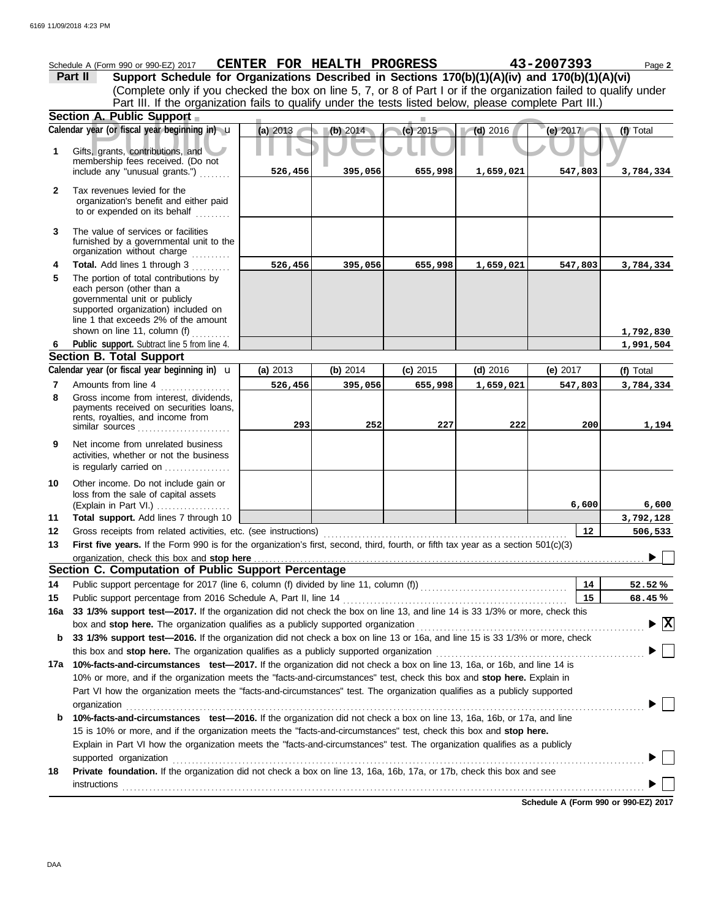Schedule A (Form 990 or 990-EZ) 2017 **CENTER FOR HEALTH PROGRESS** **43-2007393** Page **2**

## Part II Support Schedule for Organizations Described in Sections 170(b)(1)(A)(iv) and 170(b)(1)(A)(vi)

(Complete only if you checked the box on line 5, 7, or 8 of Part I or if the organization failed to qualify under Part III. If the organization fails to qualify under the tests listed below, please complete Part III.)

### Section A. Public Support

| Calendar year (or fiscal year beginning in) | (a) 2013 | (b) 2014 | (c) 2015 | (d) 2016 | (e) 2017 | (f) Total |
|---|---|---|---|---|---|---|
| **1** Gifts, grants, contributions, and membership fees received. (Do not include any "unusual grants.") | 526,456 | 395,056 | 655,998 | 1,659,021 | 547,803 | 3,784,334 |
| **2** Tax revenues levied for the organization's benefit and either paid to or expended on its behalf | | | | | | |
| **3** The value of services or facilities furnished by a governmental unit to the organization without charge | | | | | | |
| **4** **Total.** Add lines 1 through 3 | 526,456 | 395,056 | 655,998 | 1,659,021 | 547,803 | 3,784,334 |
| **5** The portion of total contributions by each person (other than a governmental unit or publicly supported organization) included on line 1 that exceeds 2% of the amount shown on line 11, column (f) | | | | | | 1,792,830 |
| **6** **Public support.** Subtract line 5 from line 4. | | | | | | 1,991,504 |

### Section B. Total Support

| Calendar year (or fiscal year beginning in) | (a) 2013 | (b) 2014 | (c) 2015 | (d) 2016 | (e) 2017 | (f) Total |
|---|---|---|---|---|---|---|
| **7** Amounts from line 4 | 526,456 | 395,056 | 655,998 | 1,659,021 | 547,803 | 3,784,334 |
| **8** Gross income from interest, dividends, payments received on securities loans, rents, royalties, and income from similar sources | 293 | 252 | 227 | 222 | 200 | 1,194 |
| **9** Net income from unrelated business activities, whether or not the business is regularly carried on | | | | | | |
| **10** Other income. Do not include gain or loss from the sale of capital assets (Explain in Part VI.) | | | | | 6,600 | 6,600 |
| **11** **Total support.** Add lines 7 through 10 | | | | | | 3,792,128 |

**12** Gross receipts from related activities, etc. (see instructions) — **12** — 506,533

**13** **First five years.** If the Form 990 is for the organization's first, second, third, fourth, or fifth tax year as a section 501(c)(3) organization, check this box and **stop here** ☐

### Section C. Computation of Public Support Percentage

**14** Public support percentage for 2017 (line 6, column (f) divided by line 11, column (f)) — **14** — 52.52 %

**15** Public support percentage from 2016 Schedule A, Part II, line 14 — **15** — 68.45 %

**16a** **33 1/3% support test—2017.** If the organization did not check the box on line 13, and line 14 is 33 1/3% or more, check this box and **stop here.** The organization qualifies as a publicly supported organization ☒

**b** **33 1/3% support test—2016.** If the organization did not check a box on line 13 or 16a, and line 15 is 33 1/3% or more, check this box and **stop here.** The organization qualifies as a publicly supported organization ☐

**17a** **10%-facts-and-circumstances test—2017.** If the organization did not check a box on line 13, 16a, or 16b, and line 14 is 10% or more, and if the organization meets the "facts-and-circumstances" test, check this box and **stop here.** Explain in Part VI how the organization meets the "facts-and-circumstances" test. The organization qualifies as a publicly supported organization ☐

**b** **10%-facts-and-circumstances test—2016.** If the organization did not check a box on line 13, 16a, 16b, or 17a, and line 15 is 10% or more, and if the organization meets the "facts-and-circumstances" test, check this box and **stop here.** Explain in Part VI how the organization meets the "facts-and-circumstances" test. The organization qualifies as a publicly supported organization ☐

**18** **Private foundation.** If the organization did not check a box on line 13, 16a, 16b, 17a, or 17b, check this box and see instructions ☐

**Schedule A (Form 990 or 990-EZ) 2017**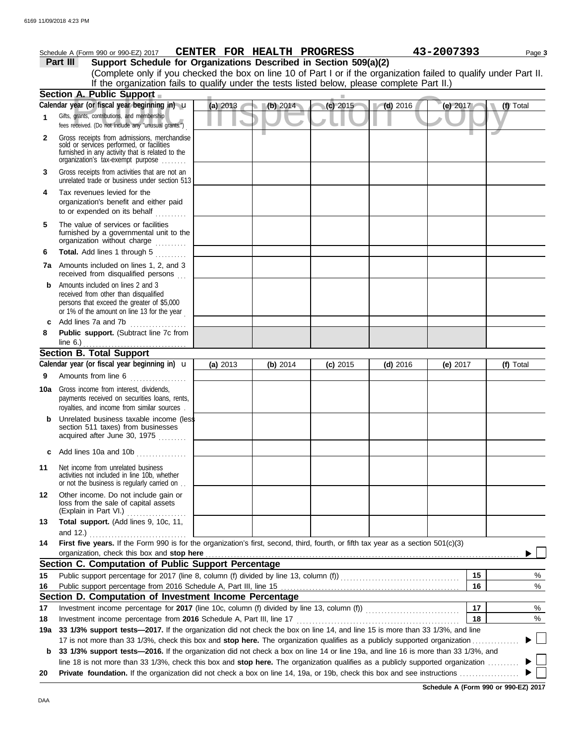Schedule A (Form 990 or 990-EZ) 2017 **CENTER FOR HEALTH PROGRESS** **43-2007393** Page **3**

## Part III Support Schedule for Organizations Described in Section 509(a)(2)

(Complete only if you checked the box on line 10 of Part I or if the organization failed to qualify under Part II. If the organization fails to qualify under the tests listed below, please complete Part II.)

### Section A. Public Support

| | Calendar year (or fiscal year beginning in) u | (a) 2013 | (b) 2014 | (c) 2015 | (d) 2016 | (e) 2017 | (f) Total |
|---|---|---|---|---|---|---|---|
| 1 | Gifts, grants, contributions, and membership fees received. (Do not include any "unusual grants.") | | | | | | |
| 2 | Gross receipts from admissions, merchandise sold or services performed, or facilities furnished in any activity that is related to the organization's tax-exempt purpose | | | | | | |
| 3 | Gross receipts from activities that are not an unrelated trade or business under section 513 | | | | | | |
| 4 | Tax revenues levied for the organization's benefit and either paid to or expended on its behalf | | | | | | |
| 5 | The value of services or facilities furnished by a governmental unit to the organization without charge | | | | | | |
| 6 | **Total.** Add lines 1 through 5 | | | | | | |
| 7a | Amounts included on lines 1, 2, and 3 received from disqualified persons | | | | | | |
| b | Amounts included on lines 2 and 3 received from other than disqualified persons that exceed the greater of $5,000 or 1% of the amount on line 13 for the year | | | | | | |
| c | Add lines 7a and 7b | | | | | | |
| 8 | **Public support.** (Subtract line 7c from line 6.) | | | | | | |

### Section B. Total Support

| | Calendar year (or fiscal year beginning in) u | (a) 2013 | (b) 2014 | (c) 2015 | (d) 2016 | (e) 2017 | (f) Total |
|---|---|---|---|---|---|---|---|
| 9 | Amounts from line 6 | | | | | | |
| 10a | Gross income from interest, dividends, payments received on securities loans, rents, royalties, and income from similar sources | | | | | | |
| b | Unrelated business taxable income (less section 511 taxes) from businesses acquired after June 30, 1975 | | | | | | |
| c | Add lines 10a and 10b | | | | | | |
| 11 | Net income from unrelated business activities not included in line 10b, whether or not the business is regularly carried on | | | | | | |
| 12 | Other income. Do not include gain or loss from the sale of capital assets (Explain in Part VI.) | | | | | | |
| 13 | **Total support.** (Add lines 9, 10c, 11, and 12.) | | | | | | |

**14** **First five years.** If the Form 990 is for the organization's first, second, third, fourth, or fifth tax year as a section 501(c)(3) organization, check this box and **stop here** ▶ ☐

### Section C. Computation of Public Support Percentage

| | | | |
|---|---|---|---|
| 15 | Public support percentage for 2017 (line 8, column (f) divided by line 13, column (f)) | 15 | % |
| 16 | Public support percentage from 2016 Schedule A, Part III, line 15 | 16 | % |

### Section D. Computation of Investment Income Percentage

| | | | |
|---|---|---|---|
| 17 | Investment income percentage for **2017** (line 10c, column (f) divided by line 13, column (f)) | 17 | % |
| 18 | Investment income percentage from **2016** Schedule A, Part III, line 17 | 18 | % |

**19a** **33 1/3% support tests—2017.** If the organization did not check the box on line 14, and line 15 is more than 33 1/3%, and line 17 is not more than 33 1/3%, check this box and **stop here.** The organization qualifies as a publicly supported organization ▶ ☐

**b** **33 1/3% support tests—2016.** If the organization did not check a box on line 14 or line 19a, and line 16 is more than 33 1/3%, and line 18 is not more than 33 1/3%, check this box and **stop here.** The organization qualifies as a publicly supported organization ▶ ☐

**20** **Private foundation.** If the organization did not check a box on line 14, 19a, or 19b, check this box and see instructions ▶ ☐

**Schedule A (Form 990 or 990-EZ) 2017**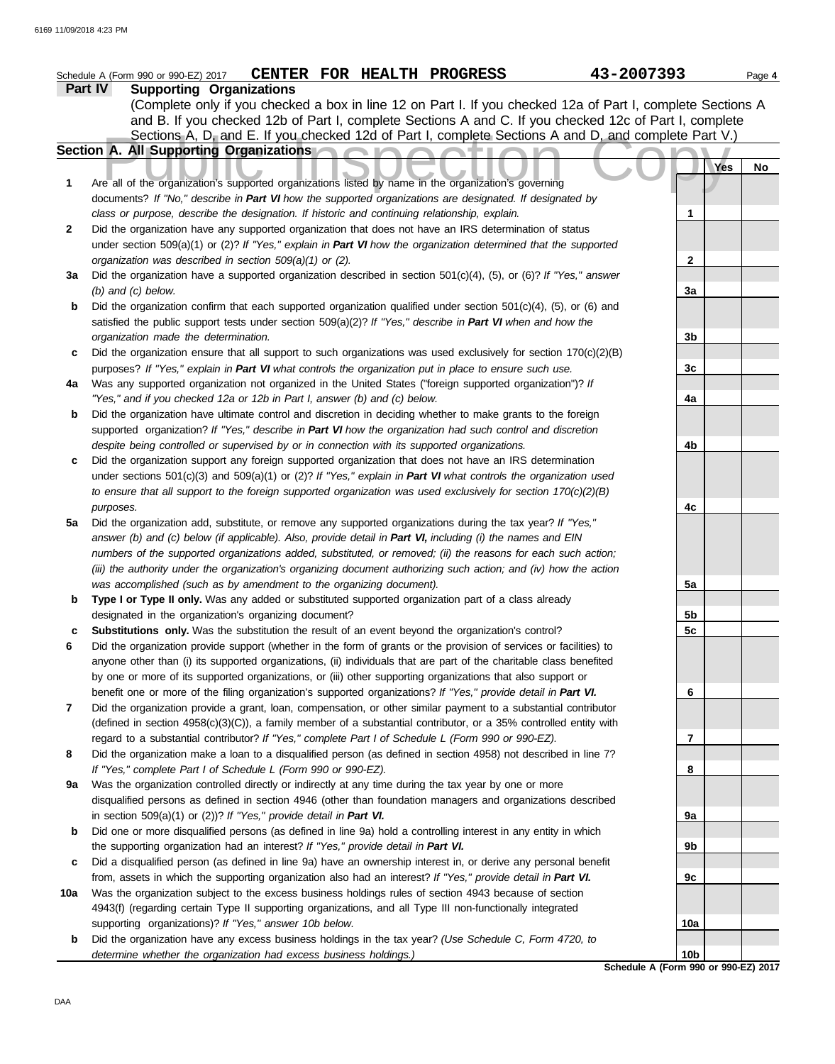Schedule A (Form 990 or 990-EZ) 2017 **CENTER FOR HEALTH PROGRESS** 43-2007393 Page **4**

## Part IV Supporting Organizations

(Complete only if you checked a box in line 12 on Part I. If you checked 12a of Part I, complete Sections A and B. If you checked 12b of Part I, complete Sections A and C. If you checked 12c of Part I, complete Sections A, D, and E. If you checked 12d of Part I, complete Sections A and D, and complete Part V.)

### Section A. All Supporting Organizations

Public Inspection Copy

| | | | Yes | No |
|---|---|---|---|---|
| **1** | Are all of the organization's supported organizations listed by name in the organization's governing documents? *If "No," describe in **Part VI** how the supported organizations are designated. If designated by class or purpose, describe the designation. If historic and continuing relationship, explain.* | **1** | | |
| **2** | Did the organization have any supported organization that does not have an IRS determination of status under section 509(a)(1) or (2)? *If "Yes," explain in **Part VI** how the organization determined that the supported organization was described in section 509(a)(1) or (2).* | **2** | | |
| **3a** | Did the organization have a supported organization described in section 501(c)(4), (5), or (6)? *If "Yes," answer (b) and (c) below.* | **3a** | | |
| **b** | Did the organization confirm that each supported organization qualified under section 501(c)(4), (5), or (6) and satisfied the public support tests under section 509(a)(2)? *If "Yes," describe in **Part VI** when and how the organization made the determination.* | **3b** | | |
| **c** | Did the organization ensure that all support to such organizations was used exclusively for section 170(c)(2)(B) purposes? *If "Yes," explain in **Part VI** what controls the organization put in place to ensure such use.* | **3c** | | |
| **4a** | Was any supported organization not organized in the United States ("foreign supported organization")? *If "Yes," and if you checked 12a or 12b in Part I, answer (b) and (c) below.* | **4a** | | |
| **b** | Did the organization have ultimate control and discretion in deciding whether to make grants to the foreign supported organization? *If "Yes," describe in **Part VI** how the organization had such control and discretion despite being controlled or supervised by or in connection with its supported organizations.* | **4b** | | |
| **c** | Did the organization support any foreign supported organization that does not have an IRS determination under sections 501(c)(3) and 509(a)(1) or (2)? *If "Yes," explain in **Part VI** what controls the organization used to ensure that all support to the foreign supported organization was used exclusively for section 170(c)(2)(B) purposes.* | **4c** | | |
| **5a** | Did the organization add, substitute, or remove any supported organizations during the tax year? *If "Yes," answer (b) and (c) below (if applicable). Also, provide detail in **Part VI,** including (i) the names and EIN numbers of the supported organizations added, substituted, or removed; (ii) the reasons for each such action; (iii) the authority under the organization's organizing document authorizing such action; and (iv) how the action was accomplished (such as by amendment to the organizing document).* | **5a** | | |
| **b** | **Type I or Type II only.** Was any added or substituted supported organization part of a class already designated in the organization's organizing document? | **5b** | | |
| **c** | **Substitutions only.** Was the substitution the result of an event beyond the organization's control? | **5c** | | |
| **6** | Did the organization provide support (whether in the form of grants or the provision of services or facilities) to anyone other than (i) its supported organizations, (ii) individuals that are part of the charitable class benefited by one or more of its supported organizations, or (iii) other supporting organizations that also support or benefit one or more of the filing organization's supported organizations? *If "Yes," provide detail in **Part VI.*** | **6** | | |
| **7** | Did the organization provide a grant, loan, compensation, or other similar payment to a substantial contributor (defined in section 4958(c)(3)(C)), a family member of a substantial contributor, or a 35% controlled entity with regard to a substantial contributor? *If "Yes," complete Part I of Schedule L (Form 990 or 990-EZ).* | **7** | | |
| **8** | Did the organization make a loan to a disqualified person (as defined in section 4958) not described in line 7? *If "Yes," complete Part I of Schedule L (Form 990 or 990-EZ).* | **8** | | |
| **9a** | Was the organization controlled directly or indirectly at any time during the tax year by one or more disqualified persons as defined in section 4946 (other than foundation managers and organizations described in section 509(a)(1) or (2))? *If "Yes," provide detail in **Part VI.*** | **9a** | | |
| **b** | Did one or more disqualified persons (as defined in line 9a) hold a controlling interest in any entity in which the supporting organization had an interest? *If "Yes," provide detail in **Part VI.*** | **9b** | | |
| **c** | Did a disqualified person (as defined in line 9a) have an ownership interest in, or derive any personal benefit from, assets in which the supporting organization also had an interest? *If "Yes," provide detail in **Part VI.*** | **9c** | | |
| **10a** | Was the organization subject to the excess business holdings rules of section 4943 because of section 4943(f) (regarding certain Type II supporting organizations, and all Type III non-functionally integrated supporting organizations)? *If "Yes," answer 10b below.* | **10a** | | |
| **b** | Did the organization have any excess business holdings in the tax year? *(Use Schedule C, Form 4720, to determine whether the organization had excess business holdings.)* | **10b** | | |

**Schedule A (Form 990 or 990-EZ) 2017**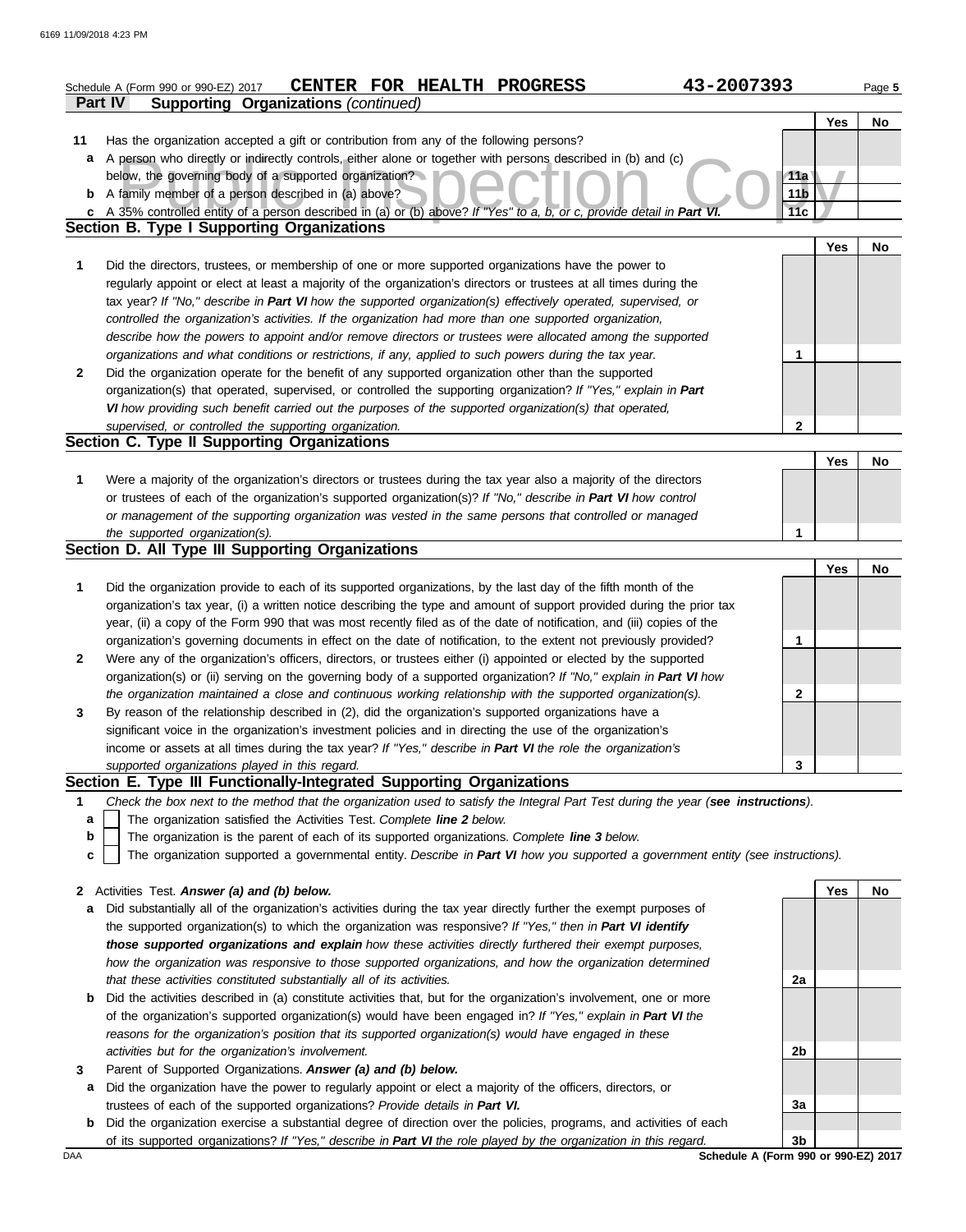Schedule A (Form 990 or 990-EZ) 2017 **CENTER FOR HEALTH PROGRESS** 43-2007393 Page 5

**Part IV Supporting Organizations** *(continued)*

| | | | Yes | No |
|---|---|---|---|---|
| **11** | Has the organization accepted a gift or contribution from any of the following persons? | | | |
| **a** | A person who directly or indirectly controls, either alone or together with persons described in (b) and (c) below, the governing body of a supported organization? | 11a | | |
| **b** | A family member of a person described in (a) above? | 11b | | |
| **c** | A 35% controlled entity of a person described in (a) or (b) above? *If "Yes" to a, b, or c, provide detail in* ***Part VI.*** | 11c | | |

## Section B. Type I Supporting Organizations

| | | | Yes | No |
|---|---|---|---|---|
| **1** | Did the directors, trustees, or membership of one or more supported organizations have the power to regularly appoint or elect at least a majority of the organization's directors or trustees at all times during the tax year? *If "No," describe in* ***Part VI*** *how the supported organization(s) effectively operated, supervised, or controlled the organization's activities. If the organization had more than one supported organization, describe how the powers to appoint and/or remove directors or trustees were allocated among the supported organizations and what conditions or restrictions, if any, applied to such powers during the tax year.* | 1 | | |
| **2** | Did the organization operate for the benefit of any supported organization other than the supported organization(s) that operated, supervised, or controlled the supporting organization? *If "Yes," explain in* ***Part VI*** *how providing such benefit carried out the purposes of the supported organization(s) that operated, supervised, or controlled the supporting organization.* | 2 | | |

## Section C. Type II Supporting Organizations

| | | | Yes | No |
|---|---|---|---|---|
| **1** | Were a majority of the organization's directors or trustees during the tax year also a majority of the directors or trustees of each of the organization's supported organization(s)? *If "No," describe in* ***Part VI*** *how control or management of the supporting organization was vested in the same persons that controlled or managed the supported organization(s).* | 1 | | |

## Section D. All Type III Supporting Organizations

| | | | Yes | No |
|---|---|---|---|---|
| **1** | Did the organization provide to each of its supported organizations, by the last day of the fifth month of the organization's tax year, (i) a written notice describing the type and amount of support provided during the prior tax year, (ii) a copy of the Form 990 that was most recently filed as of the date of notification, and (iii) copies of the organization's governing documents in effect on the date of notification, to the extent not previously provided? | 1 | | |
| **2** | Were any of the organization's officers, directors, or trustees either (i) appointed or elected by the supported organization(s) or (ii) serving on the governing body of a supported organization? *If "No," explain in* ***Part VI*** *how the organization maintained a close and continuous working relationship with the supported organization(s).* | 2 | | |
| **3** | By reason of the relationship described in (2), did the organization's supported organizations have a significant voice in the organization's investment policies and in directing the use of the organization's income or assets at all times during the tax year? *If "Yes," describe in* ***Part VI*** *the role the organization's supported organizations played in this regard.* | 3 | | |

## Section E. Type III Functionally-Integrated Supporting Organizations

**1** *Check the box next to the method that the organization used to satisfy the Integral Part Test during the year (****see instructions****).*

- **a** ☐ The organization satisfied the Activities Test. *Complete* ***line 2*** *below.*
- **b** ☐ The organization is the parent of each of its supported organizations. *Complete* ***line 3*** *below.*
- **c** ☐ The organization supported a governmental entity. *Describe in* ***Part VI*** *how you supported a government entity (see instructions).*

| | | | Yes | No |
|---|---|---|---|---|
| **2** | Activities Test. ***Answer (a) and (b) below.*** | | | |
| **a** | Did substantially all of the organization's activities during the tax year directly further the exempt purposes of the supported organization(s) to which the organization was responsive? *If "Yes," then in* ***Part VI identify those supported organizations and explain*** *how these activities directly furthered their exempt purposes, how the organization was responsive to those supported organizations, and how the organization determined that these activities constituted substantially all of its activities.* | 2a | | |
| **b** | Did the activities described in (a) constitute activities that, but for the organization's involvement, one or more of the organization's supported organization(s) would have been engaged in? *If "Yes," explain in* ***Part VI*** *the reasons for the organization's position that its supported organization(s) would have engaged in these activities but for the organization's involvement.* | 2b | | |
| **3** | Parent of Supported Organizations. ***Answer (a) and (b) below.*** | | | |
| **a** | Did the organization have the power to regularly appoint or elect a majority of the officers, directors, or trustees of each of the supported organizations? *Provide details in* ***Part VI.*** | 3a | | |
| **b** | Did the organization exercise a substantial degree of direction over the policies, programs, and activities of each of its supported organizations? *If "Yes," describe in* ***Part VI*** *the role played by the organization in this regard.* | 3b | | |

**Schedule A (Form 990 or 990-EZ) 2017**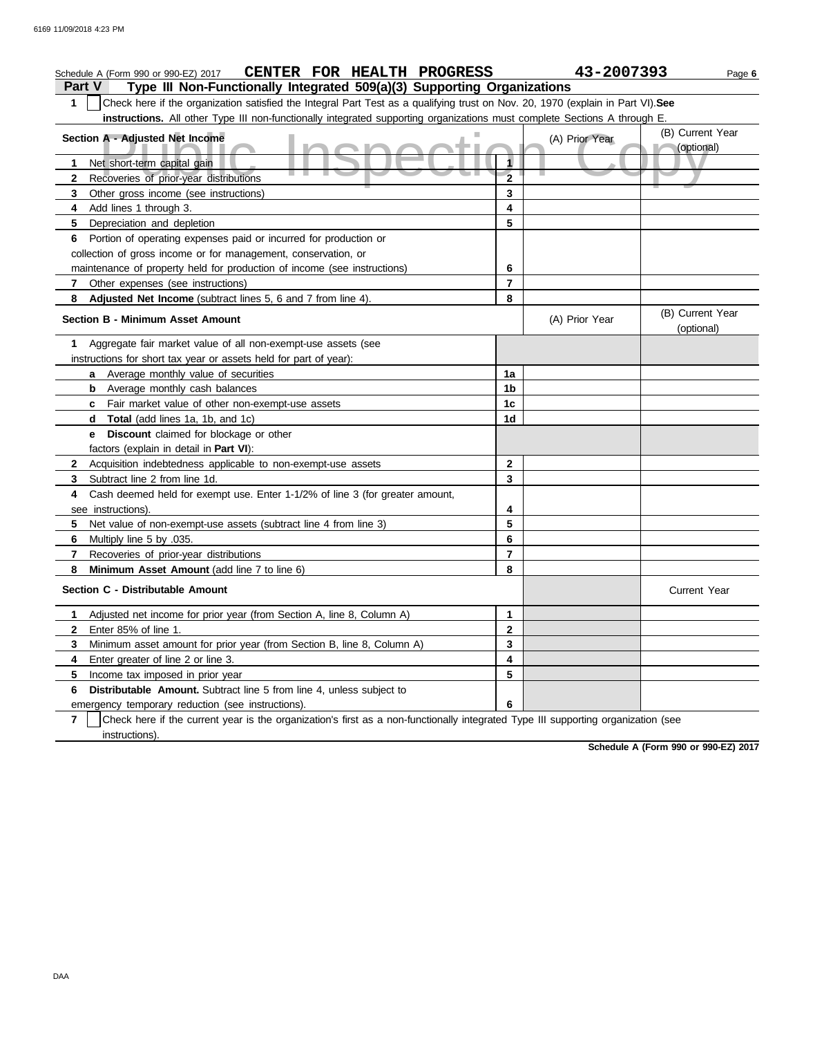Schedule A (Form 990 or 990-EZ) 2017 **CENTER FOR HEALTH PROGRESS** 43-2007393 Page **6**

## Part V Type III Non-Functionally Integrated 509(a)(3) Supporting Organizations

**1** ☐ Check here if the organization satisfied the Integral Part Test as a qualifying trust on Nov. 20, 1970 (explain in Part VI). **See instructions.** All other Type III non-functionally integrated supporting organizations must complete Sections A through E.

| Section A - Adjusted Net Income | | (A) Prior Year | (B) Current Year (optional) |
|---|---|---|---|
| **1** Net short-term capital gain | 1 | | |
| **2** Recoveries of prior-year distributions | 2 | | |
| **3** Other gross income (see instructions) | 3 | | |
| **4** Add lines 1 through 3. | 4 | | |
| **5** Depreciation and depletion | 5 | | |
| **6** Portion of operating expenses paid or incurred for production or collection of gross income or for management, conservation, or maintenance of property held for production of income (see instructions) | 6 | | |
| **7** Other expenses (see instructions) | 7 | | |
| **8** **Adjusted Net Income** (subtract lines 5, 6 and 7 from line 4). | 8 | | |

| Section B - Minimum Asset Amount | | (A) Prior Year | (B) Current Year (optional) |
|---|---|---|---|
| **1** Aggregate fair market value of all non-exempt-use assets (see instructions for short tax year or assets held for part of year): | | | |
| **a** Average monthly value of securities | 1a | | |
| **b** Average monthly cash balances | 1b | | |
| **c** Fair market value of other non-exempt-use assets | 1c | | |
| **d** **Total** (add lines 1a, 1b, and 1c) | 1d | | |
| **e** **Discount** claimed for blockage or other factors (explain in detail in **Part VI**): | | | |
| **2** Acquisition indebtedness applicable to non-exempt-use assets | 2 | | |
| **3** Subtract line 2 from line 1d. | 3 | | |
| **4** Cash deemed held for exempt use. Enter 1-1/2% of line 3 (for greater amount, see instructions). | 4 | | |
| **5** Net value of non-exempt-use assets (subtract line 4 from line 3) | 5 | | |
| **6** Multiply line 5 by .035. | 6 | | |
| **7** Recoveries of prior-year distributions | 7 | | |
| **8** **Minimum Asset Amount** (add line 7 to line 6) | 8 | | |

| Section C - Distributable Amount | | | Current Year |
|---|---|---|---|
| **1** Adjusted net income for prior year (from Section A, line 8, Column A) | 1 | | |
| **2** Enter 85% of line 1. | 2 | | |
| **3** Minimum asset amount for prior year (from Section B, line 8, Column A) | 3 | | |
| **4** Enter greater of line 2 or line 3. | 4 | | |
| **5** Income tax imposed in prior year | 5 | | |
| **6** **Distributable Amount.** Subtract line 5 from line 4, unless subject to emergency temporary reduction (see instructions). | 6 | | |

**7** ☐ Check here if the current year is the organization's first as a non-functionally integrated Type III supporting organization (see instructions).

**Schedule A (Form 990 or 990-EZ) 2017**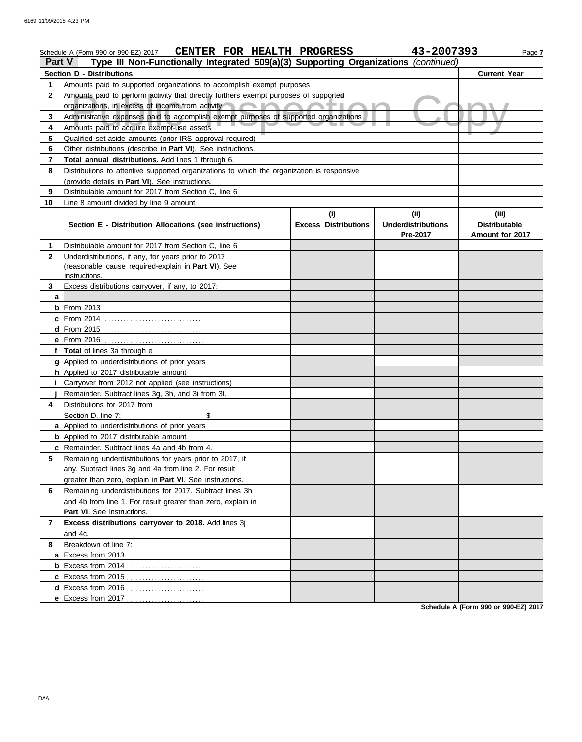Schedule A (Form 990 or 990-EZ) 2017 **CENTER FOR HEALTH PROGRESS** **43-2007393**

## Part V — Type III Non-Functionally Integrated 509(a)(3) Supporting Organizations *(continued)*

| Section D - Distributions | | Current Year |
|---|---|---|
| 1 | Amounts paid to supported organizations to accomplish exempt purposes | |
| 2 | Amounts paid to perform activity that directly furthers exempt purposes of supported organizations, in excess of income from activity | |
| 3 | Administrative expenses paid to accomplish exempt purposes of supported organizations | |
| 4 | Amounts paid to acquire exempt-use assets | |
| 5 | Qualified set-aside amounts (prior IRS approval required) | |
| 6 | Other distributions (describe in **Part VI**). See instructions. | |
| 7 | **Total annual distributions.** Add lines 1 through 6. | |
| 8 | Distributions to attentive supported organizations to which the organization is responsive (provide details in **Part VI**). See instructions. | |
| 9 | Distributable amount for 2017 from Section C, line 6 | |
| 10 | Line 8 amount divided by line 9 amount | |

| | Section E - Distribution Allocations (see instructions) | (i) Excess Distributions | (ii) Underdistributions Pre-2017 | (iii) Distributable Amount for 2017 |
|---|---|---|---|---|
| 1 | Distributable amount for 2017 from Section C, line 6 | | | |
| 2 | Underdistributions, if any, for years prior to 2017 (reasonable cause required-explain in **Part VI**). See instructions. | | | |
| 3 | Excess distributions carryover, if any, to 2017: | | | |
| a | | | | |
| b | From 2013 | | | |
| c | From 2014 | | | |
| d | From 2015 | | | |
| e | From 2016 | | | |
| f | **Total** of lines 3a through e | | | |
| g | Applied to underdistributions of prior years | | | |
| h | Applied to 2017 distributable amount | | | |
| i | Carryover from 2012 not applied (see instructions) | | | |
| j | Remainder. Subtract lines 3g, 3h, and 3i from 3f. | | | |
| 4 | Distributions for 2017 from Section D, line 7: $ | | | |
| a | Applied to underdistributions of prior years | | | |
| b | Applied to 2017 distributable amount | | | |
| c | Remainder. Subtract lines 4a and 4b from 4. | | | |
| 5 | Remaining underdistributions for years prior to 2017, if any. Subtract lines 3g and 4a from line 2. For result greater than zero, explain in **Part VI**. See instructions. | | | |
| 6 | Remaining underdistributions for 2017. Subtract lines 3h and 4b from line 1. For result greater than zero, explain in **Part VI**. See instructions. | | | |
| 7 | **Excess distributions carryover to 2018.** Add lines 3j and 4c. | | | |
| 8 | Breakdown of line 7: | | | |
| a | Excess from 2013 | | | |
| b | Excess from 2014 | | | |
| c | Excess from 2015 | | | |
| d | Excess from 2016 | | | |
| e | Excess from 2017 | | | |

**Schedule A (Form 990 or 990-EZ) 2017**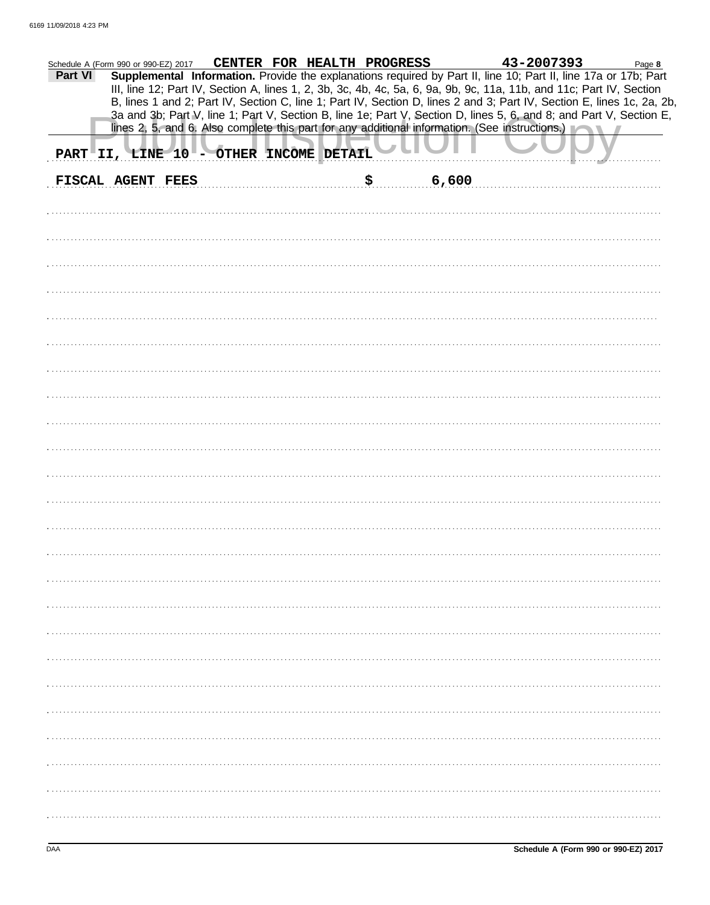Schedule A (Form 990 or 990-EZ) 2017 CENTER FOR HEALTH PROGRESS 43-2007393 Page **8**

**Part VI** **Supplemental Information.** Provide the explanations required by Part II, line 10; Part II, line 17a or 17b; Part III, line 12; Part IV, Section A, lines 1, 2, 3b, 3c, 4b, 4c, 5a, 6, 9a, 9b, 9c, 11a, 11b, and 11c; Part IV, Section B, lines 1 and 2; Part IV, Section C, line 1; Part IV, Section D, lines 2 and 3; Part IV, Section E, lines 1c, 2a, 2b, 3a and 3b; Part V, line 1; Part V, Section B, line 1e; Part V, Section D, lines 5, 6, and 8; and Part V, Section E, lines 2, 5, and 6. Also complete this part for any additional information. (See instructions.)

PART II, LINE 10 - OTHER INCOME DETAIL

FISCAL AGENT FEES $ 6,600

Schedule A (Form 990 or 990-EZ) 2017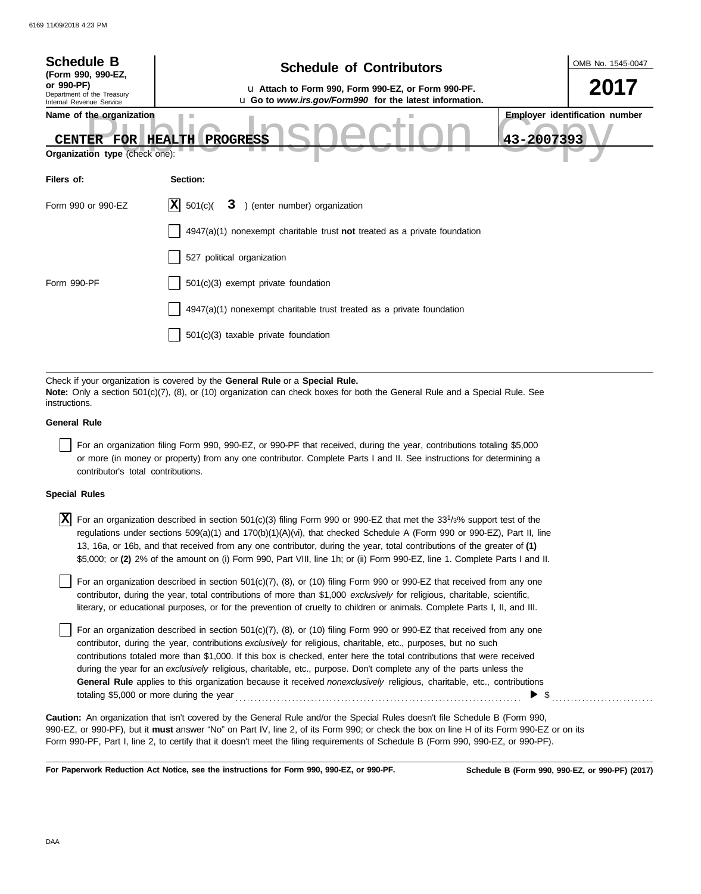**Schedule B**
**(Form 990, 990-EZ, or 990-PF)**
Department of the Treasury
Internal Revenue Service

# Schedule of Contributors

u **Attach to Form 990, Form 990-EZ, or Form 990-PF.**
u **Go to *www.irs.gov/Form990* for the latest information.**

OMB No. 1545-0047

**2017**

**Name of the organization**

CENTER FOR HEALTH PROGRESS

**Employer identification number**

43-2007393

**Organization type** (check one):

| **Filers of:** | **Section:** |
|---|---|
| Form 990 or 990-EZ | [X] 501(c)( 3 ) (enter number) organization |
| | [ ] 4947(a)(1) nonexempt charitable trust **not** treated as a private foundation |
| | [ ] 527 political organization |
| Form 990-PF | [ ] 501(c)(3) exempt private foundation |
| | [ ] 4947(a)(1) nonexempt charitable trust treated as a private foundation |
| | [ ] 501(c)(3) taxable private foundation |

Check if your organization is covered by the **General Rule** or a **Special Rule.**
**Note:** Only a section 501(c)(7), (8), or (10) organization can check boxes for both the General Rule and a Special Rule. See instructions.

**General Rule**

[ ] For an organization filing Form 990, 990-EZ, or 990-PF that received, during the year, contributions totaling $5,000 or more (in money or property) from any one contributor. Complete Parts I and II. See instructions for determining a contributor's total contributions.

**Special Rules**

[X] For an organization described in section 501(c)(3) filing Form 990 or 990-EZ that met the 33 1/3% support test of the regulations under sections 509(a)(1) and 170(b)(1)(A)(vi), that checked Schedule A (Form 990 or 990-EZ), Part II, line 13, 16a, or 16b, and that received from any one contributor, during the year, total contributions of the greater of **(1)** $5,000; or **(2)** 2% of the amount on (i) Form 990, Part VIII, line 1h; or (ii) Form 990-EZ, line 1. Complete Parts I and II.

[ ] For an organization described in section 501(c)(7), (8), or (10) filing Form 990 or 990-EZ that received from any one contributor, during the year, total contributions of more than $1,000 *exclusively* for religious, charitable, scientific, literary, or educational purposes, or for the prevention of cruelty to children or animals. Complete Parts I, II, and III.

[ ] For an organization described in section 501(c)(7), (8), or (10) filing Form 990 or 990-EZ that received from any one contributor, during the year, contributions *exclusively* for religious, charitable, etc., purposes, but no such contributions totaled more than $1,000. If this box is checked, enter here the total contributions that were received during the year for an *exclusively* religious, charitable, etc., purpose. Don't complete any of the parts unless the **General Rule** applies to this organization because it received *nonexclusively* religious, charitable, etc., contributions totaling $5,000 or more during the year . . . . . . . . . . ▶ $ . . . . . . . . . .

**Caution:** An organization that isn't covered by the General Rule and/or the Special Rules doesn't file Schedule B (Form 990, 990-EZ, or 990-PF), but it **must** answer "No" on Part IV, line 2, of its Form 990; or check the box on line H of its Form 990-EZ or on its Form 990-PF, Part I, line 2, to certify that it doesn't meet the filing requirements of Schedule B (Form 990, 990-EZ, or 990-PF).

**For Paperwork Reduction Act Notice, see the instructions for Form 990, 990-EZ, or 990-PF.**

**Schedule B (Form 990, 990-EZ, or 990-PF) (2017)**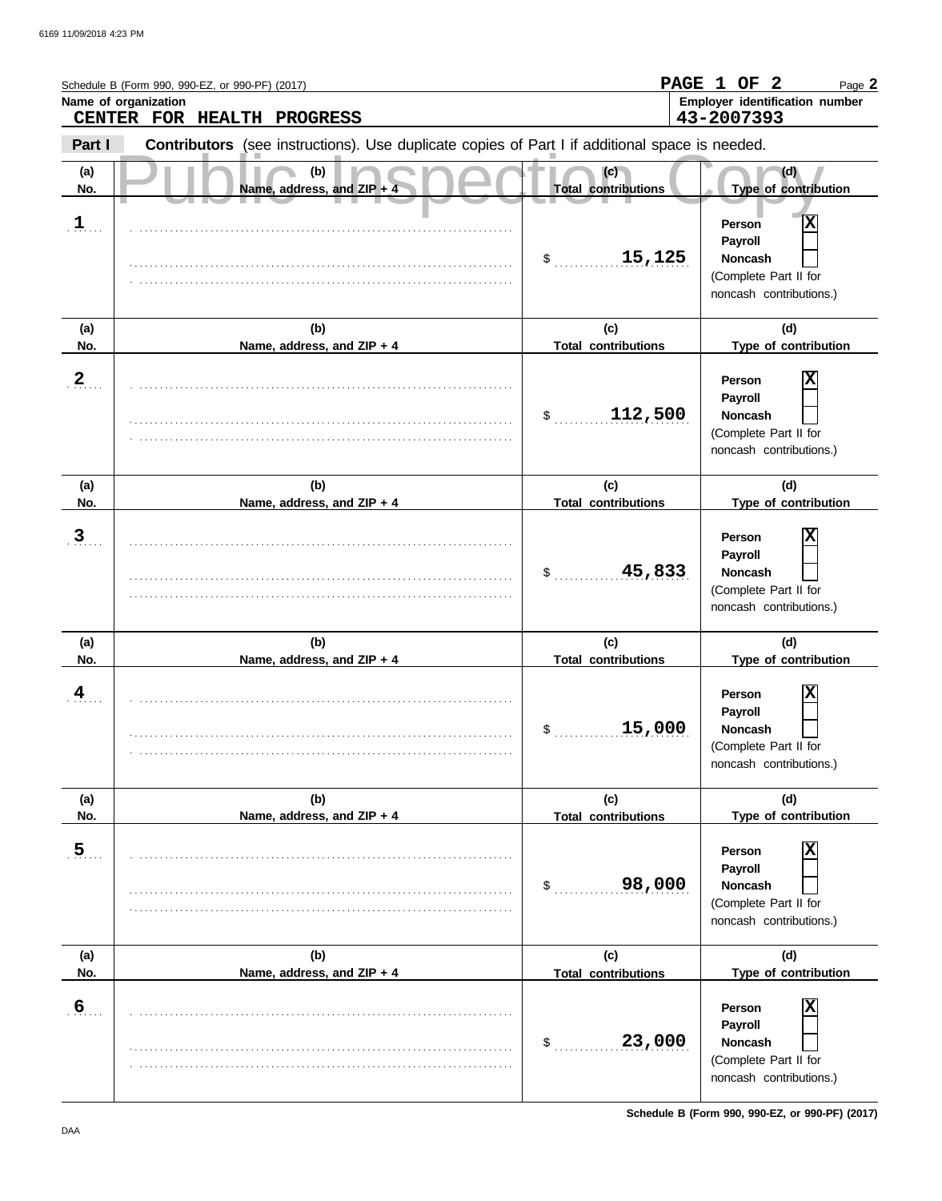Schedule B (Form 990, 990-EZ, or 990-PF) (2017) **PAGE 1 OF 2** Page **2**

**Name of organization**
**CENTER FOR HEALTH PROGRESS**

**Employer identification number**
**43-2007393**

**Part I** **Contributors** (see instructions). Use duplicate copies of Part I if additional space is needed.

Public Inspection Copy

| (a) No. | (b) Name, address, and ZIP + 4 | (c) Total contributions | (d) Type of contribution |
|---|---|---|---|
| 1 | | $ 15,125 | Person [X] Payroll [ ] Noncash [ ] (Complete Part II for noncash contributions.) |
| 2 | | $ 112,500 | Person [X] Payroll [ ] Noncash [ ] (Complete Part II for noncash contributions.) |
| 3 | | $ 45,833 | Person [X] Payroll [ ] Noncash [ ] (Complete Part II for noncash contributions.) |
| 4 | | $ 15,000 | Person [X] Payroll [ ] Noncash [ ] (Complete Part II for noncash contributions.) |
| 5 | | $ 98,000 | Person [X] Payroll [ ] Noncash [ ] (Complete Part II for noncash contributions.) |
| 6 | | $ 23,000 | Person [X] Payroll [ ] Noncash [ ] (Complete Part II for noncash contributions.) |

**Schedule B (Form 990, 990-EZ, or 990-PF) (2017)**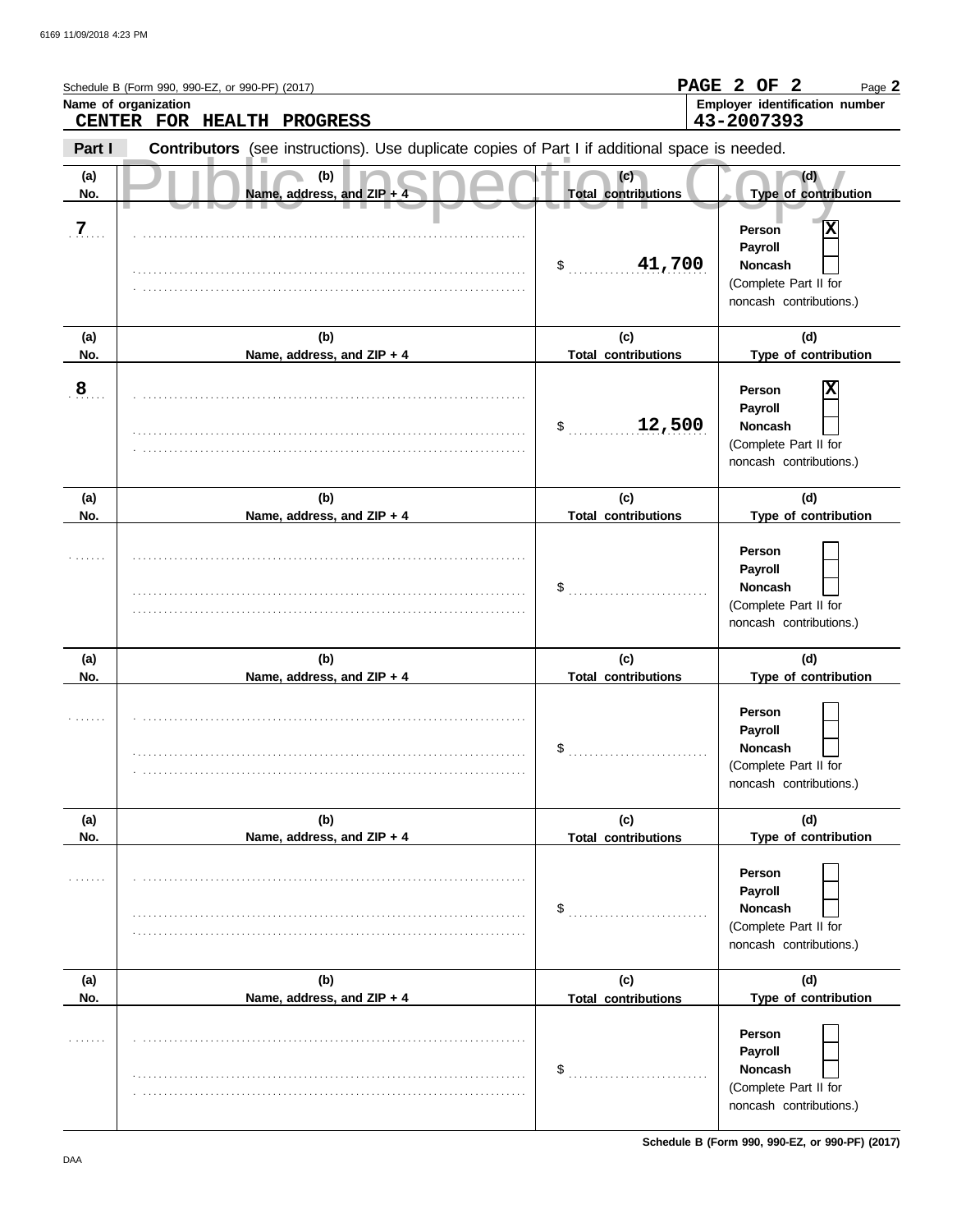Schedule B (Form 990, 990-EZ, or 990-PF) (2017)

**PAGE 2 OF 2**

**Name of organization**
CENTER FOR HEALTH PROGRESS

**Employer identification number**
43-2007393

**Part I** **Contributors** (see instructions). Use duplicate copies of Part I if additional space is needed.

Public Inspection Copy

| (a) No. | (b) Name, address, and ZIP + 4 | (c) Total contributions | (d) Type of contribution |
|---|---|---|---|
| 7 | | $ 41,700 | Person [X] Payroll [ ] Noncash [ ] (Complete Part II for noncash contributions.) |
| 8 | | $ 12,500 | Person [X] Payroll [ ] Noncash [ ] (Complete Part II for noncash contributions.) |
| | | $ | Person [ ] Payroll [ ] Noncash [ ] (Complete Part II for noncash contributions.) |
| | | $ | Person [ ] Payroll [ ] Noncash [ ] (Complete Part II for noncash contributions.) |
| | | $ | Person [ ] Payroll [ ] Noncash [ ] (Complete Part II for noncash contributions.) |
| | | $ | Person [ ] Payroll [ ] Noncash [ ] (Complete Part II for noncash contributions.) |

Schedule B (Form 990, 990-EZ, or 990-PF) (2017)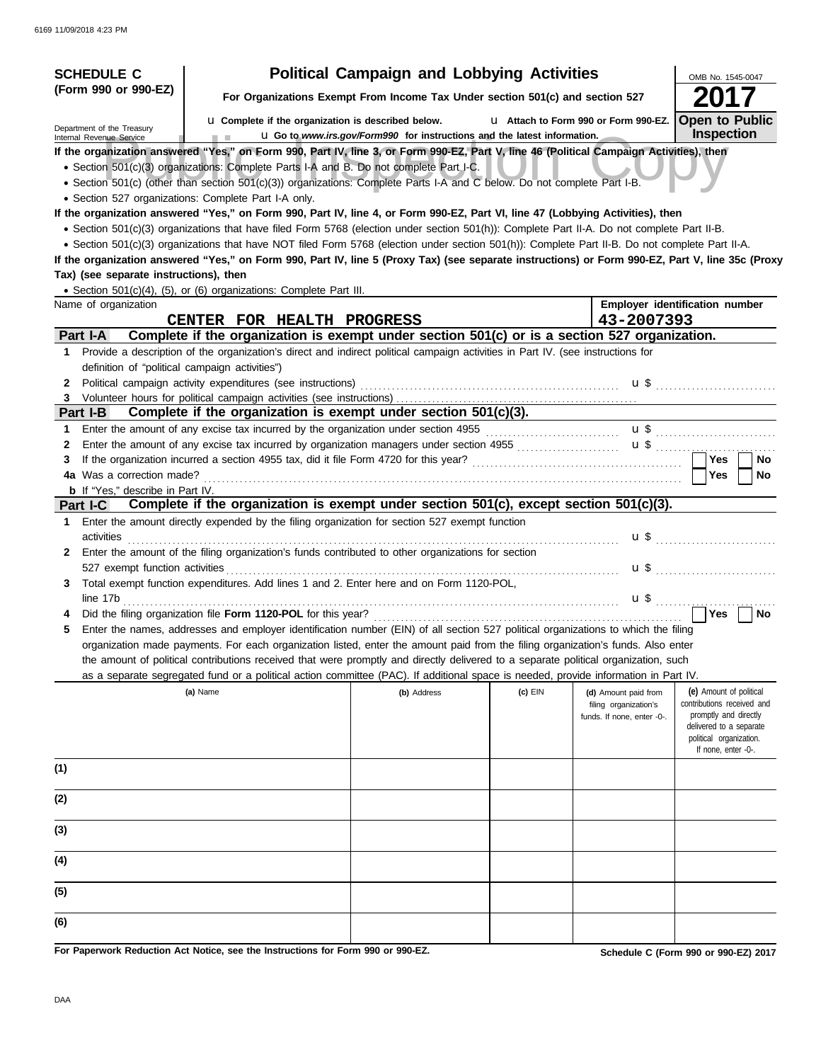**SCHEDULE C (Form 990 or 990-EZ)**

Department of the Treasury
Internal Revenue Service

# Political Campaign and Lobbying Activities

**For Organizations Exempt From Income Tax Under section 501(c) and section 527**

u **Complete if the organization is described below.** u **Attach to Form 990 or Form 990-EZ.**

u **Go to** ***www.irs.gov/Form990*** **for instructions and the latest information.**

OMB No. 1545-0047

**2017**

**Open to Public Inspection**

Public Inspection Copy

**If the organization answered "Yes," on Form 990, Part IV, line 3, or Form 990-EZ, Part V, line 46 (Political Campaign Activities), then**

- Section 501(c)(3) organizations: Complete Parts I-A and B. Do not complete Part I-C.
- Section 501(c) (other than section 501(c)(3)) organizations: Complete Parts I-A and C below. Do not complete Part I-B.
- Section 527 organizations: Complete Part I-A only.

**If the organization answered "Yes," on Form 990, Part IV, line 4, or Form 990-EZ, Part VI, line 47 (Lobbying Activities), then**

- Section 501(c)(3) organizations that have filed Form 5768 (election under section 501(h)): Complete Part II-A. Do not complete Part II-B.
- Section 501(c)(3) organizations that have NOT filed Form 5768 (election under section 501(h)): Complete Part II-B. Do not complete Part II-A.

**If the organization answered "Yes," on Form 990, Part IV, line 5 (Proxy Tax) (see separate instructions) or Form 990-EZ, Part V, line 35c (Proxy Tax) (see separate instructions), then**

- Section 501(c)(4), (5), or (6) organizations: Complete Part III.

| Name of organization | Employer identification number |
|---|---|
| CENTER FOR HEALTH PROGRESS | 43-2007393 |

## Part I-A Complete if the organization is exempt under section 501(c) or is a section 527 organization.

1. Provide a description of the organization's direct and indirect political campaign activities in Part IV. (see instructions for definition of "political campaign activities")
2. Political campaign activity expenditures (see instructions) u $
3. Volunteer hours for political campaign activities (see instructions)

## Part I-B Complete if the organization is exempt under section 501(c)(3).

1. Enter the amount of any excise tax incurred by the organization under section 4955 u $
2. Enter the amount of any excise tax incurred by organization managers under section 4955 u $
3. If the organization incurred a section 4955 tax, did it file Form 4720 for this year? Yes ☐ No ☐

4a. Was a correction made? Yes ☐ No ☐

b. If "Yes," describe in Part IV.

## Part I-C Complete if the organization is exempt under section 501(c), except section 501(c)(3).

1. Enter the amount directly expended by the filing organization for section 527 exempt function activities u $
2. Enter the amount of the filing organization's funds contributed to other organizations for section 527 exempt function activities u $
3. Total exempt function expenditures. Add lines 1 and 2. Enter here and on Form 1120-POL, line 17b u $
4. Did the filing organization file **Form 1120-POL** for this year? Yes ☐ No ☐
5. Enter the names, addresses and employer identification number (EIN) of all section 527 political organizations to which the filing organization made payments. For each organization listed, enter the amount paid from the filing organization's funds. Also enter the amount of political contributions received that were promptly and directly delivered to a separate political organization, such as a separate segregated fund or a political action committee (PAC). If additional space is needed, provide information in Part IV.

| | (a) Name | (b) Address | (c) EIN | (d) Amount paid from filing organization's funds. If none, enter -0-. | (e) Amount of political contributions received and promptly and directly delivered to a separate political organization. If none, enter -0-. |
|---|---|---|---|---|---|
| (1) | | | | | |
| (2) | | | | | |
| (3) | | | | | |
| (4) | | | | | |
| (5) | | | | | |
| (6) | | | | | |

**For Paperwork Reduction Act Notice, see the Instructions for Form 990 or 990-EZ.**

**Schedule C (Form 990 or 990-EZ) 2017**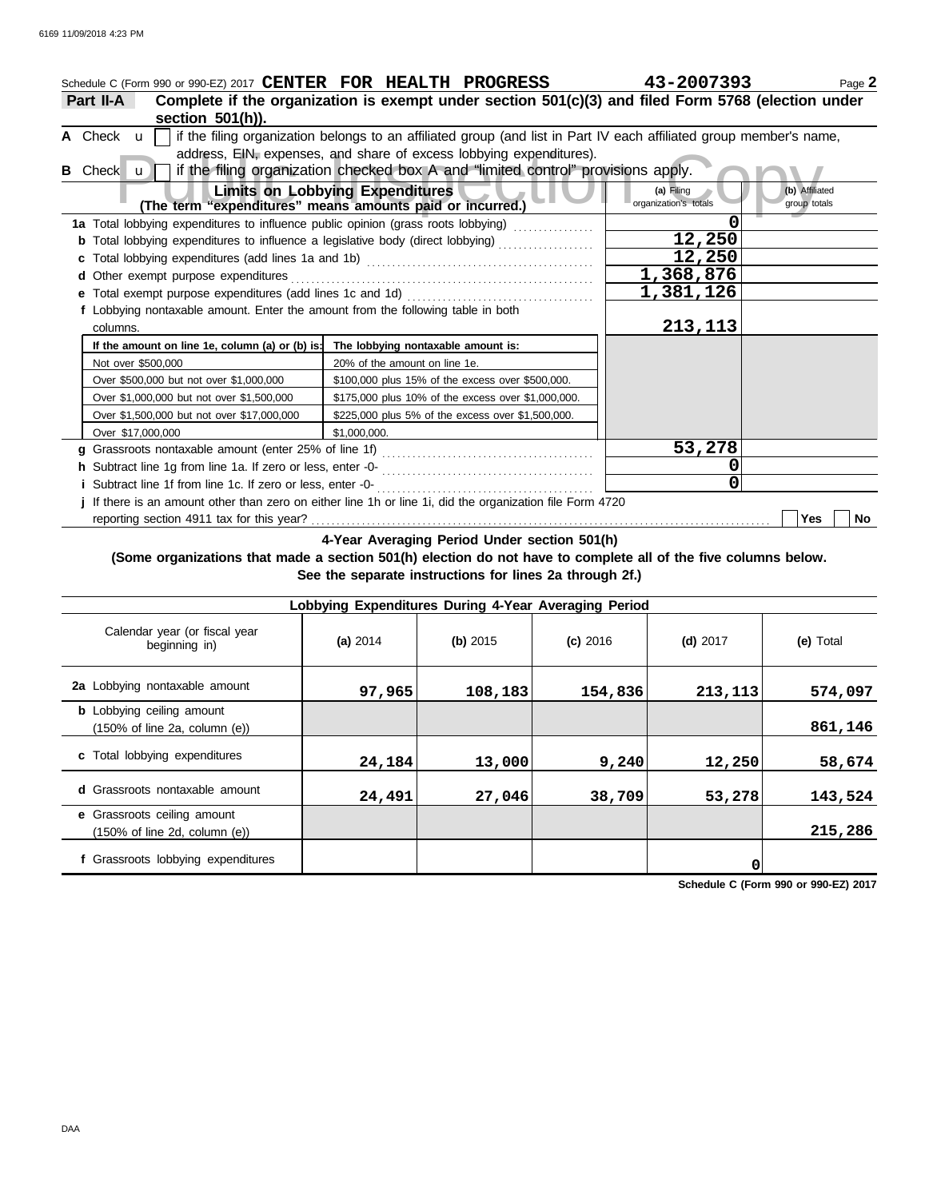Schedule C (Form 990 or 990-EZ) 2017 **CENTER FOR HEALTH PROGRESS** **43-2007393** Page **2**

**Part II-A** **Complete if the organization is exempt under section 501(c)(3) and filed Form 5768 (election under section 501(h)).**

**A** Check u [ ] if the filing organization belongs to an affiliated group (and list in Part IV each affiliated group member's name, address, EIN, expenses, and share of excess lobbying expenditures).

**B** Check u [ ] if the filing organization checked box A and "limited control" provisions apply.

| **Limits on Lobbying Expenditures** (The term "expenditures" means amounts paid or incurred.) | **(a)** Filing organization's totals | **(b)** Affiliated group totals |
|---|---|---|
| **1a** Total lobbying expenditures to influence public opinion (grass roots lobbying) | 0 | |
| **b** Total lobbying expenditures to influence a legislative body (direct lobbying) | 12,250 | |
| **c** Total lobbying expenditures (add lines 1a and 1b) | 12,250 | |
| **d** Other exempt purpose expenditures | 1,368,876 | |
| **e** Total exempt purpose expenditures (add lines 1c and 1d) | 1,381,126 | |
| **f** Lobbying nontaxable amount. Enter the amount from the following table in both columns. | 213,113 | |

| If the amount on line 1e, column (a) or (b) is: | The lobbying nontaxable amount is: |
|---|---|
| Not over $500,000 | 20% of the amount on line 1e. |
| Over $500,000 but not over $1,000,000 | $100,000 plus 15% of the excess over $500,000. |
| Over $1,000,000 but not over $1,500,000 | $175,000 plus 10% of the excess over $1,000,000. |
| Over $1,500,000 but not over $17,000,000 | $225,000 plus 5% of the excess over $1,500,000. |
| Over $17,000,000 | $1,000,000. |

| | (a) | (b) |
|---|---|---|
| **g** Grassroots nontaxable amount (enter 25% of line 1f) | 53,278 | |
| **h** Subtract line 1g from line 1a. If zero or less, enter -0- | 0 | |
| **i** Subtract line 1f from line 1c. If zero or less, enter -0- | 0 | |

**j** If there is an amount other than zero on either line 1h or line 1i, did the organization file Form 4720 reporting section 4911 tax for this year? [ ] **Yes** [ ] **No**

**4-Year Averaging Period Under section 501(h)**

**(Some organizations that made a section 501(h) election do not have to complete all of the five columns below. See the separate instructions for lines 2a through 2f.)**

| Lobbying Expenditures During 4-Year Averaging Period | | | | | |
|---|---|---|---|---|---|
| Calendar year (or fiscal year beginning in) | **(a)** 2014 | **(b)** 2015 | **(c)** 2016 | **(d)** 2017 | **(e)** Total |
| **2a** Lobbying nontaxable amount | 97,965 | 108,183 | 154,836 | 213,113 | 574,097 |
| **b** Lobbying ceiling amount (150% of line 2a, column (e)) | | | | | 861,146 |
| **c** Total lobbying expenditures | 24,184 | 13,000 | 9,240 | 12,250 | 58,674 |
| **d** Grassroots nontaxable amount | 24,491 | 27,046 | 38,709 | 53,278 | 143,524 |
| **e** Grassroots ceiling amount (150% of line 2d, column (e)) | | | | | 215,286 |
| **f** Grassroots lobbying expenditures | | | | 0 | |

**Schedule C (Form 990 or 990-EZ) 2017**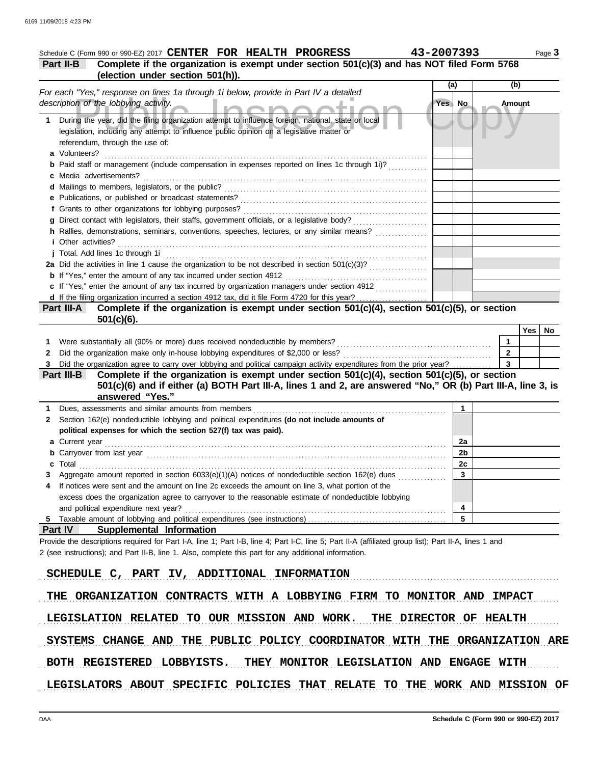Schedule C (Form 990 or 990-EZ) 2017 **CENTER FOR HEALTH PROGRESS** **43-2007393**

**Part II-B** **Complete if the organization is exempt under section 501(c)(3) and has NOT filed Form 5768 (election under section 501(h)).**

| *For each "Yes," response on lines 1a through 1i below, provide in Part IV a detailed description of the lobbying activity.* | (a) Yes | (a) No | (b) Amount |
|---|---|---|---|
| **1** During the year, did the filing organization attempt to influence foreign, national, state or local legislation, including any attempt to influence public opinion on a legislative matter or referendum, through the use of: | | | |
| **a** Volunteers? | | | |
| **b** Paid staff or management (include compensation in expenses reported on lines 1c through 1i)? | | | |
| **c** Media advertisements? | | | |
| **d** Mailings to members, legislators, or the public? | | | |
| **e** Publications, or published or broadcast statements? | | | |
| **f** Grants to other organizations for lobbying purposes? | | | |
| **g** Direct contact with legislators, their staffs, government officials, or a legislative body? | | | |
| **h** Rallies, demonstrations, seminars, conventions, speeches, lectures, or any similar means? | | | |
| **i** Other activities? | | | |
| **j** Total. Add lines 1c through 1i | | | |
| **2a** Did the activities in line 1 cause the organization to be not described in section 501(c)(3)? | | | |
| **b** If "Yes," enter the amount of any tax incurred under section 4912 | | | |
| **c** If "Yes," enter the amount of any tax incurred by organization managers under section 4912 | | | |
| **d** If the filing organization incurred a section 4912 tax, did it file Form 4720 for this year? | | | |

**Part III-A** **Complete if the organization is exempt under section 501(c)(4), section 501(c)(5), or section 501(c)(6).**

| | | Yes | No |
|---|---|---|---|
| **1** Were substantially all (90% or more) dues received nondeductible by members? | 1 | | |
| **2** Did the organization make only in-house lobbying expenditures of $2,000 or less? | 2 | | |
| **3** Did the organization agree to carry over lobbying and political campaign activity expenditures from the prior year? | 3 | | |

**Part III-B** **Complete if the organization is exempt under section 501(c)(4), section 501(c)(5), or section 501(c)(6) and if either (a) BOTH Part III-A, lines 1 and 2, are answered "No," OR (b) Part III-A, line 3, is answered "Yes."**

| | | |
|---|---|---|
| **1** Dues, assessments and similar amounts from members | 1 | |
| **2** Section 162(e) nondeductible lobbying and political expenditures **(do not include amounts of political expenses for which the section 527(f) tax was paid).** | | |
| **a** Current year | 2a | |
| **b** Carryover from last year | 2b | |
| **c** Total | 2c | |
| **3** Aggregate amount reported in section 6033(e)(1)(A) notices of nondeductible section 162(e) dues | 3 | |
| **4** If notices were sent and the amount on line 2c exceeds the amount on line 3, what portion of the excess does the organization agree to carryover to the reasonable estimate of nondeductible lobbying and political expenditure next year? | 4 | |
| **5** Taxable amount of lobbying and political expenditures (see instructions) | 5 | |

**Part IV** **Supplemental Information**

Provide the descriptions required for Part I-A, line 1; Part I-B, line 4; Part I-C, line 5; Part II-A (affiliated group list); Part II-A, lines 1 and 2 (see instructions); and Part II-B, line 1. Also, complete this part for any additional information.

SCHEDULE C, PART IV, ADDITIONAL INFORMATION

THE ORGANIZATION CONTRACTS WITH A LOBBYING FIRM TO MONITOR AND IMPACT LEGISLATION RELATED TO OUR MISSION AND WORK. THE DIRECTOR OF HEALTH SYSTEMS CHANGE AND THE PUBLIC POLICY COORDINATOR WITH THE ORGANIZATION ARE BOTH REGISTERED LOBBYISTS. THEY MONITOR LEGISLATION AND ENGAGE WITH LEGISLATORS ABOUT SPECIFIC POLICIES THAT RELATE TO THE WORK AND MISSION OF

Schedule C (Form 990 or 990-EZ) 2017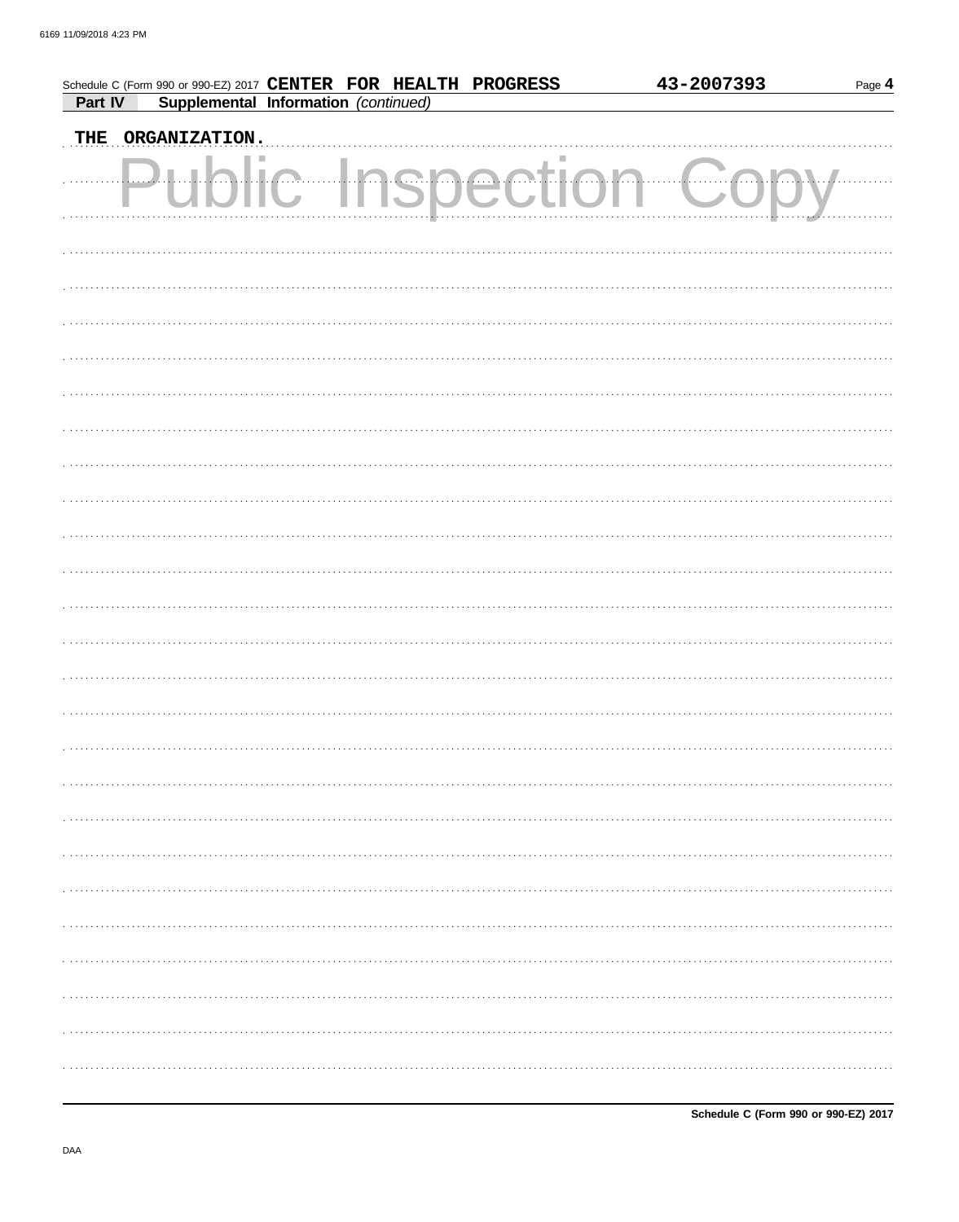Schedule C (Form 990 or 990-EZ) 2017 **CENTER FOR HEALTH PROGRESS** 43-2007393 Page **4**

**Part IV** **Supplemental Information** *(continued)*

THE ORGANIZATION.

Public Inspection Copy

Schedule C (Form 990 or 990-EZ) 2017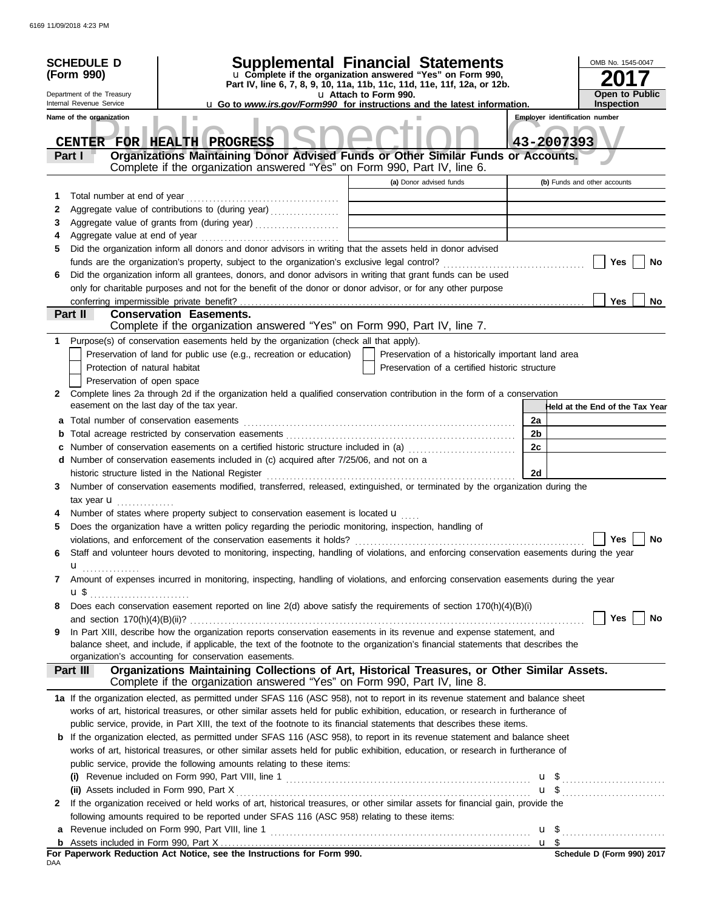**SCHEDULE D (Form 990)**

Department of the Treasury
Internal Revenue Service

# Supplemental Financial Statements

u Complete if the organization answered "Yes" on Form 990, Part IV, line 6, 7, 8, 9, 10, 11a, 11b, 11c, 11d, 11e, 11f, 12a, or 12b.
u Attach to Form 990.
u Go to *www.irs.gov/Form990* for instructions and the latest information.

OMB No. 1545-0047

**2017**

**Open to Public Inspection**

Name of the organization: CENTER FOR HEALTH PROGRESS

Employer identification number: 43-2007393

## Part I — Organizations Maintaining Donor Advised Funds or Other Similar Funds or Accounts.

Complete if the organization answered "Yes" on Form 990, Part IV, line 6.

| | | (a) Donor advised funds | (b) Funds and other accounts |
|---|---|---|---|
| 1 | Total number at end of year | | |
| 2 | Aggregate value of contributions to (during year) | | |
| 3 | Aggregate value of grants from (during year) | | |
| 4 | Aggregate value at end of year | | |

5 Did the organization inform all donors and donor advisors in writing that the assets held in donor advised funds are the organization's property, subject to the organization's exclusive legal control? Yes No

6 Did the organization inform all grantees, donors, and donor advisors in writing that grant funds can be used only for charitable purposes and not for the benefit of the donor or donor advisor, or for any other purpose conferring impermissible private benefit? Yes No

## Part II — Conservation Easements.

Complete if the organization answered "Yes" on Form 990, Part IV, line 7.

1 Purpose(s) of conservation easements held by the organization (check all that apply).

- Preservation of land for public use (e.g., recreation or education)
- Protection of natural habitat
- Preservation of open space
- Preservation of a historically important land area
- Preservation of a certified historic structure

2 Complete lines 2a through 2d if the organization held a qualified conservation contribution in the form of a conservation easement on the last day of the tax year.

| | | | Held at the End of the Tax Year |
|---|---|---|---|
| a | Total number of conservation easements | 2a | |
| b | Total acreage restricted by conservation easements | 2b | |
| c | Number of conservation easements on a certified historic structure included in (a) | 2c | |
| d | Number of conservation easements included in (c) acquired after 7/25/06, and not on a historic structure listed in the National Register | 2d | |

3 Number of conservation easements modified, transferred, released, extinguished, or terminated by the organization during the tax year u

4 Number of states where property subject to conservation easement is located u

5 Does the organization have a written policy regarding the periodic monitoring, inspection, handling of violations, and enforcement of the conservation easements it holds? Yes No

6 Staff and volunteer hours devoted to monitoring, inspecting, handling of violations, and enforcing conservation easements during the year u

7 Amount of expenses incurred in monitoring, inspecting, handling of violations, and enforcing conservation easements during the year u $

8 Does each conservation easement reported on line 2(d) above satisfy the requirements of section 170(h)(4)(B)(i) and section 170(h)(4)(B)(ii)? Yes No

9 In Part XIII, describe how the organization reports conservation easements in its revenue and expense statement, and balance sheet, and include, if applicable, the text of the footnote to the organization's financial statements that describes the organization's accounting for conservation easements.

## Part III — Organizations Maintaining Collections of Art, Historical Treasures, or Other Similar Assets.

Complete if the organization answered "Yes" on Form 990, Part IV, line 8.

1a If the organization elected, as permitted under SFAS 116 (ASC 958), not to report in its revenue statement and balance sheet works of art, historical treasures, or other similar assets held for public exhibition, education, or research in furtherance of public service, provide, in Part XIII, the text of the footnote to its financial statements that describes these items.

b If the organization elected, as permitted under SFAS 116 (ASC 958), to report in its revenue statement and balance sheet works of art, historical treasures, or other similar assets held for public exhibition, education, or research in furtherance of public service, provide the following amounts relating to these items:

(i) Revenue included on Form 990, Part VIII, line 1 u $

(ii) Assets included in Form 990, Part X u $

2 If the organization received or held works of art, historical treasures, or other similar assets for financial gain, provide the following amounts required to be reported under SFAS 116 (ASC 958) relating to these items:

a Revenue included on Form 990, Part VIII, line 1 u $

b Assets included in Form 990, Part X u $

For Paperwork Reduction Act Notice, see the Instructions for Form 990.

Schedule D (Form 990) 2017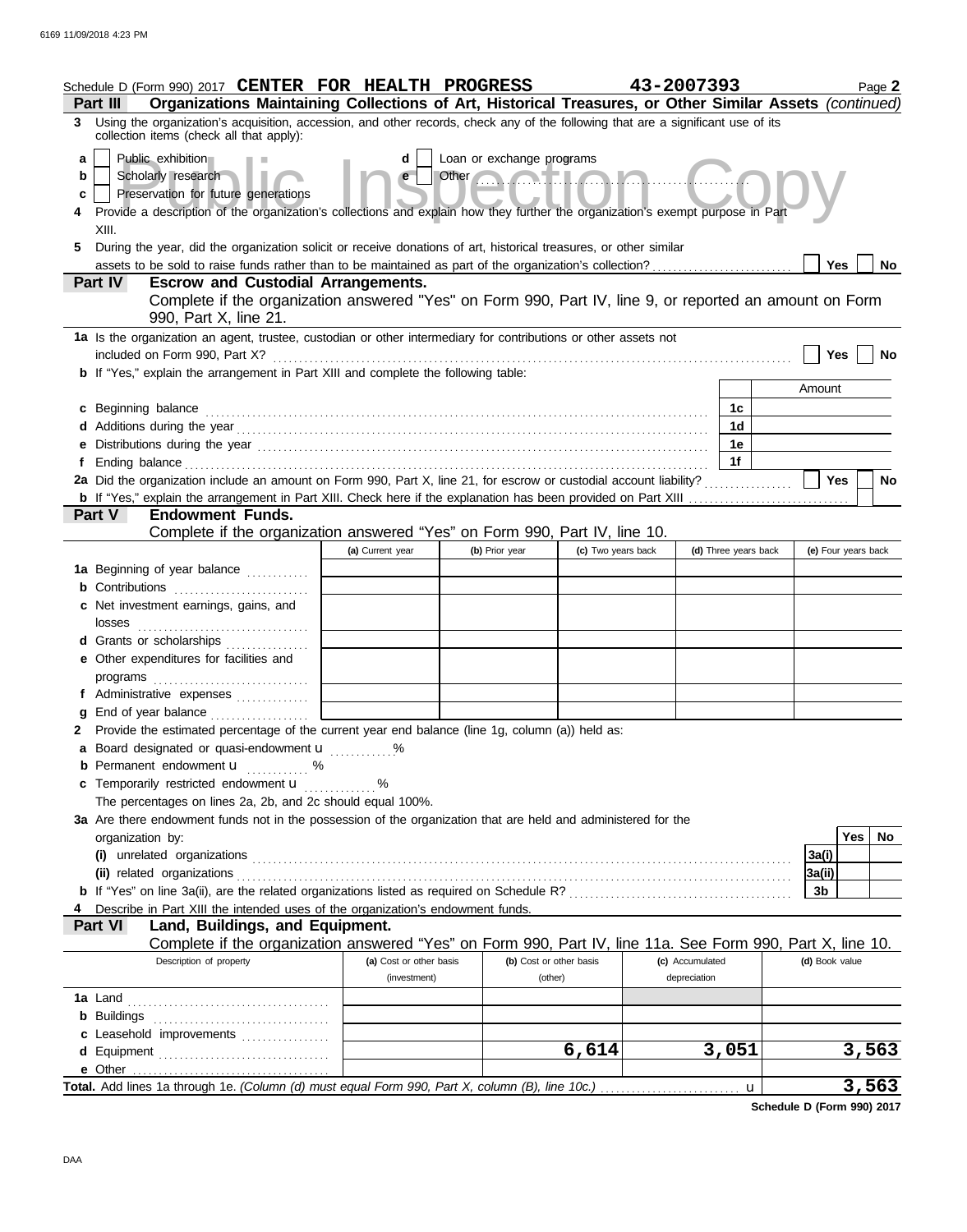Schedule D (Form 990) 2017 **CENTER FOR HEALTH PROGRESS** **43-2007393** Page **2**

## Part III Organizations Maintaining Collections of Art, Historical Treasures, or Other Similar Assets *(continued)*

**3** Using the organization's acquisition, accession, and other records, check any of the following that are a significant use of its collection items (check all that apply):

- **a** ☐ Public exhibition
- **b** ☐ Scholarly research
- **c** ☐ Preservation for future generations
- **d** ☐ Loan or exchange programs
- **e** ☐ Other ....................

**4** Provide a description of the organization's collections and explain how they further the organization's exempt purpose in Part XIII.

**5** During the year, did the organization solicit or receive donations of art, historical treasures, or other similar assets to be sold to raise funds rather than to be maintained as part of the organization's collection? ☐ Yes ☐ No

## Part IV Escrow and Custodial Arrangements.

Complete if the organization answered "Yes" on Form 990, Part IV, line 9, or reported an amount on Form 990, Part X, line 21.

**1a** Is the organization an agent, trustee, custodian or other intermediary for contributions or other assets not included on Form 990, Part X? ☐ Yes ☐ No

**b** If "Yes," explain the arrangement in Part XIII and complete the following table:

| | | Amount |
|---|---|---|
| **c** Beginning balance | 1c | |
| **d** Additions during the year | 1d | |
| **e** Distributions during the year | 1e | |
| **f** Ending balance | 1f | |

**2a** Did the organization include an amount on Form 990, Part X, line 21, for escrow or custodial account liability? ☐ Yes ☐ No

**b** If "Yes," explain the arrangement in Part XIII. Check here if the explanation has been provided on Part XIII ☐

## Part V Endowment Funds.

Complete if the organization answered "Yes" on Form 990, Part IV, line 10.

| | (a) Current year | (b) Prior year | (c) Two years back | (d) Three years back | (e) Four years back |
|---|---|---|---|---|---|
| **1a** Beginning of year balance | | | | | |
| **b** Contributions | | | | | |
| **c** Net investment earnings, gains, and losses | | | | | |
| **d** Grants or scholarships | | | | | |
| **e** Other expenditures for facilities and programs | | | | | |
| **f** Administrative expenses | | | | | |
| **g** End of year balance | | | | | |

**2** Provide the estimated percentage of the current year end balance (line 1g, column (a)) held as:

- **a** Board designated or quasi-endowment ........%
- **b** Permanent endowment ........%
- **c** Temporarily restricted endowment ........%

The percentages on lines 2a, 2b, and 2c should equal 100%.

**3a** Are there endowment funds not in the possession of the organization that are held and administered for the organization by:

| | | Yes | No |
|---|---|---|---|
| **(i)** unrelated organizations | 3a(i) | | |
| **(ii)** related organizations | 3a(ii) | | |
| **b** If "Yes" on line 3a(ii), are the related organizations listed as required on Schedule R? | 3b | | |

**4** Describe in Part XIII the intended uses of the organization's endowment funds.

## Part VI Land, Buildings, and Equipment.

Complete if the organization answered "Yes" on Form 990, Part IV, line 11a. See Form 990, Part X, line 10.

| Description of property | (a) Cost or other basis (investment) | (b) Cost or other basis (other) | (c) Accumulated depreciation | (d) Book value |
|---|---|---|---|---|
| **1a** Land | | | | |
| **b** Buildings | | | | |
| **c** Leasehold improvements | | | | |
| **d** Equipment | | 6,614 | 3,051 | 3,563 |
| **e** Other | | | | |
| **Total.** Add lines 1a through 1e. *(Column (d) must equal Form 990, Part X, column (B), line 10c.)* | | | | 3,563 |

Schedule D (Form 990) 2017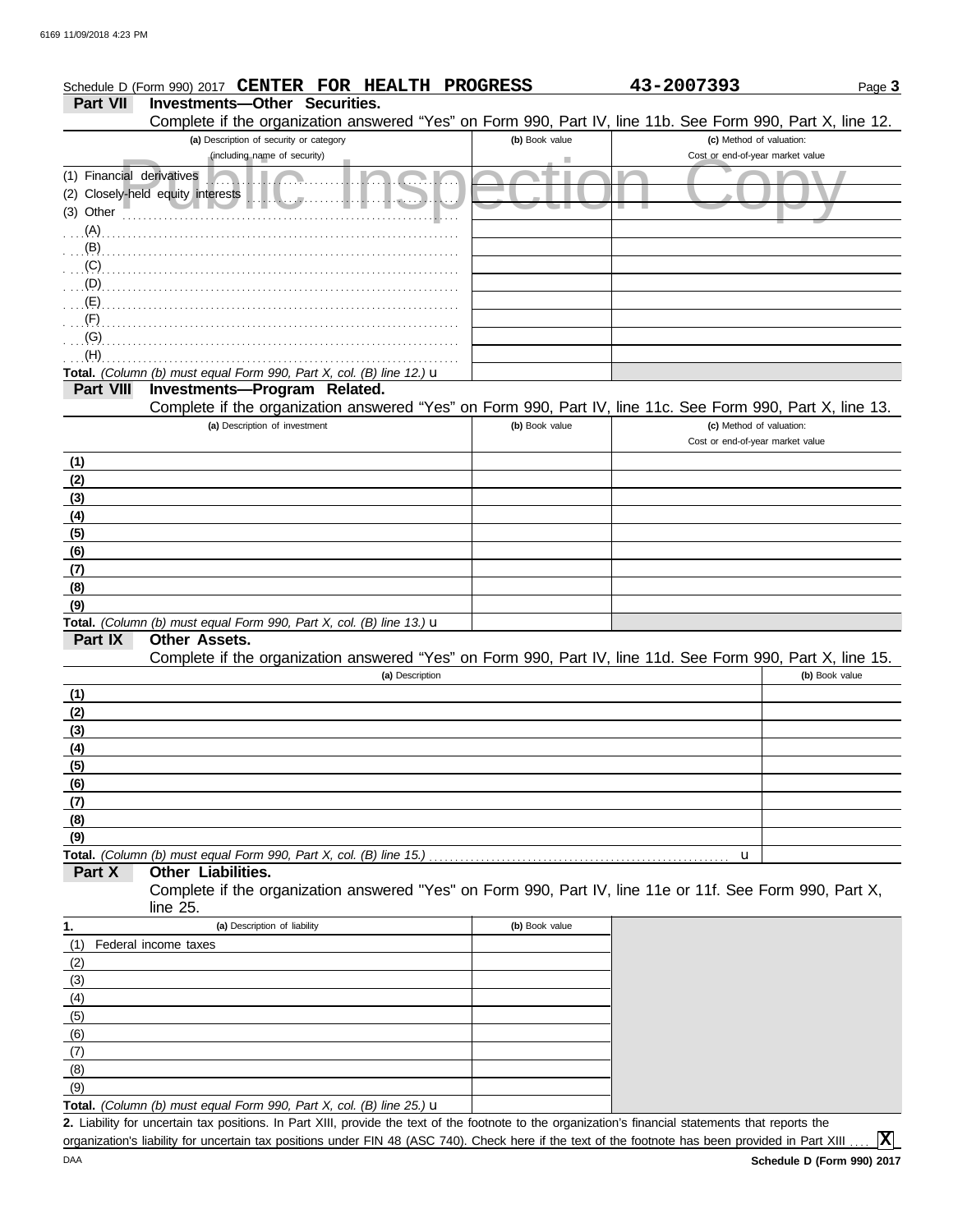Schedule D (Form 990) 2017 **CENTER FOR HEALTH PROGRESS** **43-2007393**

## Part VII Investments—Other Securities.

Complete if the organization answered "Yes" on Form 990, Part IV, line 11b. See Form 990, Part X, line 12.

| (a) Description of security or category (including name of security) | (b) Book value | (c) Method of valuation: Cost or end-of-year market value |
|---|---|---|
| (1) Financial derivatives | | |
| (2) Closely-held equity interests | | |
| (3) Other | | |
| (A) | | |
| (B) | | |
| (C) | | |
| (D) | | |
| (E) | | |
| (F) | | |
| (G) | | |
| (H) | | |
| **Total.** *(Column (b) must equal Form 990, Part X, col. (B) line 12.)* u | | |

## Part VIII Investments—Program Related.

Complete if the organization answered "Yes" on Form 990, Part IV, line 11c. See Form 990, Part X, line 13.

| (a) Description of investment | (b) Book value | (c) Method of valuation: Cost or end-of-year market value |
|---|---|---|
| (1) | | |
| (2) | | |
| (3) | | |
| (4) | | |
| (5) | | |
| (6) | | |
| (7) | | |
| (8) | | |
| (9) | | |
| **Total.** *(Column (b) must equal Form 990, Part X, col. (B) line 13.)* u | | |

## Part IX Other Assets.

Complete if the organization answered "Yes" on Form 990, Part IV, line 11d. See Form 990, Part X, line 15.

| (a) Description | (b) Book value |
|---|---|
| (1) | |
| (2) | |
| (3) | |
| (4) | |
| (5) | |
| (6) | |
| (7) | |
| (8) | |
| (9) | |
| **Total.** *(Column (b) must equal Form 990, Part X, col. (B) line 15.)* u | |

## Part X Other Liabilities.

Complete if the organization answered "Yes" on Form 990, Part IV, line 11e or 11f. See Form 990, Part X, line 25.

| 1. (a) Description of liability | (b) Book value |
|---|---|
| (1) Federal income taxes | |
| (2) | |
| (3) | |
| (4) | |
| (5) | |
| (6) | |
| (7) | |
| (8) | |
| (9) | |
| **Total.** *(Column (b) must equal Form 990, Part X, col. (B) line 25.)* u | |

**2.** Liability for uncertain tax positions. In Part XIII, provide the text of the footnote to the organization's financial statements that reports the organization's liability for uncertain tax positions under FIN 48 (ASC 740). Check here if the text of the footnote has been provided in Part XIII .... **X**

DAA **Schedule D (Form 990) 2017**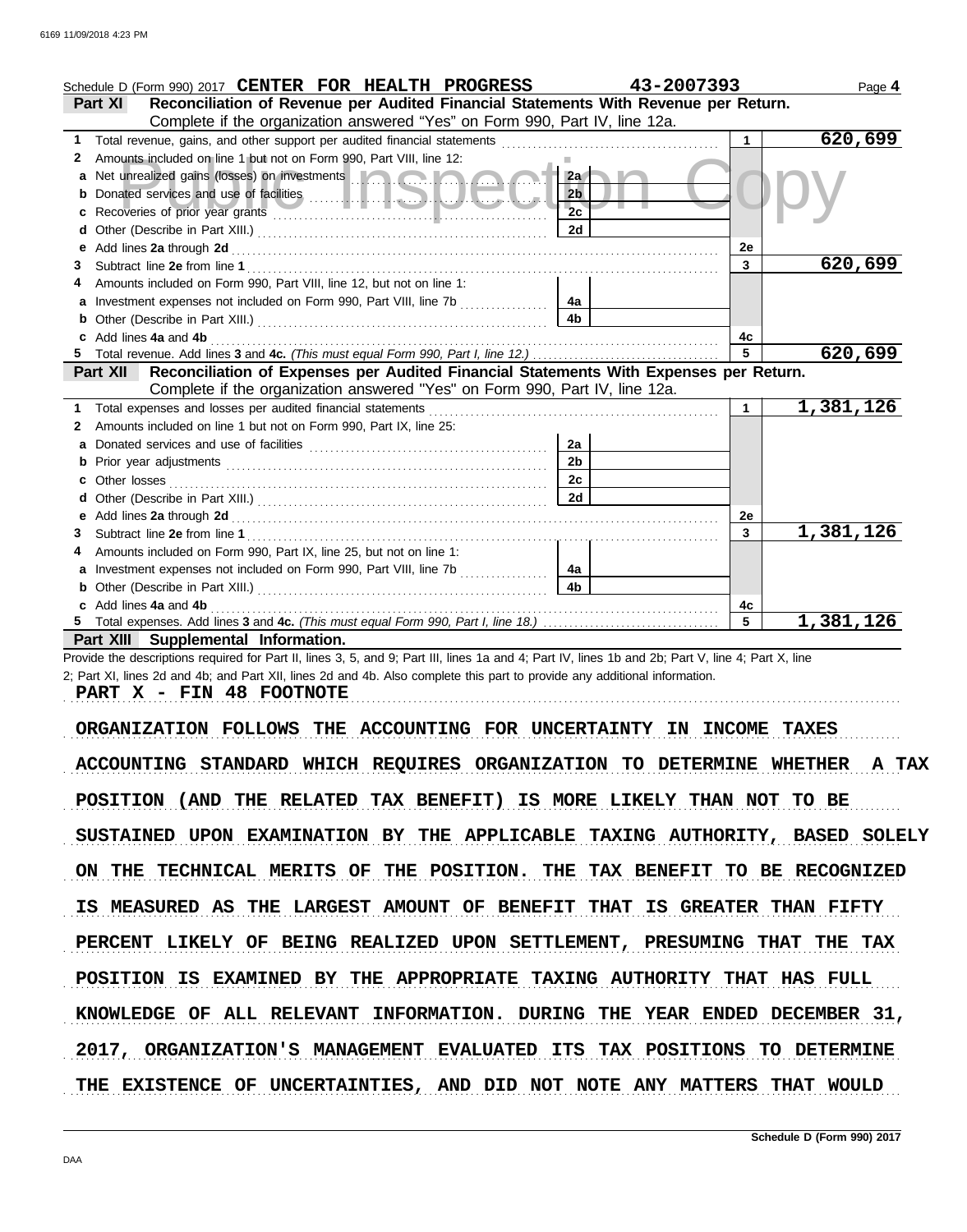Schedule D (Form 990) 2017 **CENTER FOR HEALTH PROGRESS** **43-2007393** Page **4**

## Part XI Reconciliation of Revenue per Audited Financial Statements With Revenue per Return.

Complete if the organization answered "Yes" on Form 990, Part IV, line 12a.

| | | | | | |
|---|---|---|---|---|---|
| **1** | Total revenue, gains, and other support per audited financial statements | | | 1 | 620,699 |
| **2** | Amounts included on line 1 but not on Form 990, Part VIII, line 12: | | | | |
| **a** | Net unrealized gains (losses) on investments | 2a | | | |
| **b** | Donated services and use of facilities | 2b | | | |
| **c** | Recoveries of prior year grants | 2c | | | |
| **d** | Other (Describe in Part XIII.) | 2d | | | |
| **e** | Add lines **2a** through **2d** | | | 2e | |
| **3** | Subtract line **2e** from line **1** | | | 3 | 620,699 |
| **4** | Amounts included on Form 990, Part VIII, line 12, but not on line 1: | | | | |
| **a** | Investment expenses not included on Form 990, Part VIII, line 7b | 4a | | | |
| **b** | Other (Describe in Part XIII.) | 4b | | | |
| **c** | Add lines **4a** and **4b** | | | 4c | |
| **5** | Total revenue. Add lines **3** and **4c.** *(This must equal Form 990, Part I, line 12.)* | | | 5 | 620,699 |

## Part XII Reconciliation of Expenses per Audited Financial Statements With Expenses per Return.

Complete if the organization answered "Yes" on Form 990, Part IV, line 12a.

| | | | | | |
|---|---|---|---|---|---|
| **1** | Total expenses and losses per audited financial statements | | | 1 | 1,381,126 |
| **2** | Amounts included on line 1 but not on Form 990, Part IX, line 25: | | | | |
| **a** | Donated services and use of facilities | 2a | | | |
| **b** | Prior year adjustments | 2b | | | |
| **c** | Other losses | 2c | | | |
| **d** | Other (Describe in Part XIII.) | 2d | | | |
| **e** | Add lines **2a** through **2d** | | | 2e | |
| **3** | Subtract line **2e** from line **1** | | | 3 | 1,381,126 |
| **4** | Amounts included on Form 990, Part IX, line 25, but not on line 1: | | | | |
| **a** | Investment expenses not included on Form 990, Part VIII, line 7b | 4a | | | |
| **b** | Other (Describe in Part XIII.) | 4b | | | |
| **c** | Add lines **4a** and **4b** | | | 4c | |
| **5** | Total expenses. Add lines **3** and **4c.** *(This must equal Form 990, Part I, line 18.)* | | | 5 | 1,381,126 |

## Part XIII Supplemental Information.

Provide the descriptions required for Part II, lines 3, 5, and 9; Part III, lines 1a and 4; Part IV, lines 1b and 2b; Part V, line 4; Part X, line 2; Part XI, lines 2d and 4b; and Part XII, lines 2d and 4b. Also complete this part to provide any additional information.

PART X - FIN 48 FOOTNOTE

ORGANIZATION FOLLOWS THE ACCOUNTING FOR UNCERTAINTY IN INCOME TAXES ACCOUNTING STANDARD WHICH REQUIRES ORGANIZATION TO DETERMINE WHETHER A TAX POSITION (AND THE RELATED TAX BENEFIT) IS MORE LIKELY THAN NOT TO BE SUSTAINED UPON EXAMINATION BY THE APPLICABLE TAXING AUTHORITY, BASED SOLELY ON THE TECHNICAL MERITS OF THE POSITION. THE TAX BENEFIT TO BE RECOGNIZED IS MEASURED AS THE LARGEST AMOUNT OF BENEFIT THAT IS GREATER THAN FIFTY PERCENT LIKELY OF BEING REALIZED UPON SETTLEMENT, PRESUMING THAT THE TAX POSITION IS EXAMINED BY THE APPROPRIATE TAXING AUTHORITY THAT HAS FULL KNOWLEDGE OF ALL RELEVANT INFORMATION. DURING THE YEAR ENDED DECEMBER 31, 2017, ORGANIZATION'S MANAGEMENT EVALUATED ITS TAX POSITIONS TO DETERMINE THE EXISTENCE OF UNCERTAINTIES, AND DID NOT NOTE ANY MATTERS THAT WOULD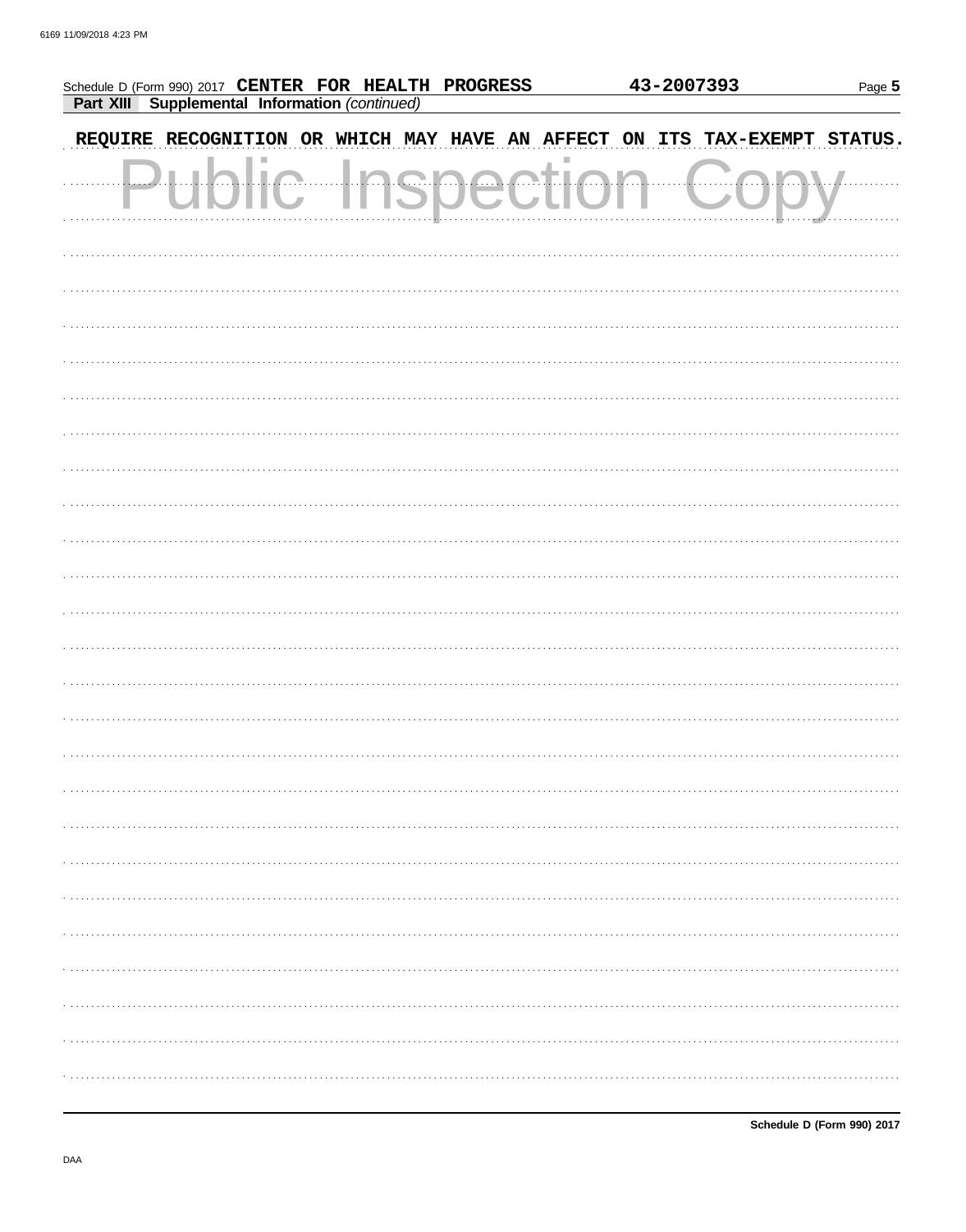Schedule D (Form 990) 2017 **CENTER FOR HEALTH PROGRESS** 43-2007393

**Part XIII Supplemental Information** *(continued)*

REQUIRE RECOGNITION OR WHICH MAY HAVE AN AFFECT ON ITS TAX-EXEMPT STATUS.

Public Inspection Copy

**Schedule D (Form 990) 2017**

DAA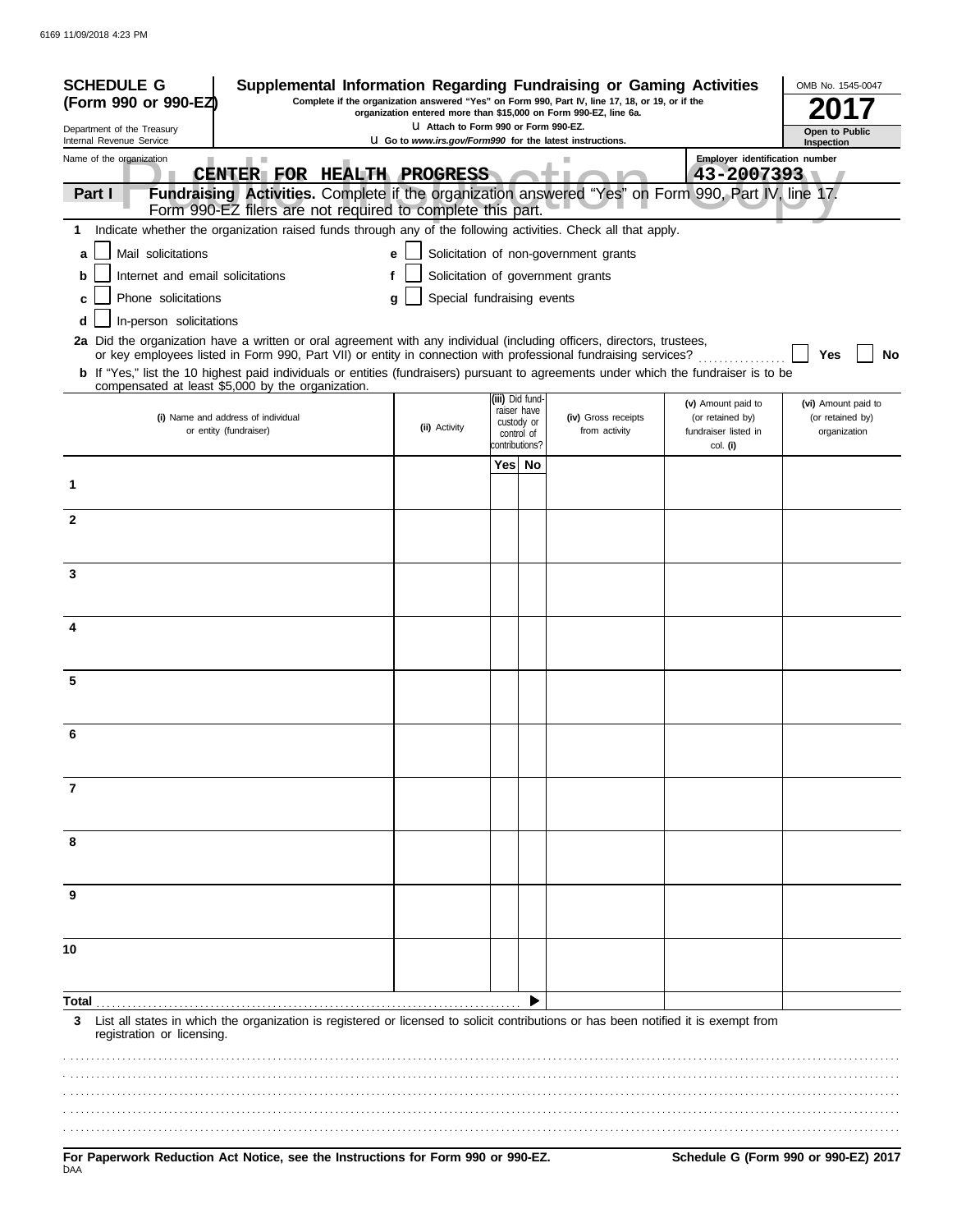**SCHEDULE G (Form 990 or 990-EZ)**

Department of the Treasury
Internal Revenue Service

# Supplemental Information Regarding Fundraising or Gaming Activities

**Complete if the organization answered "Yes" on Form 990, Part IV, line 17, 18, or 19, or if the organization entered more than $15,000 on Form 990-EZ, line 6a.**

u Attach to Form 990 or Form 990-EZ.

u Go to *www.irs.gov/Form990* for the latest instructions.

OMB No. 1545-0047

**2017**

**Open to Public Inspection**

Name of the organization: **CENTER FOR HEALTH PROGRESS**

Employer identification number: **43-2007393**

**Part I — Fundraising Activities.** Complete if the organization answered "Yes" on Form 990, Part IV, line 17. Form 990-EZ filers are not required to complete this part.

**1** Indicate whether the organization raised funds through any of the following activities. Check all that apply.

- **a** ☐ Mail solicitations
- **b** ☐ Internet and email solicitations
- **c** ☐ Phone solicitations
- **d** ☐ In-person solicitations
- **e** ☐ Solicitation of non-government grants
- **f** ☐ Solicitation of government grants
- **g** ☐ Special fundraising events

**2a** Did the organization have a written or oral agreement with any individual (including officers, directors, trustees, or key employees listed in Form 990, Part VII) or entity in connection with professional fundraising services? ☐ **Yes** ☐ **No**

**b** If "Yes," list the 10 highest paid individuals or entities (fundraisers) pursuant to agreements under which the fundraiser is to be compensated at least $5,000 by the organization.

| | (i) Name and address of individual or entity (fundraiser) | (ii) Activity | (iii) Did fund-raiser have custody or control of contributions? Yes | No | (iv) Gross receipts from activity | (v) Amount paid to (or retained by) fundraiser listed in col. (i) | (vi) Amount paid to (or retained by) organization |
|---|---|---|---|---|---|---|---|
| 1 | | | | | | | |
| 2 | | | | | | | |
| 3 | | | | | | | |
| 4 | | | | | | | |
| 5 | | | | | | | |
| 6 | | | | | | | |
| 7 | | | | | | | |
| 8 | | | | | | | |
| 9 | | | | | | | |
| 10 | | | | | | | |
| **Total** | | | | ▶ | | | |

**3** List all states in which the organization is registered or licensed to solicit contributions or has been notified it is exempt from registration or licensing.

**For Paperwork Reduction Act Notice, see the Instructions for Form 990 or 990-EZ.**

DAA

**Schedule G (Form 990 or 990-EZ) 2017**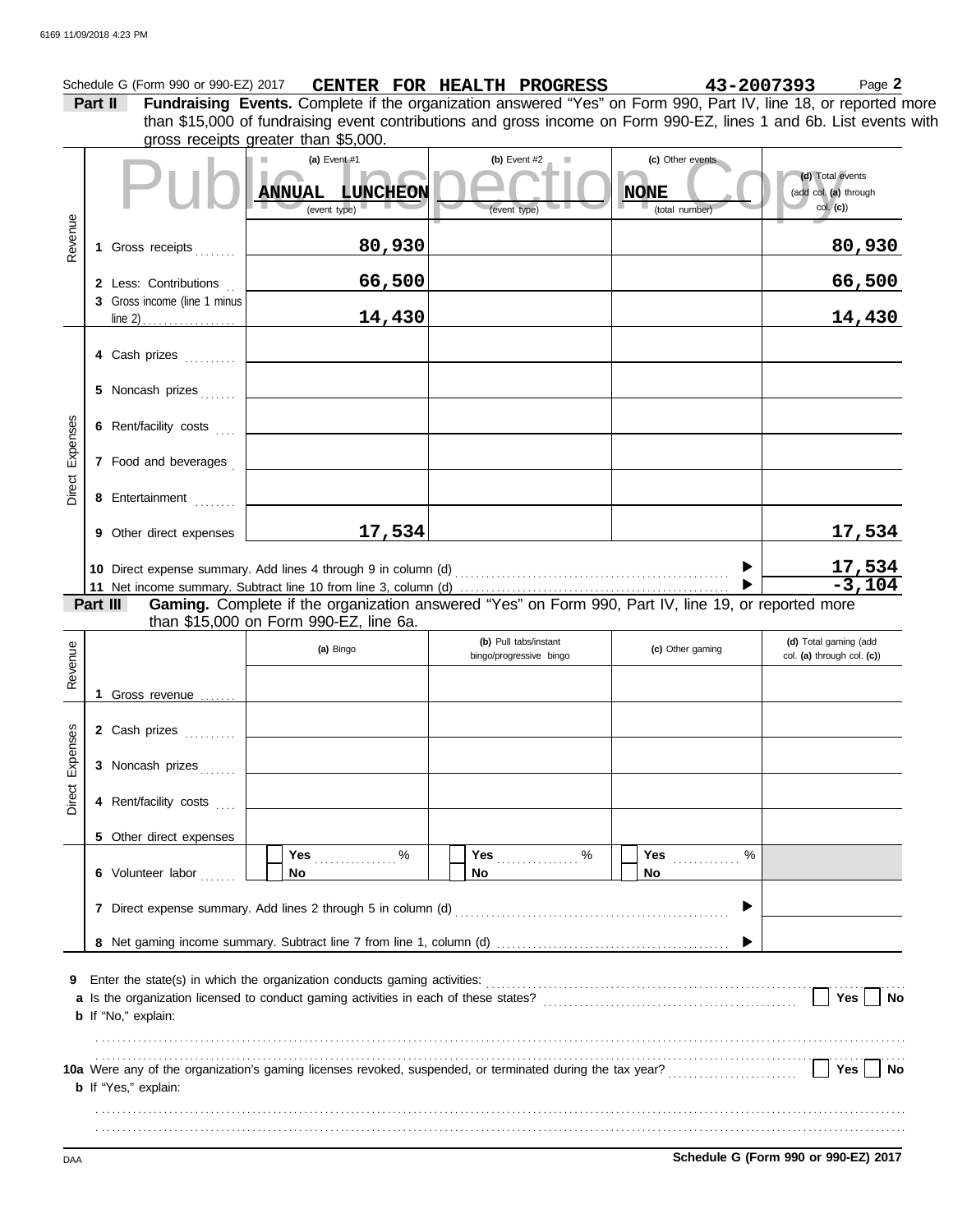Schedule G (Form 990 or 990-EZ) 2017 **CENTER FOR HEALTH PROGRESS** **43-2007393** Page **2**

**Part II** **Fundraising Events.** Complete if the organization answered "Yes" on Form 990, Part IV, line 18, or reported more than $15,000 of fundraising event contributions and gross income on Form 990-EZ, lines 1 and 6b. List events with gross receipts greater than $5,000.

Public Inspection Copy

| | | (a) Event #1 | (b) Event #2 | (c) Other events | (d) Total events (add col. (a) through col. (c)) |
|---|---|---|---|---|---|
| | | ANNUAL LUNCHEON (event type) | (event type) | NONE (total number) | |
| Revenue | 1 Gross receipts | 80,930 | | | 80,930 |
| | 2 Less: Contributions | 66,500 | | | 66,500 |
| | 3 Gross income (line 1 minus line 2) | 14,430 | | | 14,430 |
| Direct Expenses | 4 Cash prizes | | | | |
| | 5 Noncash prizes | | | | |
| | 6 Rent/facility costs | | | | |
| | 7 Food and beverages | | | | |
| | 8 Entertainment | | | | |
| | 9 Other direct expenses | 17,534 | | | 17,534 |
| | 10 Direct expense summary. Add lines 4 through 9 in column (d) | | | ▶ | 17,534 |
| | 11 Net income summary. Subtract line 10 from line 3, column (d) | | | ▶ | -3,104 |

**Part III** **Gaming.** Complete if the organization answered "Yes" on Form 990, Part IV, line 19, or reported more than $15,000 on Form 990-EZ, line 6a.

| | | (a) Bingo | (b) Pull tabs/instant bingo/progressive bingo | (c) Other gaming | (d) Total gaming (add col. (a) through col. (c)) |
|---|---|---|---|---|---|
| Revenue | 1 Gross revenue | | | | |
| Direct Expenses | 2 Cash prizes | | | | |
| | 3 Noncash prizes | | | | |
| | 4 Rent/facility costs | | | | |
| | 5 Other direct expenses | | | | |
| | 6 Volunteer labor | ☐ Yes ..... % ☐ No | ☐ Yes ..... % ☐ No | ☐ Yes ..... % ☐ No | |
| | 7 Direct expense summary. Add lines 2 through 5 in column (d) | | | ▶ | |
| | 8 Net gaming income summary. Subtract line 7 from line 1, column (d) | | | ▶ | |

**9** Enter the state(s) in which the organization conducts gaming activities: ..........

**a** Is the organization licensed to conduct gaming activities in each of these states? ☐ Yes ☐ No

**b** If "No," explain:

..........

**10a** Were any of the organization's gaming licenses revoked, suspended, or terminated during the tax year? ☐ Yes ☐ No

**b** If "Yes," explain:

..........

DAA **Schedule G (Form 990 or 990-EZ) 2017**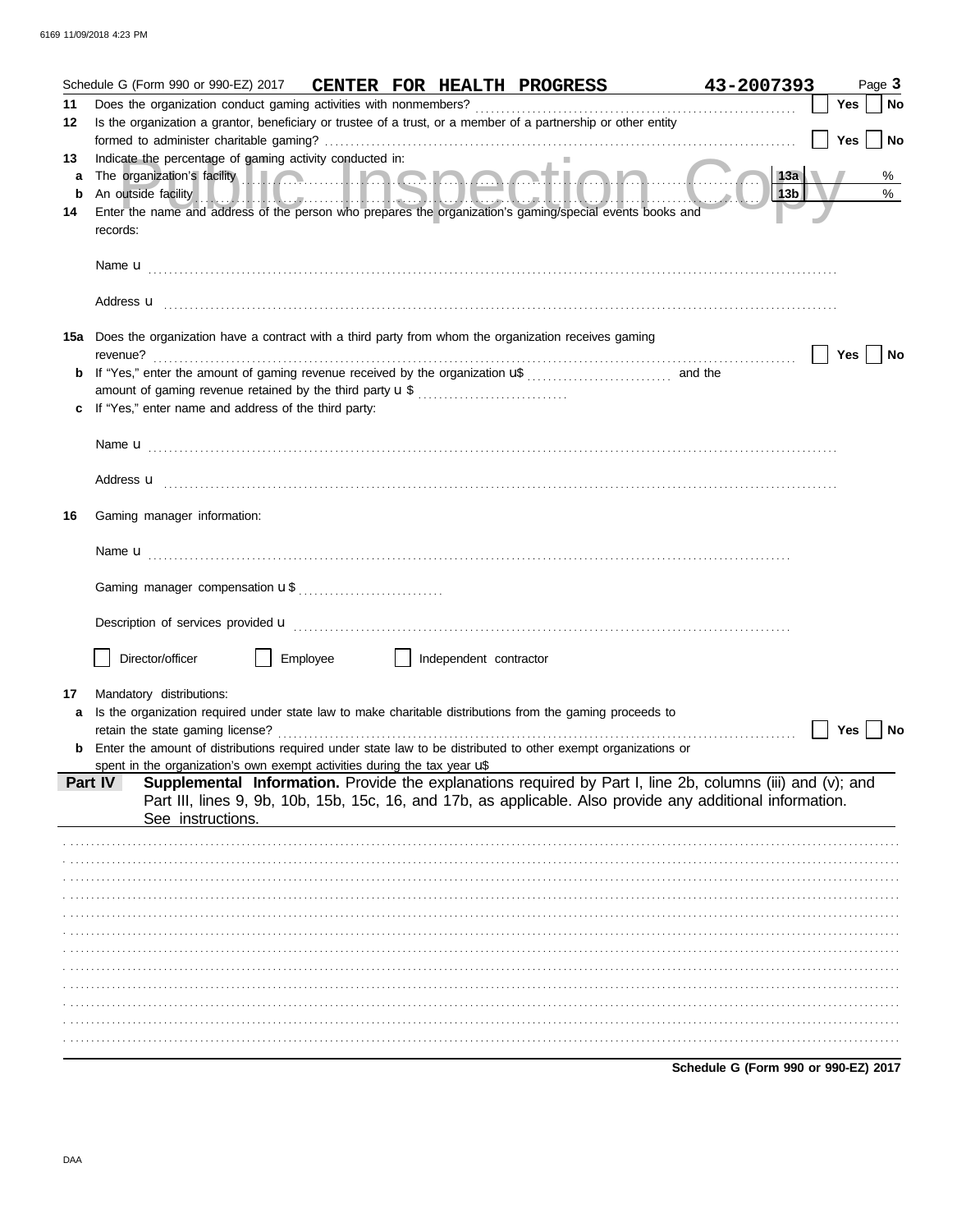Schedule G (Form 990 or 990-EZ) 2017 **CENTER FOR HEALTH PROGRESS** **43-2007393** Page **3**

**11** Does the organization conduct gaming activities with nonmembers? ☐ Yes ☐ No

**12** Is the organization a grantor, beneficiary or trustee of a trust, or a member of a partnership or other entity formed to administer charitable gaming? ☐ Yes ☐ No

**13** Indicate the percentage of gaming activity conducted in:

**a** The organization's facility **13a** %

**b** An outside facility **13b** %

**14** Enter the name and address of the person who prepares the organization's gaming/special events books and records:

Name u

Address u

**15a** Does the organization have a contract with a third party from whom the organization receives gaming revenue? ☐ Yes ☐ No

**b** If "Yes," enter the amount of gaming revenue received by the organization u$ and the amount of gaming revenue retained by the third party u $

**c** If "Yes," enter name and address of the third party:

Name u

Address u

**16** Gaming manager information:

Name u

Gaming manager compensation u $

Description of services provided u

☐ Director/officer ☐ Employee ☐ Independent contractor

**17** Mandatory distributions:

**a** Is the organization required under state law to make charitable distributions from the gaming proceeds to retain the state gaming license? ☐ Yes ☐ No

**b** Enter the amount of distributions required under state law to be distributed to other exempt organizations or spent in the organization's own exempt activities during the tax year u$

**Part IV** **Supplemental Information.** Provide the explanations required by Part I, line 2b, columns (iii) and (v); and Part III, lines 9, 9b, 10b, 15b, 15c, 16, and 17b, as applicable. Also provide any additional information. See instructions.

**Schedule G (Form 990 or 990-EZ) 2017**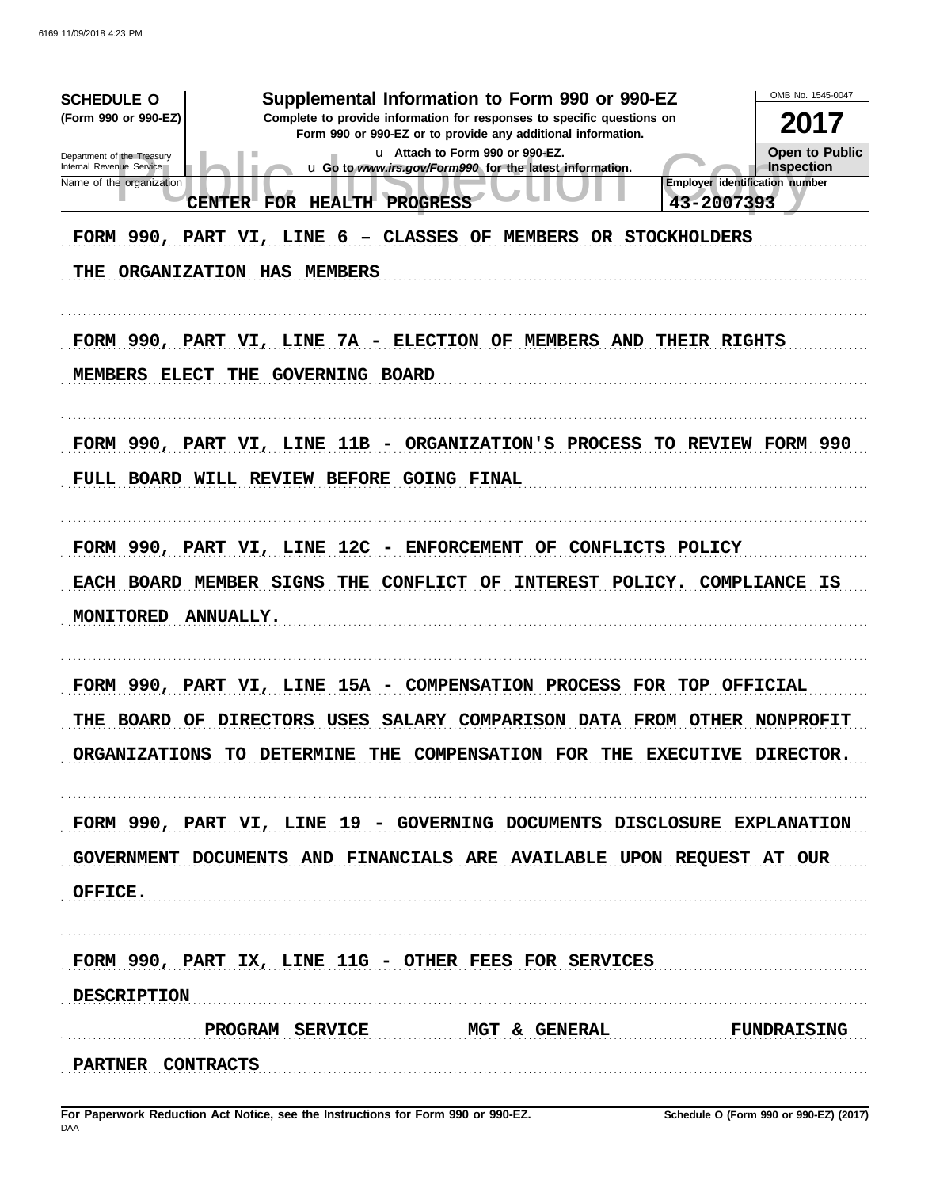**SCHEDULE O** (Form 990 or 990-EZ)

Department of the Treasury
Internal Revenue Service

# Supplemental Information to Form 990 or 990-EZ

**Complete to provide information for responses to specific questions on Form 990 or 990-EZ or to provide any additional information.**

u Attach to Form 990 or 990-EZ.

u Go to *www.irs.gov/Form990* for the latest information.

OMB No. 1545-0047

**2017**

**Open to Public Inspection**

Name of the organization: CENTER FOR HEALTH PROGRESS

Employer identification number: 43-2007393

FORM 990, PART VI, LINE 6 – CLASSES OF MEMBERS OR STOCKHOLDERS

THE ORGANIZATION HAS MEMBERS

FORM 990, PART VI, LINE 7A - ELECTION OF MEMBERS AND THEIR RIGHTS

MEMBERS ELECT THE GOVERNING BOARD

FORM 990, PART VI, LINE 11B - ORGANIZATION'S PROCESS TO REVIEW FORM 990

FULL BOARD WILL REVIEW BEFORE GOING FINAL

FORM 990, PART VI, LINE 12C - ENFORCEMENT OF CONFLICTS POLICY

EACH BOARD MEMBER SIGNS THE CONFLICT OF INTEREST POLICY. COMPLIANCE IS MONITORED ANNUALLY.

FORM 990, PART VI, LINE 15A - COMPENSATION PROCESS FOR TOP OFFICIAL

THE BOARD OF DIRECTORS USES SALARY COMPARISON DATA FROM OTHER NONPROFIT ORGANIZATIONS TO DETERMINE THE COMPENSATION FOR THE EXECUTIVE DIRECTOR.

FORM 990, PART VI, LINE 19 - GOVERNING DOCUMENTS DISCLOSURE EXPLANATION

GOVERNMENT DOCUMENTS AND FINANCIALS ARE AVAILABLE UPON REQUEST AT OUR OFFICE.

FORM 990, PART IX, LINE 11G - OTHER FEES FOR SERVICES

| DESCRIPTION | PROGRAM SERVICE | MGT & GENERAL | FUNDRAISING |
|---|---|---|---|
| PARTNER CONTRACTS | | | |

For Paperwork Reduction Act Notice, see the Instructions for Form 990 or 990-EZ.

Schedule O (Form 990 or 990-EZ) (2017)

DAA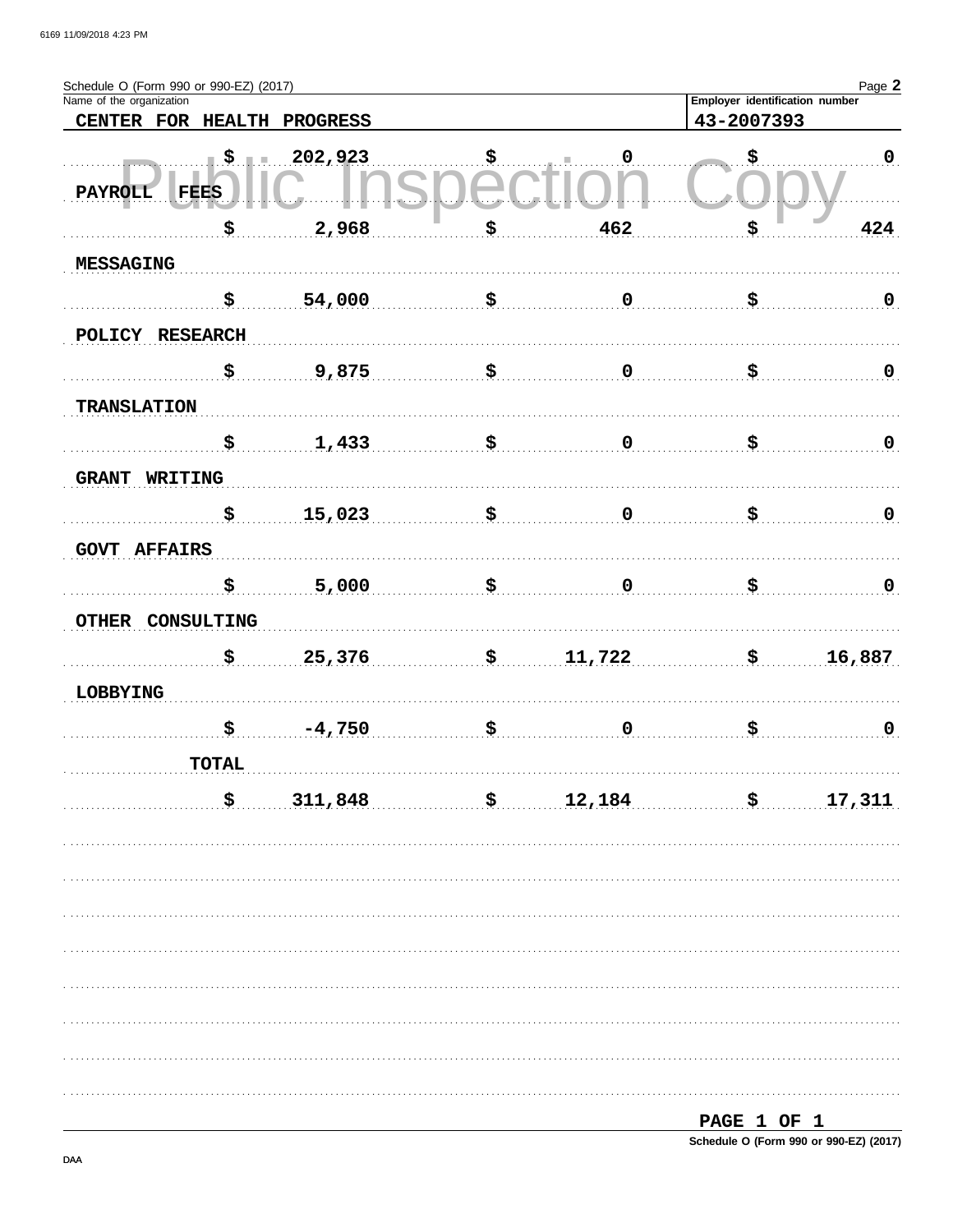Schedule O (Form 990 or 990-EZ) (2017)

Name of the organization: **CENTER FOR HEALTH PROGRESS**

Employer identification number: **43-2007393**

| | | | |
|---|---|---|---|
| | $ 202,923 | $ 0 | $ 0 |
| **PAYROLL FEES** | | | |
| | $ 2,968 | $ 462 | $ 424 |
| **MESSAGING** | | | |
| | $ 54,000 | $ 0 | $ 0 |
| **POLICY RESEARCH** | | | |
| | $ 9,875 | $ 0 | $ 0 |
| **TRANSLATION** | | | |
| | $ 1,433 | $ 0 | $ 0 |
| **GRANT WRITING** | | | |
| | $ 15,023 | $ 0 | $ 0 |
| **GOVT AFFAIRS** | | | |
| | $ 5,000 | $ 0 | $ 0 |
| **OTHER CONSULTING** | | | |
| | $ 25,376 | $ 11,722 | $ 16,887 |
| **LOBBYING** | | | |
| | $ -4,750 | $ 0 | $ 0 |
| **TOTAL** | | | |
| | $ 311,848 | $ 12,184 | $ 17,311 |

PAGE 1 OF 1